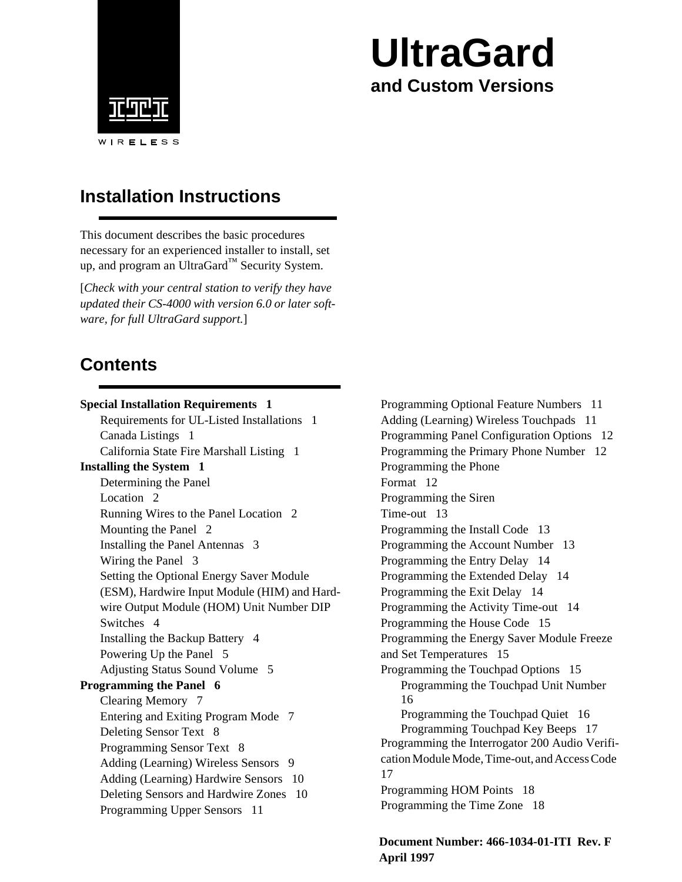ITI WIRELESS

# UltraGard

## and Custom Versions

## Installation Instructions

This document describes the basic procedures necessary for an experienced installer to install, set up, and program an UltraGard™ Security System.

[*Check with your central station to verify they have updated their CS-4000 with version 6.0 or later software, for full UltraGard support.*]

## Contents

**Special Installation Requirements 1**
- Requirements for UL-Listed Installations 1
- Canada Listings 1
- California State Fire Marshall Listing 1

**Installing the System 1**
- Determining the Panel Location 2
- Running Wires to the Panel Location 2
- Mounting the Panel 2
- Installing the Panel Antennas 3
- Wiring the Panel 3
- Setting the Optional Energy Saver Module (ESM), Hardwire Input Module (HIM) and Hardwire Output Module (HOM) Unit Number DIP Switches 4
- Installing the Backup Battery 4
- Powering Up the Panel 5
- Adjusting Status Sound Volume 5

**Programming the Panel 6**
- Clearing Memory 7
- Entering and Exiting Program Mode 7
- Deleting Sensor Text 8
- Programming Sensor Text 8
- Adding (Learning) Wireless Sensors 9
- Adding (Learning) Hardwire Sensors 10
- Deleting Sensors and Hardwire Zones 10
- Programming Upper Sensors 11
- Programming Optional Feature Numbers 11
- Adding (Learning) Wireless Touchpads 11
- Programming Panel Configuration Options 12
- Programming the Primary Phone Number 12
- Programming the Phone Format 12
- Programming the Siren Time-out 13
- Programming the Install Code 13
- Programming the Account Number 13
- Programming the Entry Delay 14
- Programming the Extended Delay 14
- Programming the Exit Delay 14
- Programming the Activity Time-out 14
- Programming the House Code 15
- Programming the Energy Saver Module Freeze and Set Temperatures 15
- Programming the Touchpad Options 15
  - Programming the Touchpad Unit Number 16
  - Programming the Touchpad Quiet 16
  - Programming Touchpad Key Beeps 17
- Programming the Interrogator 200 Audio Verification Module Mode, Time-out, and Access Code 17
- Programming HOM Points 18
- Programming the Time Zone 18

**Document Number: 466-1034-01-ITI Rev. F**
**April 1997**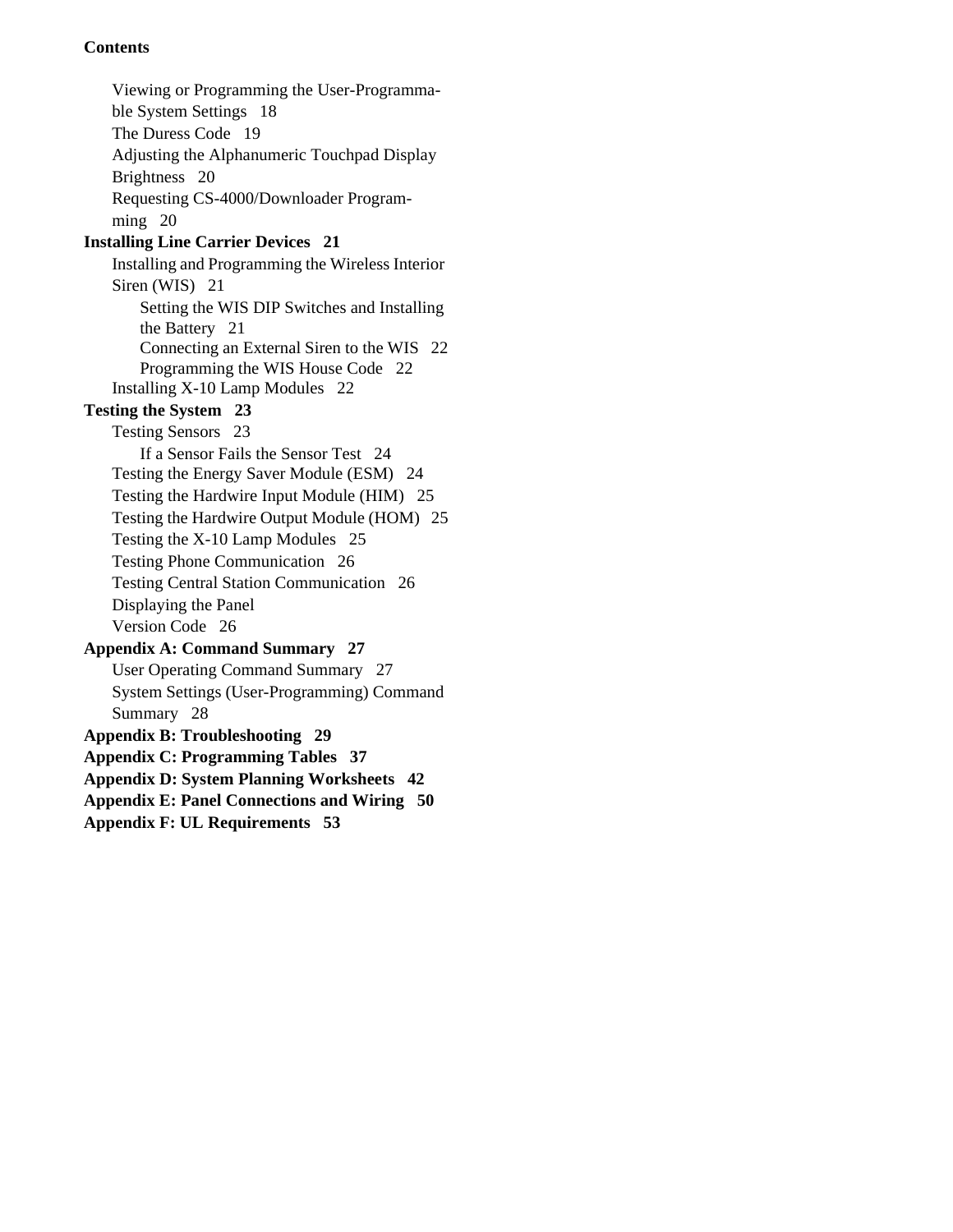**Contents**

- Viewing or Programming the User-Programmable System Settings 18
- The Duress Code 19
- Adjusting the Alphanumeric Touchpad Display Brightness 20
- Requesting CS-4000/Downloader Programming 20

**Installing Line Carrier Devices 21**

- Installing and Programming the Wireless Interior Siren (WIS) 21
  - Setting the WIS DIP Switches and Installing the Battery 21
  - Connecting an External Siren to the WIS 22
  - Programming the WIS House Code 22
- Installing X-10 Lamp Modules 22

**Testing the System 23**

- Testing Sensors 23
  - If a Sensor Fails the Sensor Test 24
- Testing the Energy Saver Module (ESM) 24
- Testing the Hardwire Input Module (HIM) 25
- Testing the Hardwire Output Module (HOM) 25
- Testing the X-10 Lamp Modules 25
- Testing Phone Communication 26
- Testing Central Station Communication 26
- Displaying the Panel Version Code 26

**Appendix A: Command Summary 27**

- User Operating Command Summary 27
- System Settings (User-Programming) Command Summary 28

**Appendix B: Troubleshooting 29**

**Appendix C: Programming Tables 37**

**Appendix D: System Planning Worksheets 42**

**Appendix E: Panel Connections and Wiring 50**

**Appendix F: UL Requirements 53**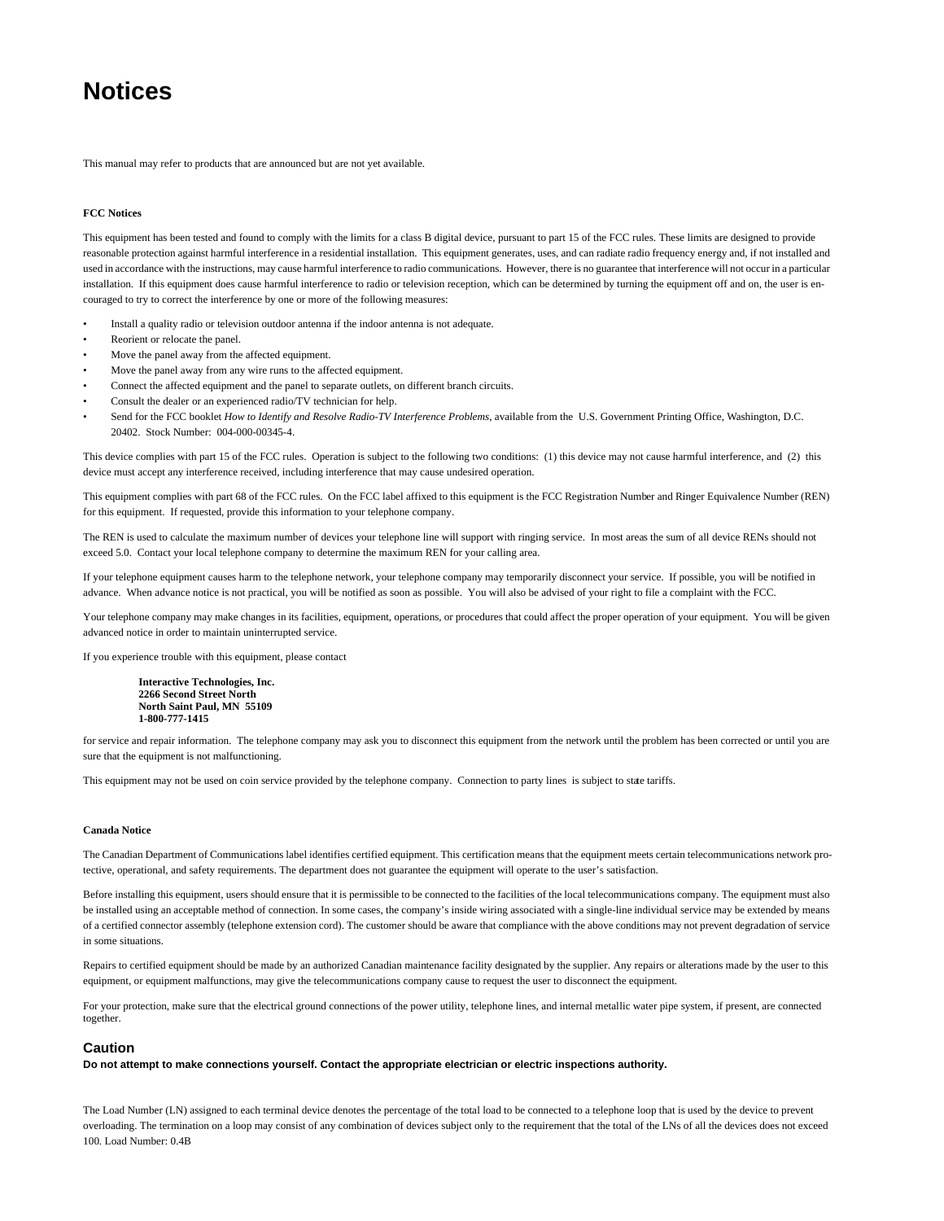# Notices

This manual may refer to products that are announced but are not yet available.

**FCC Notices**

This equipment has been tested and found to comply with the limits for a class B digital device, pursuant to part 15 of the FCC rules. These limits are designed to provide reasonable protection against harmful interference in a residential installation. This equipment generates, uses, and can radiate radio frequency energy and, if not installed and used in accordance with the instructions, may cause harmful interference to radio communications. However, there is no guarantee that interference will not occur in a particular installation. If this equipment does cause harmful interference to radio or television reception, which can be determined by turning the equipment off and on, the user is encouraged to try to correct the interference by one or more of the following measures:

- Install a quality radio or television outdoor antenna if the indoor antenna is not adequate.
- Reorient or relocate the panel.
- Move the panel away from the affected equipment.
- Move the panel away from any wire runs to the affected equipment.
- Connect the affected equipment and the panel to separate outlets, on different branch circuits.
- Consult the dealer or an experienced radio/TV technician for help.
- Send for the FCC booklet *How to Identify and Resolve Radio-TV Interference Problems*, available from the U.S. Government Printing Office, Washington, D.C. 20402. Stock Number: 004-000-00345-4.

This device complies with part 15 of the FCC rules. Operation is subject to the following two conditions: (1) this device may not cause harmful interference, and (2) this device must accept any interference received, including interference that may cause undesired operation.

This equipment complies with part 68 of the FCC rules. On the FCC label affixed to this equipment is the FCC Registration Number and Ringer Equivalence Number (REN) for this equipment. If requested, provide this information to your telephone company.

The REN is used to calculate the maximum number of devices your telephone line will support with ringing service. In most areas the sum of all device RENs should not exceed 5.0. Contact your local telephone company to determine the maximum REN for your calling area.

If your telephone equipment causes harm to the telephone network, your telephone company may temporarily disconnect your service. If possible, you will be notified in advance. When advance notice is not practical, you will be notified as soon as possible. You will also be advised of your right to file a complaint with the FCC.

Your telephone company may make changes in its facilities, equipment, operations, or procedures that could affect the proper operation of your equipment. You will be given advanced notice in order to maintain uninterrupted service.

If you experience trouble with this equipment, please contact

**Interactive Technologies, Inc.**
**2266 Second Street North**
**North Saint Paul, MN 55109**
**1-800-777-1415**

for service and repair information. The telephone company may ask you to disconnect this equipment from the network until the problem has been corrected or until you are sure that the equipment is not malfunctioning.

This equipment may not be used on coin service provided by the telephone company. Connection to party lines is subject to state tariffs.

**Canada Notice**

The Canadian Department of Communications label identifies certified equipment. This certification means that the equipment meets certain telecommunications network protective, operational, and safety requirements. The department does not guarantee the equipment will operate to the user's satisfaction.

Before installing this equipment, users should ensure that it is permissible to be connected to the facilities of the local telecommunications company. The equipment must also be installed using an acceptable method of connection. In some cases, the company's inside wiring associated with a single-line individual service may be extended by means of a certified connector assembly (telephone extension cord). The customer should be aware that compliance with the above conditions may not prevent degradation of service in some situations.

Repairs to certified equipment should be made by an authorized Canadian maintenance facility designated by the supplier. Any repairs or alterations made by the user to this equipment, or equipment malfunctions, may give the telecommunications company cause to request the user to disconnect the equipment.

For your protection, make sure that the electrical ground connections of the power utility, telephone lines, and internal metallic water pipe system, if present, are connected together.

### Caution

**Do not attempt to make connections yourself. Contact the appropriate electrician or electric inspections authority.**

The Load Number (LN) assigned to each terminal device denotes the percentage of the total load to be connected to a telephone loop that is used by the device to prevent overloading. The termination on a loop may consist of any combination of devices subject only to the requirement that the total of the LNs of all the devices does not exceed 100. Load Number: 0.4B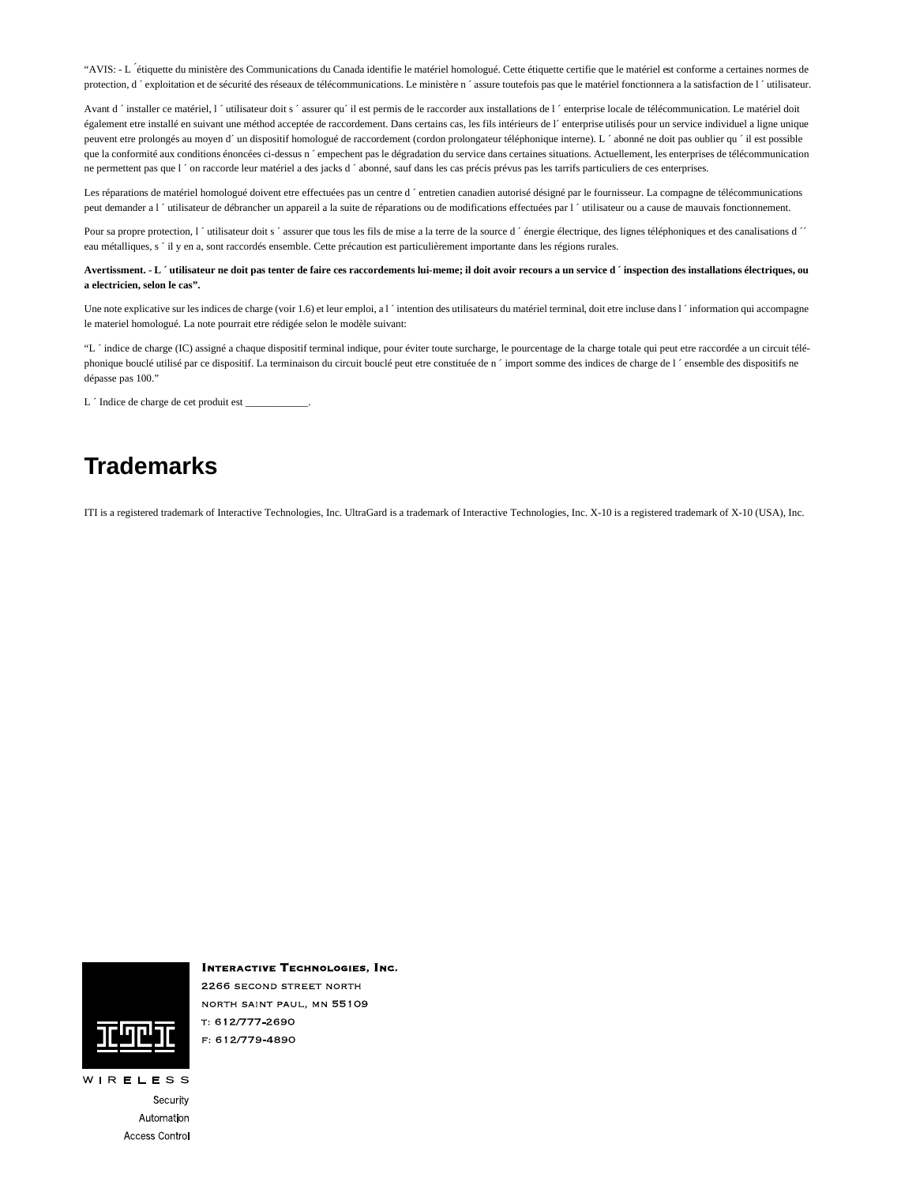“AVIS: - L ´étiquette du ministère des Communications du Canada identifie le matériel homologué. Cette étiquette certifie que le matériel est conforme a certaines normes de protection, d ´ exploitation et de sécurité des réseaux de télécommunications. Le ministère n ´ assure toutefois pas que le matériel fonctionnera a la satisfaction de l ´ utilisateur.

Avant d ´ installer ce matériel, l ´ utilisateur doit s ´ assurer qu´ il est permis de le raccorder aux installations de l ´ enterprise locale de télécommunication. Le matériel doit également etre installé en suivant une méthod acceptée de raccordement. Dans certains cas, les fils intérieurs de l´ enterprise utilisés pour un service individuel a ligne unique peuvent etre prolongés au moyen d´ un dispositif homologué de raccordement (cordon prolongateur téléphonique interne). L ´ abonné ne doit pas oublier qu ´ il est possible que la conformité aux conditions énoncées ci-dessus n ´ empechent pas le dégradation du service dans certaines situations. Actuellement, les enterprises de télécommunication ne permettent pas que l ´ on raccorde leur matériel a des jacks d ´ abonné, sauf dans les cas précis prévus pas les tarrifs particuliers de ces enterprises.

Les réparations de matériel homologué doivent etre effectuées pas un centre d ´ entretien canadien autorisé désigné par le fournisseur. La compagne de télécommunications peut demander a l ´ utilisateur de débrancher un appareil a la suite de réparations ou de modifications effectuées par l ´ utilisateur ou a cause de mauvais fonctionnement.

Pour sa propre protection, l ´ utilisateur doit s ´ assurer que tous les fils de mise a la terre de la source d ´ énergie électrique, des lignes téléphoniques et des canalisations d ´´ eau métalliques, s ´ il y en a, sont raccordés ensemble. Cette précaution est particulièrement importante dans les régions rurales.

**Avertissment. - L ´ utilisateur ne doit pas tenter de faire ces raccordements lui-meme; il doit avoir recours a un service d ´ inspection des installations électriques, ou a electricien, selon le cas”.**

Une note explicative sur les indices de charge (voir 1.6) et leur emploi, a l ´ intention des utilisateurs du matériel terminal, doit etre incluse dans l ´ information qui accompagne le materiel homologué. La note pourrait etre rédigée selon le modèle suivant:

“L ´ indice de charge (IC) assigné a chaque dispositif terminal indique, pour éviter toute surcharge, le pourcentage de la charge totale qui peut etre raccordée a un circuit téléphonique bouclé utilisé par ce dispositif. La terminaison du circuit bouclé peut etre constituée de n ´ import somme des indices de charge de l ´ ensemble des dispositifs ne dépasse pas 100.”

L ´ Indice de charge de cet produit est ____________.

# Trademarks

ITI is a registered trademark of Interactive Technologies, Inc. UltraGard is a trademark of Interactive Technologies, Inc. X-10 is a registered trademark of X-10 (USA), Inc.

**Interactive Technologies, Inc.**
2266 Second Street North
North Saint Paul, MN 55109
T: 612/777-2690
F: 612/779-4890

WIRELESS
Security
Automation
Access Control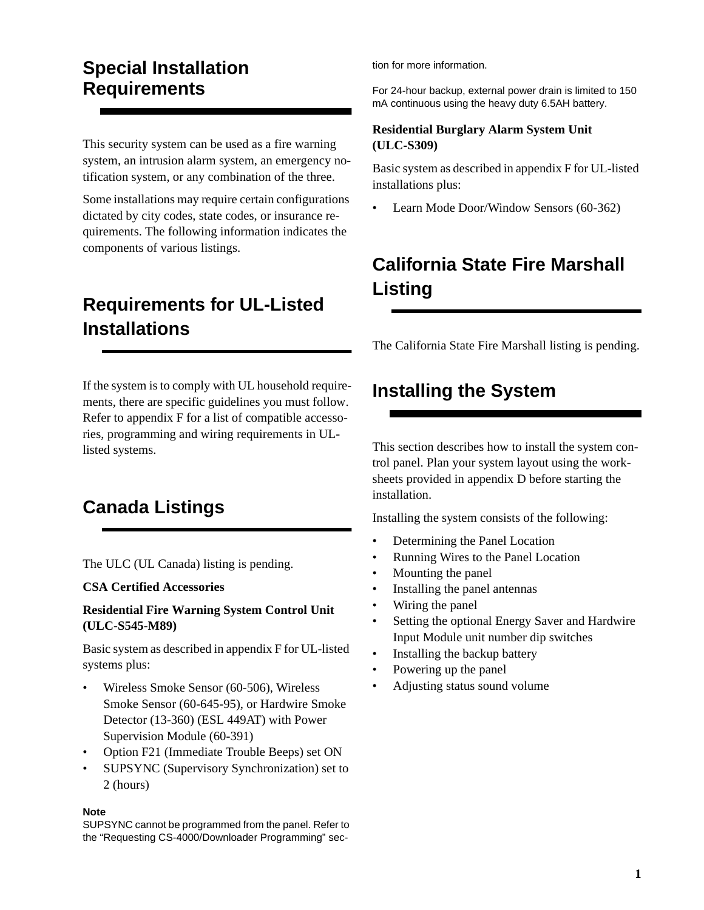## Special Installation Requirements

This security system can be used as a fire warning system, an intrusion alarm system, an emergency notification system, or any combination of the three.

Some installations may require certain configurations dictated by city codes, state codes, or insurance requirements. The following information indicates the components of various listings.

## Requirements for UL-Listed Installations

If the system is to comply with UL household requirements, there are specific guidelines you must follow. Refer to appendix F for a list of compatible accessories, programming and wiring requirements in UL-listed systems.

## Canada Listings

The ULC (UL Canada) listing is pending.

**CSA Certified Accessories**

**Residential Fire Warning System Control Unit (ULC-S545-M89)**

Basic system as described in appendix F for UL-listed systems plus:

- Wireless Smoke Sensor (60-506), Wireless Smoke Sensor (60-645-95), or Hardwire Smoke Detector (13-360) (ESL 449AT) with Power Supervision Module (60-391)
- Option F21 (Immediate Trouble Beeps) set ON
- SUPSYNC (Supervisory Synchronization) set to 2 (hours)

**Note**

SUPSYNC cannot be programmed from the panel. Refer to the “Requesting CS-4000/Downloader Programming” section for more information.

For 24-hour backup, external power drain is limited to 150 mA continuous using the heavy duty 6.5AH battery.

**Residential Burglary Alarm System Unit (ULC-S309)**

Basic system as described in appendix F for UL-listed installations plus:

- Learn Mode Door/Window Sensors (60-362)

## California State Fire Marshall Listing

The California State Fire Marshall listing is pending.

## Installing the System

This section describes how to install the system control panel. Plan your system layout using the worksheets provided in appendix D before starting the installation.

Installing the system consists of the following:

- Determining the Panel Location
- Running Wires to the Panel Location
- Mounting the panel
- Installing the panel antennas
- Wiring the panel
- Setting the optional Energy Saver and Hardwire Input Module unit number dip switches
- Installing the backup battery
- Powering up the panel
- Adjusting status sound volume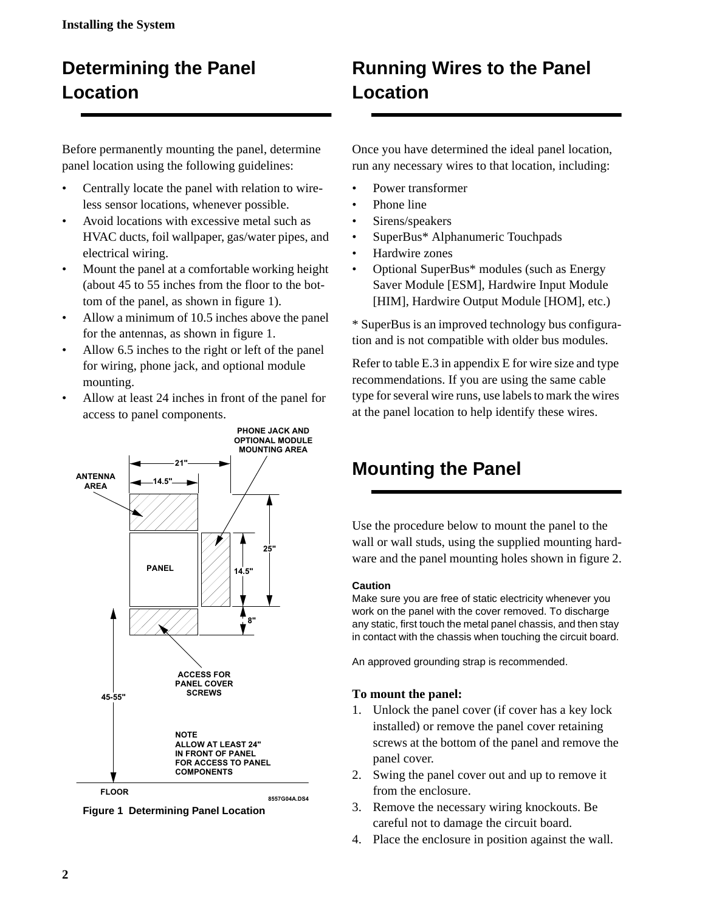## Determining the Panel Location

Before permanently mounting the panel, determine panel location using the following guidelines:

- Centrally locate the panel with relation to wireless sensor locations, whenever possible.
- Avoid locations with excessive metal such as HVAC ducts, foil wallpaper, gas/water pipes, and electrical wiring.
- Mount the panel at a comfortable working height (about 45 to 55 inches from the floor to the bottom of the panel, as shown in figure 1).
- Allow a minimum of 10.5 inches above the panel for the antennas, as shown in figure 1.
- Allow 6.5 inches to the right or left of the panel for wiring, phone jack, and optional module mounting.
- Allow at least 24 inches in front of the panel for access to panel components.

PHONE JACK AND OPTIONAL MODULE MOUNTING AREA

ANTENNA AREA

21"

14.5"

PANEL

14.5"

25"

8"

ACCESS FOR PANEL COVER SCREWS

45-55"

NOTE
ALLOW AT LEAST 24" IN FRONT OF PANEL FOR ACCESS TO PANEL COMPONENTS

FLOOR

8557G04A.DS4

**Figure 1 Determining Panel Location**

## Running Wires to the Panel Location

Once you have determined the ideal panel location, run any necessary wires to that location, including:

- Power transformer
- Phone line
- Sirens/speakers
- SuperBus* Alphanumeric Touchpads
- Hardwire zones
- Optional SuperBus* modules (such as Energy Saver Module [ESM], Hardwire Input Module [HIM], Hardwire Output Module [HOM], etc.)

* SuperBus is an improved technology bus configuration and is not compatible with older bus modules.

Refer to table E.3 in appendix E for wire size and type recommendations. If you are using the same cable type for several wire runs, use labels to mark the wires at the panel location to help identify these wires.

## Mounting the Panel

Use the procedure below to mount the panel to the wall or wall studs, using the supplied mounting hardware and the panel mounting holes shown in figure 2.

**Caution**

Make sure you are free of static electricity whenever you work on the panel with the cover removed. To discharge any static, first touch the metal panel chassis, and then stay in contact with the chassis when touching the circuit board.

An approved grounding strap is recommended.

**To mount the panel:**

1. Unlock the panel cover (if cover has a key lock installed) or remove the panel cover retaining screws at the bottom of the panel and remove the panel cover.
2. Swing the panel cover out and up to remove it from the enclosure.
3. Remove the necessary wiring knockouts. Be careful not to damage the circuit board.
4. Place the enclosure in position against the wall.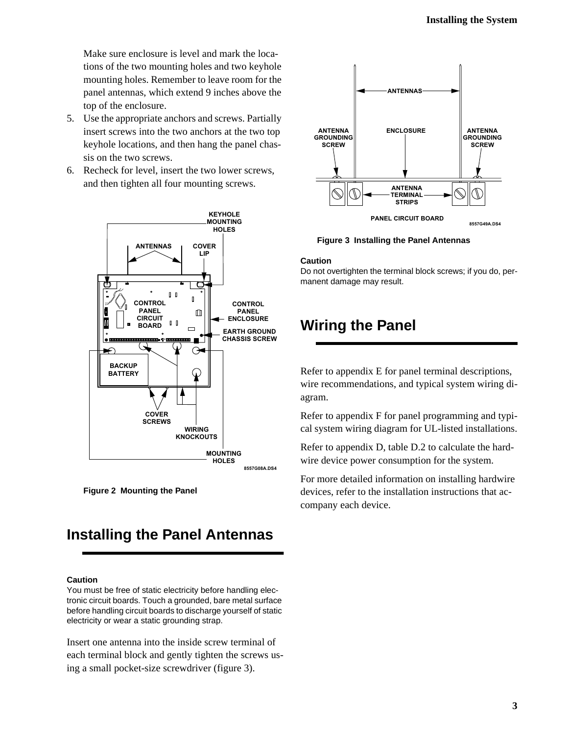Make sure enclosure is level and mark the locations of the two mounting holes and two keyhole mounting holes. Remember to leave room for the panel antennas, which extend 9 inches above the top of the enclosure.

5. Use the appropriate anchors and screws. Partially insert screws into the two anchors at the two top keyhole locations, and then hang the panel chassis on the two screws.
6. Recheck for level, insert the two lower screws, and then tighten all four mounting screws.

**Figure 2 Mounting the Panel**

## Installing the Panel Antennas

**Caution**
You must be free of static electricity before handling electronic circuit boards. Touch a grounded, bare metal surface before handling circuit boards to discharge yourself of static electricity or wear a static grounding strap.

Insert one antenna into the inside screw terminal of each terminal block and gently tighten the screws using a small pocket-size screwdriver (figure 3).

**Figure 3 Installing the Panel Antennas**

**Caution**
Do not overtighten the terminal block screws; if you do, permanent damage may result.

## Wiring the Panel

Refer to appendix E for panel terminal descriptions, wire recommendations, and typical system wiring diagram.

Refer to appendix F for panel programming and typical system wiring diagram for UL-listed installations.

Refer to appendix D, table D.2 to calculate the hardwire device power consumption for the system.

For more detailed information on installing hardwire devices, refer to the installation instructions that accompany each device.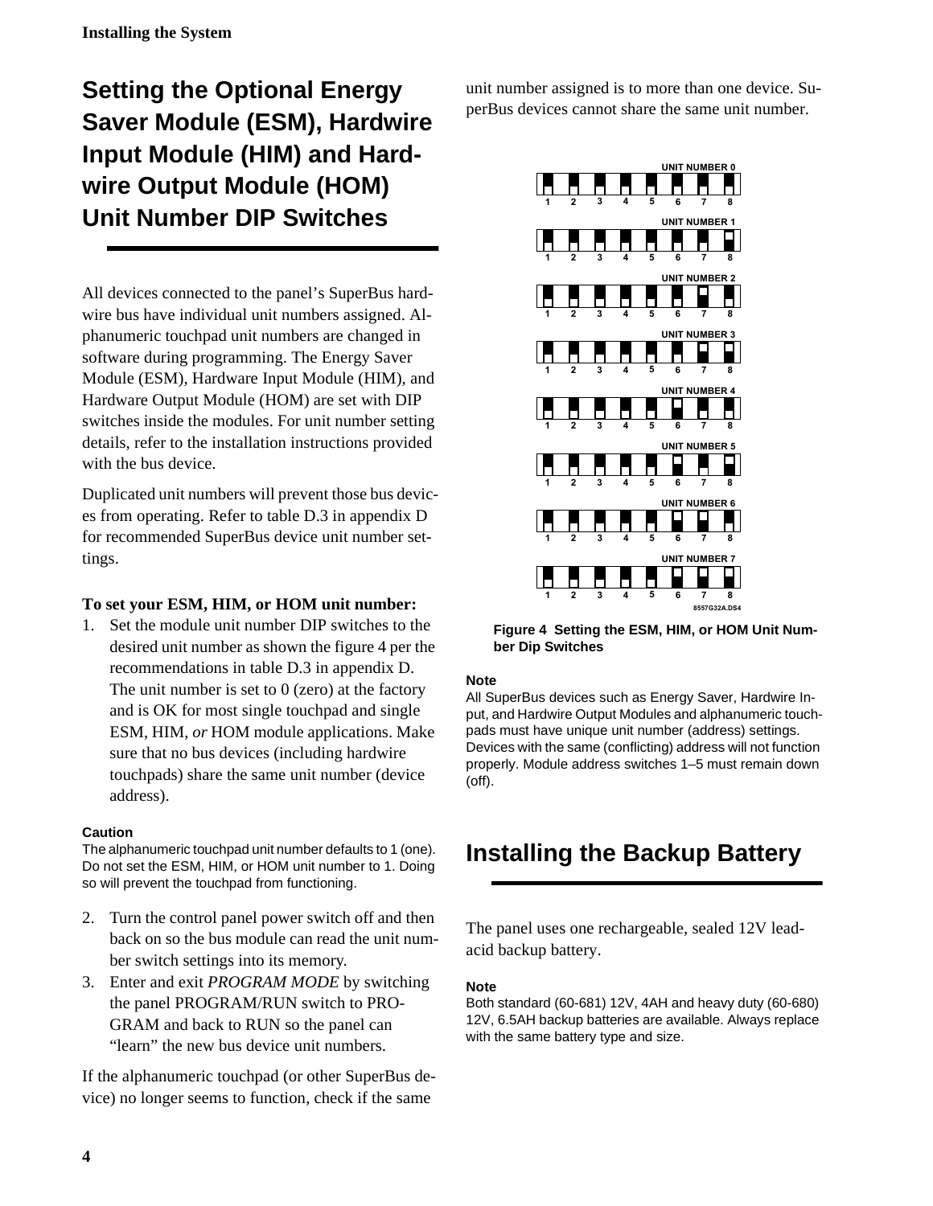## Setting the Optional Energy Saver Module (ESM), Hardwire Input Module (HIM) and Hardwire Output Module (HOM) Unit Number DIP Switches

All devices connected to the panel's SuperBus hardwire bus have individual unit numbers assigned. Alphanumeric touchpad unit numbers are changed in software during programming. The Energy Saver Module (ESM), Hardware Input Module (HIM), and Hardware Output Module (HOM) are set with DIP switches inside the modules. For unit number setting details, refer to the installation instructions provided with the bus device.

Duplicated unit numbers will prevent those bus devices from operating. Refer to table D.3 in appendix D for recommended SuperBus device unit number settings.

**To set your ESM, HIM, or HOM unit number:**

1. Set the module unit number DIP switches to the desired unit number as shown the figure 4 per the recommendations in table D.3 in appendix D. The unit number is set to 0 (zero) at the factory and is OK for most single touchpad and single ESM, HIM, *or* HOM module applications. Make sure that no bus devices (including hardwire touchpads) share the same unit number (device address).

**Caution**
The alphanumeric touchpad unit number defaults to 1 (one). Do not set the ESM, HIM, or HOM unit number to 1. Doing so will prevent the touchpad from functioning.

2. Turn the control panel power switch off and then back on so the bus module can read the unit number switch settings into its memory.
3. Enter and exit *PROGRAM MODE* by switching the panel PROGRAM/RUN switch to PROGRAM and back to RUN so the panel can "learn" the new bus device unit numbers.

If the alphanumeric touchpad (or other SuperBus device) no longer seems to function, check if the same unit number assigned is to more than one device. SuperBus devices cannot share the same unit number.

**Figure 4 Setting the ESM, HIM, or HOM Unit Number Dip Switches**

**Note**
All SuperBus devices such as Energy Saver, Hardwire Input, and Hardwire Output Modules and alphanumeric touchpads must have unique unit number (address) settings. Devices with the same (conflicting) address will not function properly. Module address switches 1–5 must remain down (off).

## Installing the Backup Battery

The panel uses one rechargeable, sealed 12V lead-acid backup battery.

**Note**
Both standard (60-681) 12V, 4AH and heavy duty (60-680) 12V, 6.5AH backup batteries are available. Always replace with the same battery type and size.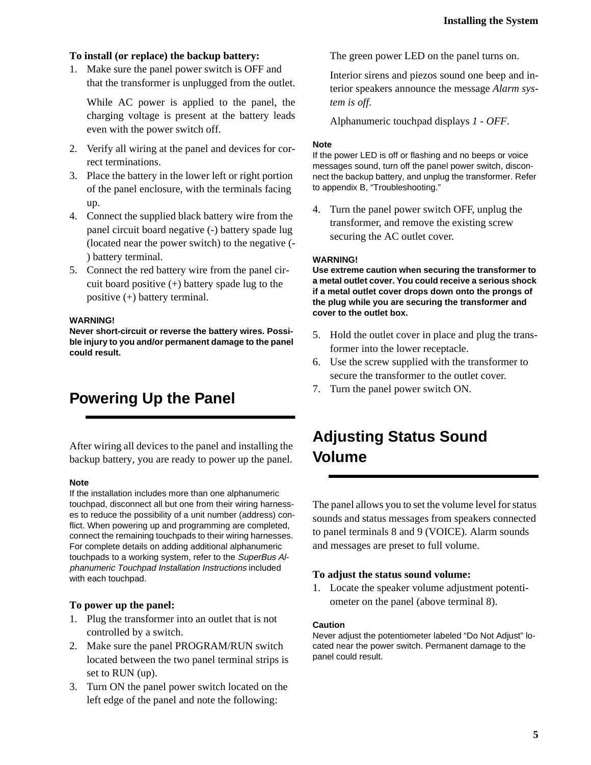**To install (or replace) the backup battery:**

1. Make sure the panel power switch is OFF and that the transformer is unplugged from the outlet.

   While AC power is applied to the panel, the charging voltage is present at the battery leads even with the power switch off.

2. Verify all wiring at the panel and devices for correct terminations.
3. Place the battery in the lower left or right portion of the panel enclosure, with the terminals facing up.
4. Connect the supplied black battery wire from the panel circuit board negative (-) battery spade lug (located near the power switch) to the negative (-) battery terminal.
5. Connect the red battery wire from the panel circuit board positive (+) battery spade lug to the positive (+) battery terminal.

**WARNING!**
**Never short-circuit or reverse the battery wires. Possible injury to you and/or permanent damage to the panel could result.**

## Powering Up the Panel

After wiring all devices to the panel and installing the backup battery, you are ready to power up the panel.

**Note**
If the installation includes more than one alphanumeric touchpad, disconnect all but one from their wiring harnesses to reduce the possibility of a unit number (address) conflict. When powering up and programming are completed, connect the remaining touchpads to their wiring harnesses. For complete details on adding additional alphanumeric touchpads to a working system, refer to the *SuperBus Alphanumeric Touchpad Installation Instructions* included with each touchpad.

**To power up the panel:**

1. Plug the transformer into an outlet that is not controlled by a switch.
2. Make sure the panel PROGRAM/RUN switch located between the two panel terminal strips is set to RUN (up).
3. Turn ON the panel power switch located on the left edge of the panel and note the following:

   The green power LED on the panel turns on.

   Interior sirens and piezos sound one beep and interior speakers announce the message *Alarm system is off*.

   Alphanumeric touchpad displays *1 - OFF*.

**Note**
If the power LED is off or flashing and no beeps or voice messages sound, turn off the panel power switch, disconnect the backup battery, and unplug the transformer. Refer to appendix B, “Troubleshooting.”

4. Turn the panel power switch OFF, unplug the transformer, and remove the existing screw securing the AC outlet cover.

**WARNING!**
**Use extreme caution when securing the transformer to a metal outlet cover. You could receive a serious shock if a metal outlet cover drops down onto the prongs of the plug while you are securing the transformer and cover to the outlet box.**

5. Hold the outlet cover in place and plug the transformer into the lower receptacle.
6. Use the screw supplied with the transformer to secure the transformer to the outlet cover.
7. Turn the panel power switch ON.

## Adjusting Status Sound Volume

The panel allows you to set the volume level for status sounds and status messages from speakers connected to panel terminals 8 and 9 (VOICE). Alarm sounds and messages are preset to full volume.

**To adjust the status sound volume:**

1. Locate the speaker volume adjustment potentiometer on the panel (above terminal 8).

**Caution**
Never adjust the potentiometer labeled “Do Not Adjust” located near the power switch. Permanent damage to the panel could result.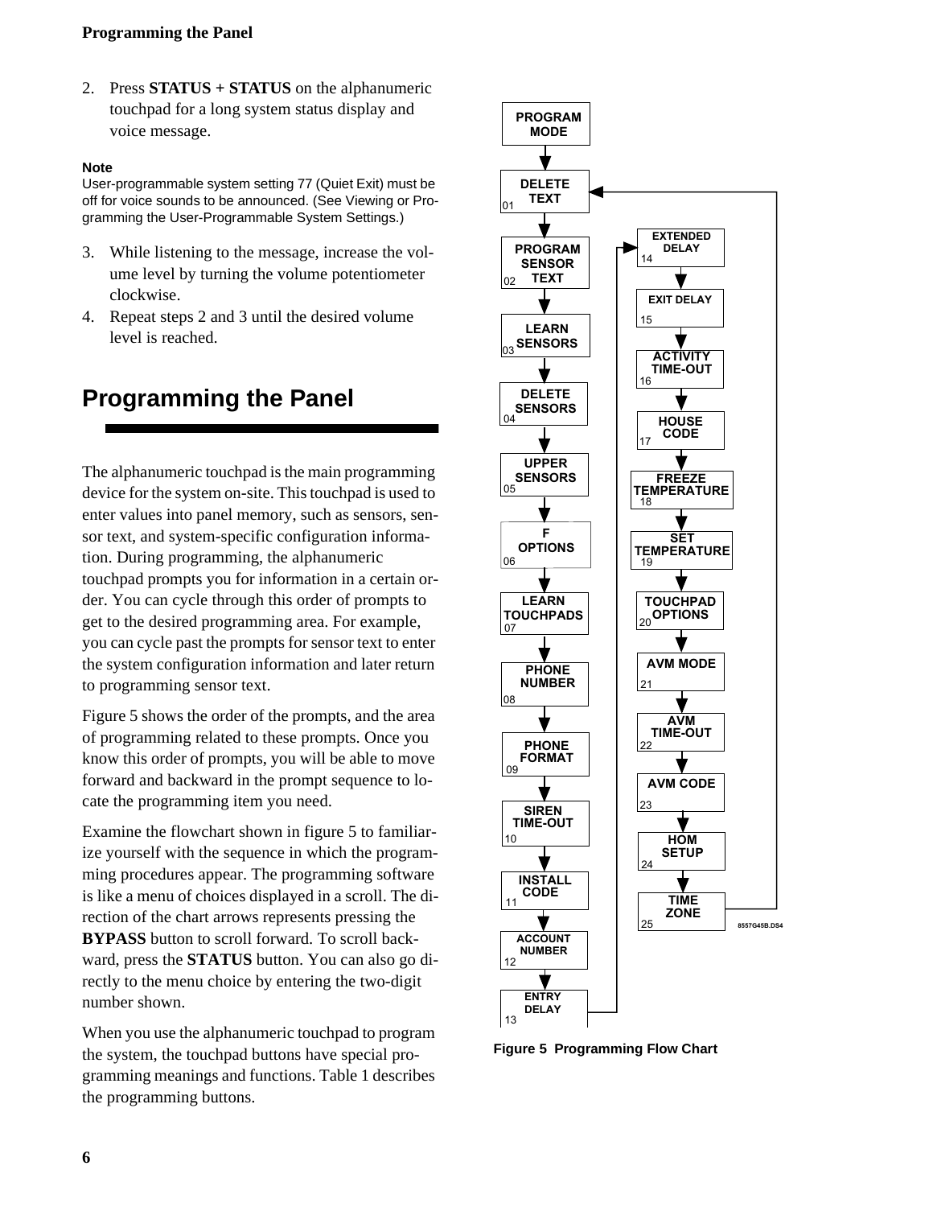2. Press **STATUS + STATUS** on the alphanumeric touchpad for a long system status display and voice message.

**Note**
User-programmable system setting 77 (Quiet Exit) must be off for voice sounds to be announced. (See Viewing or Programming the User-Programmable System Settings.)

3. While listening to the message, increase the volume level by turning the volume potentiometer clockwise.
4. Repeat steps 2 and 3 until the desired volume level is reached.

## Programming the Panel

The alphanumeric touchpad is the main programming device for the system on-site. This touchpad is used to enter values into panel memory, such as sensors, sensor text, and system-specific configuration information. During programming, the alphanumeric touchpad prompts you for information in a certain order. You can cycle through this order of prompts to get to the desired programming area. For example, you can cycle past the prompts for sensor text to enter the system configuration information and later return to programming sensor text.

Figure 5 shows the order of the prompts, and the area of programming related to these prompts. Once you know this order of prompts, you will be able to move forward and backward in the prompt sequence to locate the programming item you need.

Examine the flowchart shown in figure 5 to familiarize yourself with the sequence in which the programming procedures appear. The programming software is like a menu of choices displayed in a scroll. The direction of the chart arrows represents pressing the **BYPASS** button to scroll forward. To scroll backward, press the **STATUS** button. You can also go directly to the menu choice by entering the two-digit number shown.

When you use the alphanumeric touchpad to program the system, the touchpad buttons have special programming meanings and functions. Table 1 describes the programming buttons.

PROGRAM MODE

01 DELETE TEXT
02 PROGRAM SENSOR TEXT
03 LEARN SENSORS
04 DELETE SENSORS
05 UPPER SENSORS
06 F OPTIONS
07 LEARN TOUCHPADS
08 PHONE NUMBER
09 PHONE FORMAT
10 SIREN TIME-OUT
11 INSTALL CODE
12 ACCOUNT NUMBER
13 ENTRY DELAY
14 EXTENDED DELAY
15 EXIT DELAY
16 ACTIVITY TIME-OUT
17 HOUSE CODE
18 FREEZE TEMPERATURE
19 SET TEMPERATURE
20 TOUCHPAD OPTIONS
21 AVM MODE
22 AVM TIME-OUT
23 AVM CODE
24 HOM SETUP
25 TIME ZONE

8557G45B.DS4

**Figure 5 Programming Flow Chart**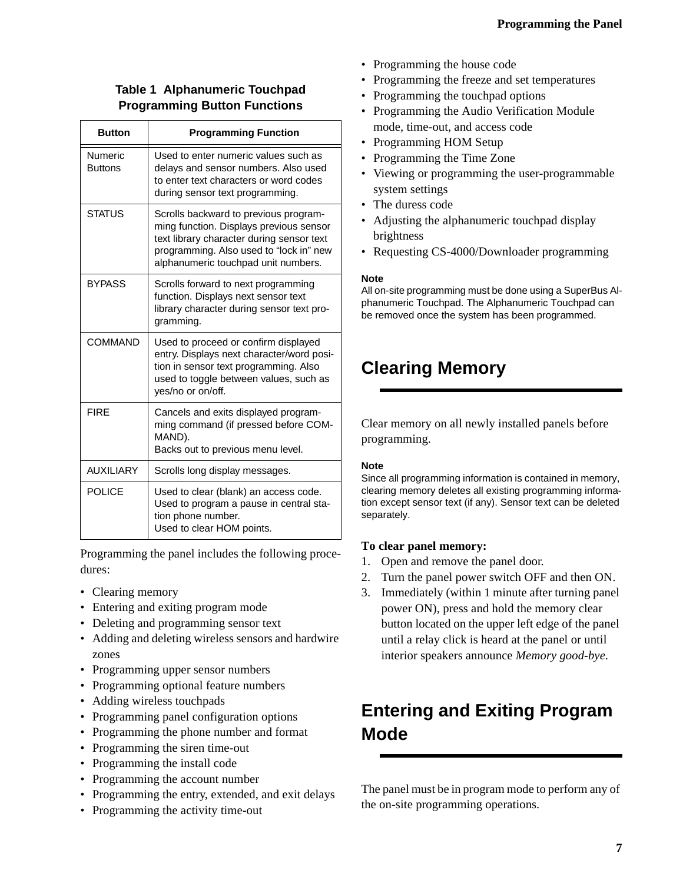**Table 1 Alphanumeric Touchpad Programming Button Functions**

| Button | Programming Function |
| --- | --- |
| Numeric Buttons | Used to enter numeric values such as delays and sensor numbers. Also used to enter text characters or word codes during sensor text programming. |
| STATUS | Scrolls backward to previous programming function. Displays previous sensor text library character during sensor text programming. Also used to "lock in" new alphanumeric touchpad unit numbers. |
| BYPASS | Scrolls forward to next programming function. Displays next sensor text library character during sensor text programming. |
| COMMAND | Used to proceed or confirm displayed entry. Displays next character/word position in sensor text programming. Also used to toggle between values, such as yes/no or on/off. |
| FIRE | Cancels and exits displayed programming command (if pressed before COMMAND). Backs out to previous menu level. |
| AUXILIARY | Scrolls long display messages. |
| POLICE | Used to clear (blank) an access code. Used to program a pause in central station phone number. Used to clear HOM points. |

Programming the panel includes the following procedures:

- Clearing memory
- Entering and exiting program mode
- Deleting and programming sensor text
- Adding and deleting wireless sensors and hardwire zones
- Programming upper sensor numbers
- Programming optional feature numbers
- Adding wireless touchpads
- Programming panel configuration options
- Programming the phone number and format
- Programming the siren time-out
- Programming the install code
- Programming the account number
- Programming the entry, extended, and exit delays
- Programming the activity time-out
- Programming the house code
- Programming the freeze and set temperatures
- Programming the touchpad options
- Programming the Audio Verification Module mode, time-out, and access code
- Programming HOM Setup
- Programming the Time Zone
- Viewing or programming the user-programmable system settings
- The duress code
- Adjusting the alphanumeric touchpad display brightness
- Requesting CS-4000/Downloader programming

**Note**
All on-site programming must be done using a SuperBus Alphanumeric Touchpad. The Alphanumeric Touchpad can be removed once the system has been programmed.

## Clearing Memory

Clear memory on all newly installed panels before programming.

**Note**
Since all programming information is contained in memory, clearing memory deletes all existing programming information except sensor text (if any). Sensor text can be deleted separately.

**To clear panel memory:**

1. Open and remove the panel door.
2. Turn the panel power switch OFF and then ON.
3. Immediately (within 1 minute after turning panel power ON), press and hold the memory clear button located on the upper left edge of the panel until a relay click is heard at the panel or until interior speakers announce *Memory good-bye*.

## Entering and Exiting Program Mode

The panel must be in program mode to perform any of the on-site programming operations.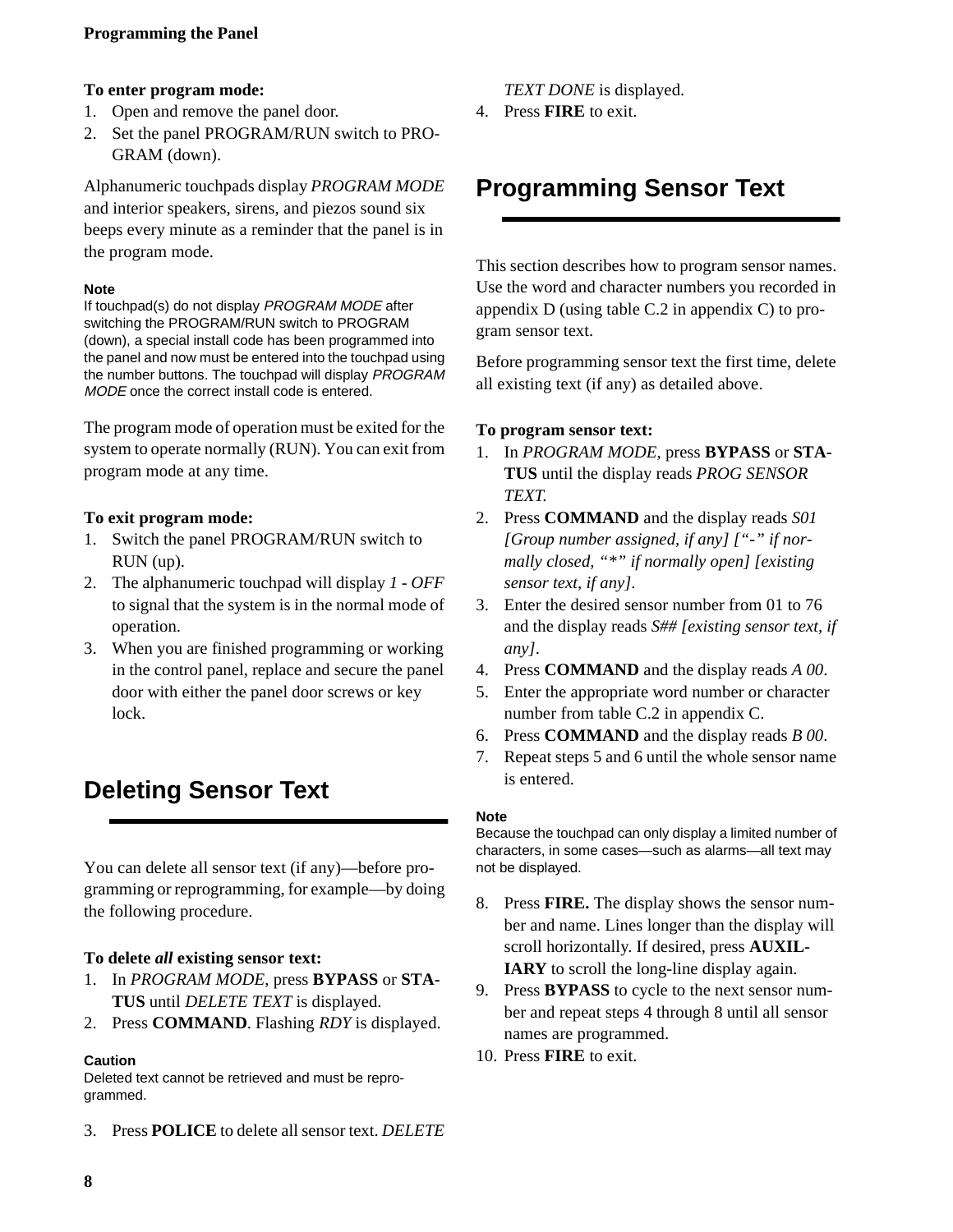**To enter program mode:**

1. Open and remove the panel door.
2. Set the panel PROGRAM/RUN switch to PROGRAM (down).

Alphanumeric touchpads display *PROGRAM MODE* and interior speakers, sirens, and piezos sound six beeps every minute as a reminder that the panel is in the program mode.

**Note**

If touchpad(s) do not display *PROGRAM MODE* after switching the PROGRAM/RUN switch to PROGRAM (down), a special install code has been programmed into the panel and now must be entered into the touchpad using the number buttons. The touchpad will display *PROGRAM MODE* once the correct install code is entered.

The program mode of operation must be exited for the system to operate normally (RUN). You can exit from program mode at any time.

**To exit program mode:**

1. Switch the panel PROGRAM/RUN switch to RUN (up).
2. The alphanumeric touchpad will display *1 - OFF* to signal that the system is in the normal mode of operation.
3. When you are finished programming or working in the control panel, replace and secure the panel door with either the panel door screws or key lock.

## Deleting Sensor Text

You can delete all sensor text (if any)—before programming or reprogramming, for example—by doing the following procedure.

**To delete *all* existing sensor text:**

1. In *PROGRAM MODE*, press **BYPASS** or **STATUS** until *DELETE TEXT* is displayed.
2. Press **COMMAND**. Flashing *RDY* is displayed.

**Caution**

Deleted text cannot be retrieved and must be reprogrammed.

3. Press **POLICE** to delete all sensor text. *DELETE TEXT DONE* is displayed.
4. Press **FIRE** to exit.

## Programming Sensor Text

This section describes how to program sensor names. Use the word and character numbers you recorded in appendix D (using table C.2 in appendix C) to program sensor text.

Before programming sensor text the first time, delete all existing text (if any) as detailed above.

**To program sensor text:**

1. In *PROGRAM MODE*, press **BYPASS** or **STATUS** until the display reads *PROG SENSOR TEXT.*
2. Press **COMMAND** and the display reads *S01 [Group number assigned, if any] ["-" if normally closed, "*" if normally open] [existing sensor text, if any]*.
3. Enter the desired sensor number from 01 to 76 and the display reads *S## [existing sensor text, if any]*.
4. Press **COMMAND** and the display reads *A 00*.
5. Enter the appropriate word number or character number from table C.2 in appendix C.
6. Press **COMMAND** and the display reads *B 00*.
7. Repeat steps 5 and 6 until the whole sensor name is entered.

**Note**

Because the touchpad can only display a limited number of characters, in some cases—such as alarms—all text may not be displayed.

8. Press **FIRE.** The display shows the sensor number and name. Lines longer than the display will scroll horizontally. If desired, press **AUXILIARY** to scroll the long-line display again.
9. Press **BYPASS** to cycle to the next sensor number and repeat steps 4 through 8 until all sensor names are programmed.
10. Press **FIRE** to exit.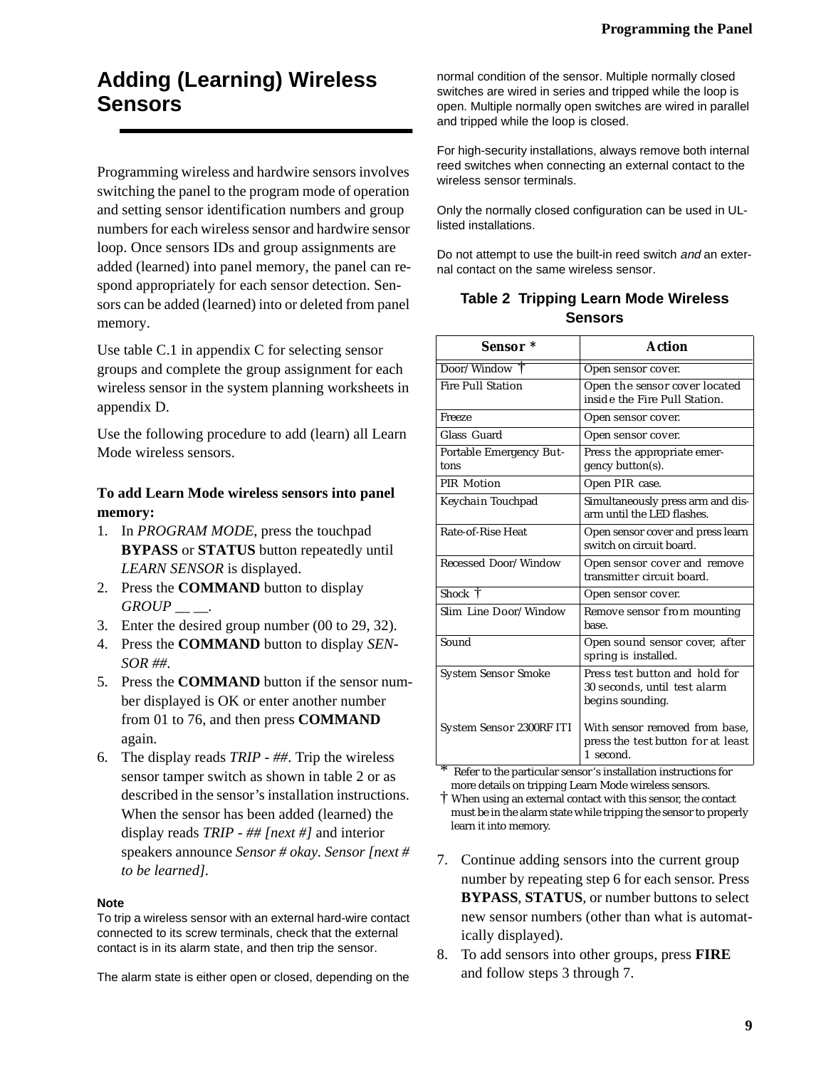## Adding (Learning) Wireless Sensors

Programming wireless and hardwire sensors involves switching the panel to the program mode of operation and setting sensor identification numbers and group numbers for each wireless sensor and hardwire sensor loop. Once sensors IDs and group assignments are added (learned) into panel memory, the panel can respond appropriately for each sensor detection. Sensors can be added (learned) into or deleted from panel memory.

Use table C.1 in appendix C for selecting sensor groups and complete the group assignment for each wireless sensor in the system planning worksheets in appendix D.

Use the following procedure to add (learn) all Learn Mode wireless sensors.

**To add Learn Mode wireless sensors into panel memory:**

1. In *PROGRAM MODE*, press the touchpad **BYPASS** or **STATUS** button repeatedly until *LEARN SENSOR* is displayed.
2. Press the **COMMAND** button to display *GROUP __ __*.
3. Enter the desired group number (00 to 29, 32).
4. Press the **COMMAND** button to display *SENSOR ##*.
5. Press the **COMMAND** button if the sensor number displayed is OK or enter another number from 01 to 76, and then press **COMMAND** again.
6. The display reads *TRIP - ##*. Trip the wireless sensor tamper switch as shown in table 2 or as described in the sensor's installation instructions. When the sensor has been added (learned) the display reads *TRIP - ## [next #]* and interior speakers announce *Sensor # okay. Sensor [next # to be learned]*.

**Note**

To trip a wireless sensor with an external hard-wire contact connected to its screw terminals, check that the external contact is in its alarm state, and then trip the sensor.

The alarm state is either open or closed, depending on the normal condition of the sensor. Multiple normally closed switches are wired in series and tripped while the loop is open. Multiple normally open switches are wired in parallel and tripped while the loop is closed.

For high-security installations, always remove both internal reed switches when connecting an external contact to the wireless sensor terminals.

Only the normally closed configuration can be used in UL-listed installations.

Do not attempt to use the built-in reed switch *and* an external contact on the same wireless sensor.

**Table 2 Tripping Learn Mode Wireless Sensors**

| Sensor * | Action |
|---|---|
| Door/Window † | Open sensor cover. |
| Fire Pull Station | Open the sensor cover located inside the Fire Pull Station. |
| Freeze | Open sensor cover. |
| Glass Guard | Open sensor cover. |
| Portable Emergency Buttons | Press the appropriate emergency button(s). |
| PIR Motion | Open PIR case. |
| Keychain Touchpad | Simultaneously press arm and disarm until the LED flashes. |
| Rate-of-Rise Heat | Open sensor cover and press learn switch on circuit board. |
| Recessed Door/Window | Open sensor cover and remove transmitter circuit board. |
| Shock † | Open sensor cover. |
| Slim Line Door/Window | Remove sensor from mounting base. |
| Sound | Open sound sensor cover, after spring is installed. |
| System Sensor Smoke | Press test button and hold for 30 seconds, until test alarm begins sounding. |
| System Sensor 2300RF ITI | With sensor removed from base, press the test button for at least 1 second. |

\* Refer to the particular sensor's installation instructions for more details on tripping Learn Mode wireless sensors.
† When using an external contact with this sensor, the contact must be in the alarm state while tripping the sensor to properly learn it into memory.

7. Continue adding sensors into the current group number by repeating step 6 for each sensor. Press **BYPASS**, **STATUS**, or number buttons to select new sensor numbers (other than what is automatically displayed).
8. To add sensors into other groups, press **FIRE** and follow steps 3 through 7.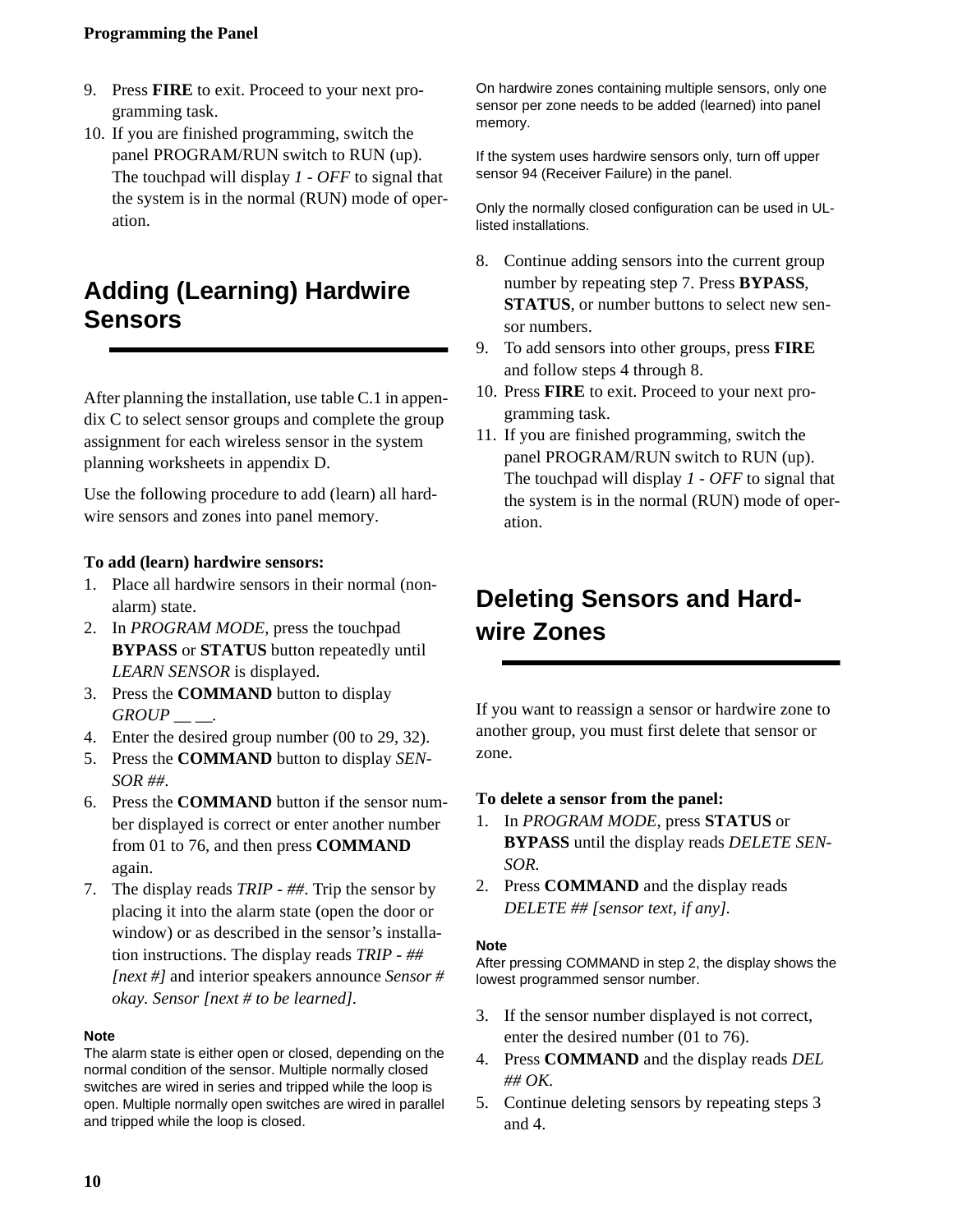9. Press **FIRE** to exit. Proceed to your next programming task.
10. If you are finished programming, switch the panel PROGRAM/RUN switch to RUN (up). The touchpad will display *1 - OFF* to signal that the system is in the normal (RUN) mode of operation.

## Adding (Learning) Hardwire Sensors

After planning the installation, use table C.1 in appendix C to select sensor groups and complete the group assignment for each wireless sensor in the system planning worksheets in appendix D.

Use the following procedure to add (learn) all hardwire sensors and zones into panel memory.

**To add (learn) hardwire sensors:**

1. Place all hardwire sensors in their normal (non-alarm) state.
2. In *PROGRAM MODE*, press the touchpad **BYPASS** or **STATUS** button repeatedly until *LEARN SENSOR* is displayed.
3. Press the **COMMAND** button to display *GROUP __ __.*
4. Enter the desired group number (00 to 29, 32).
5. Press the **COMMAND** button to display *SENSOR ##*.
6. Press the **COMMAND** button if the sensor number displayed is correct or enter another number from 01 to 76, and then press **COMMAND** again.
7. The display reads *TRIP - ##*. Trip the sensor by placing it into the alarm state (open the door or window) or as described in the sensor's installation instructions. The display reads *TRIP - ## [next #]* and interior speakers announce *Sensor # okay*. *Sensor [next # to be learned]*.

**Note**
The alarm state is either open or closed, depending on the normal condition of the sensor. Multiple normally closed switches are wired in series and tripped while the loop is open. Multiple normally open switches are wired in parallel and tripped while the loop is closed.

On hardwire zones containing multiple sensors, only one sensor per zone needs to be added (learned) into panel memory.

If the system uses hardwire sensors only, turn off upper sensor 94 (Receiver Failure) in the panel.

Only the normally closed configuration can be used in UL-listed installations.

8. Continue adding sensors into the current group number by repeating step 7. Press **BYPASS**, **STATUS**, or number buttons to select new sensor numbers.
9. To add sensors into other groups, press **FIRE** and follow steps 4 through 8.
10. Press **FIRE** to exit. Proceed to your next programming task.
11. If you are finished programming, switch the panel PROGRAM/RUN switch to RUN (up). The touchpad will display *1 - OFF* to signal that the system is in the normal (RUN) mode of operation.

## Deleting Sensors and Hardwire Zones

If you want to reassign a sensor or hardwire zone to another group, you must first delete that sensor or zone.

**To delete a sensor from the panel:**

1. In *PROGRAM MODE*, press **STATUS** or **BYPASS** until the display reads *DELETE SENSOR.*
2. Press **COMMAND** and the display reads *DELETE ## [sensor text, if any].*

**Note**
After pressing COMMAND in step 2, the display shows the lowest programmed sensor number.

3. If the sensor number displayed is not correct, enter the desired number (01 to 76).
4. Press **COMMAND** and the display reads *DEL ## OK*.
5. Continue deleting sensors by repeating steps 3 and 4.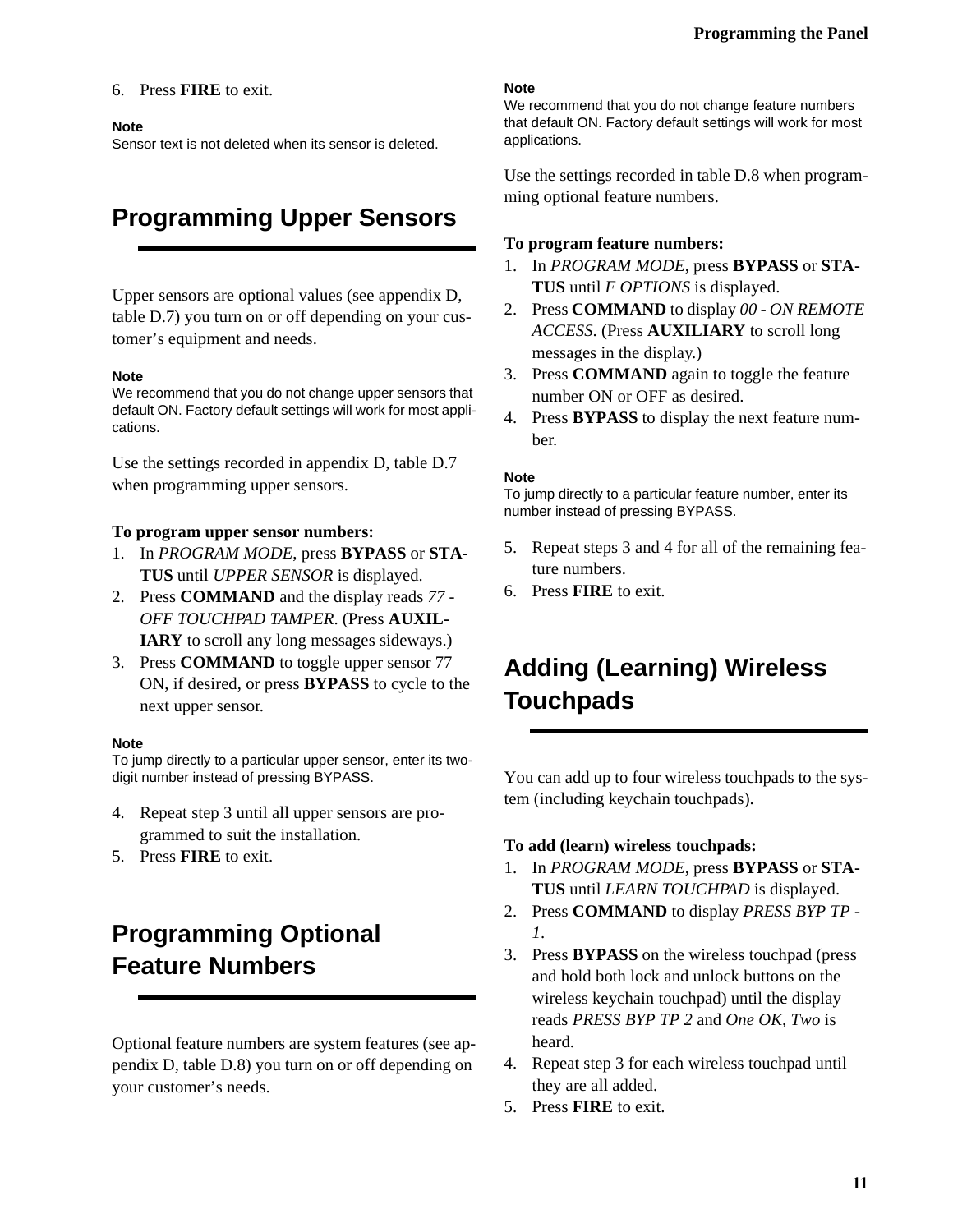6. Press **FIRE** to exit.

**Note**
Sensor text is not deleted when its sensor is deleted.

## Programming Upper Sensors

Upper sensors are optional values (see appendix D, table D.7) you turn on or off depending on your customer's equipment and needs.

**Note**
We recommend that you do not change upper sensors that default ON. Factory default settings will work for most applications.

Use the settings recorded in appendix D, table D.7 when programming upper sensors.

**To program upper sensor numbers:**

1. In *PROGRAM MODE*, press **BYPASS** or **STATUS** until *UPPER SENSOR* is displayed.
2. Press **COMMAND** and the display reads *77 - OFF TOUCHPAD TAMPER*. (Press **AUXILIARY** to scroll any long messages sideways.)
3. Press **COMMAND** to toggle upper sensor 77 ON, if desired, or press **BYPASS** to cycle to the next upper sensor.

**Note**
To jump directly to a particular upper sensor, enter its two-digit number instead of pressing BYPASS.

4. Repeat step 3 until all upper sensors are programmed to suit the installation.
5. Press **FIRE** to exit.

## Programming Optional Feature Numbers

Optional feature numbers are system features (see appendix D, table D.8) you turn on or off depending on your customer's needs.

**Note**
We recommend that you do not change feature numbers that default ON. Factory default settings will work for most applications.

Use the settings recorded in table D.8 when programming optional feature numbers.

**To program feature numbers:**

1. In *PROGRAM MODE*, press **BYPASS** or **STATUS** until *F OPTIONS* is displayed.
2. Press **COMMAND** to display *00 - ON REMOTE ACCESS*. (Press **AUXILIARY** to scroll long messages in the display.)
3. Press **COMMAND** again to toggle the feature number ON or OFF as desired.
4. Press **BYPASS** to display the next feature number.

**Note**
To jump directly to a particular feature number, enter its number instead of pressing BYPASS.

5. Repeat steps 3 and 4 for all of the remaining feature numbers.
6. Press **FIRE** to exit.

## Adding (Learning) Wireless Touchpads

You can add up to four wireless touchpads to the system (including keychain touchpads).

**To add (learn) wireless touchpads:**

1. In *PROGRAM MODE*, press **BYPASS** or **STATUS** until *LEARN TOUCHPAD* is displayed.
2. Press **COMMAND** to display *PRESS BYP TP - 1*.
3. Press **BYPASS** on the wireless touchpad (press and hold both lock and unlock buttons on the wireless keychain touchpad) until the display reads *PRESS BYP TP 2* and *One OK, Two* is heard.
4. Repeat step 3 for each wireless touchpad until they are all added.
5. Press **FIRE** to exit.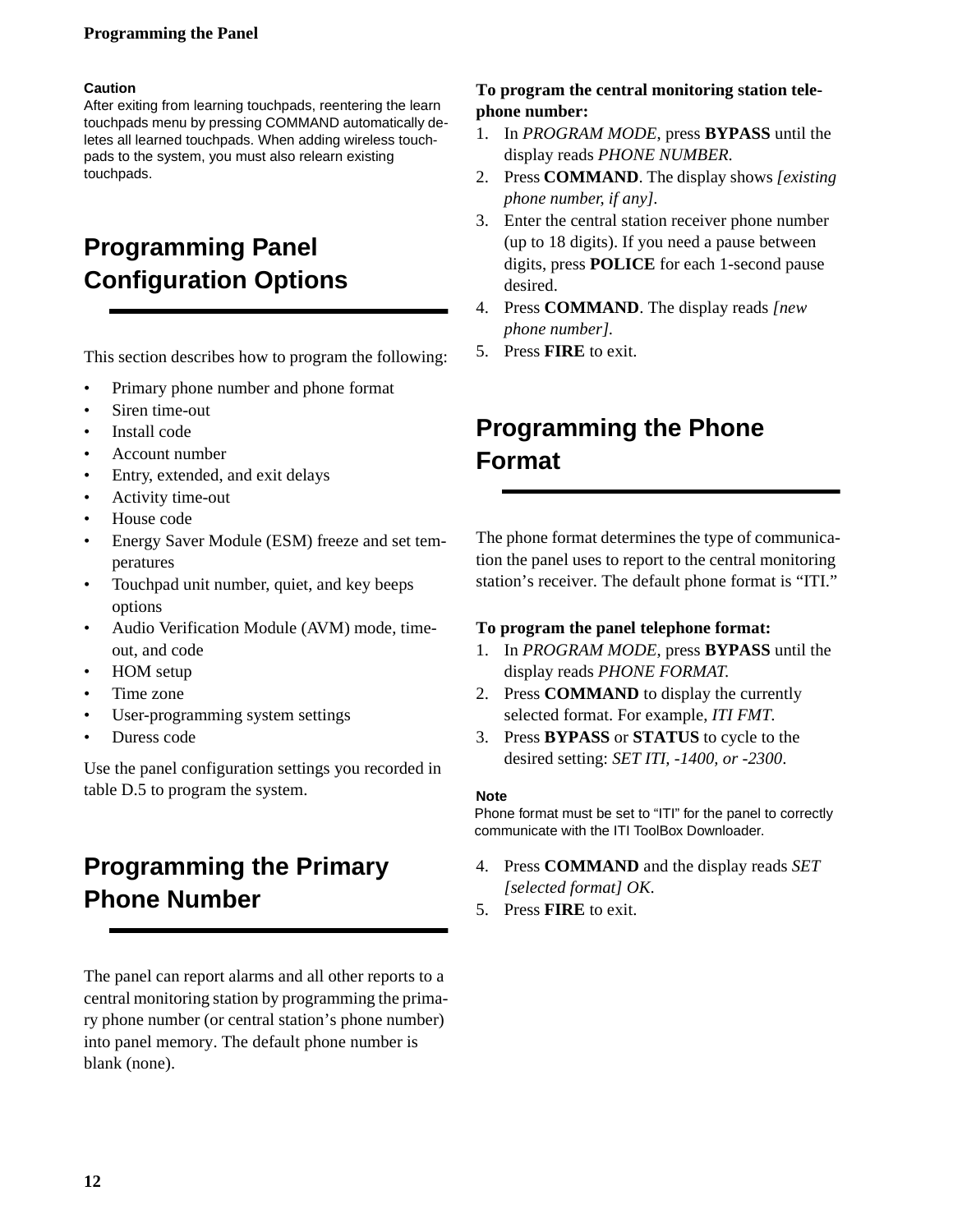**Caution**
After exiting from learning touchpads, reentering the learn touchpads menu by pressing COMMAND automatically deletes all learned touchpads. When adding wireless touchpads to the system, you must also relearn existing touchpads.

## Programming Panel Configuration Options

This section describes how to program the following:

- Primary phone number and phone format
- Siren time-out
- Install code
- Account number
- Entry, extended, and exit delays
- Activity time-out
- House code
- Energy Saver Module (ESM) freeze and set temperatures
- Touchpad unit number, quiet, and key beeps options
- Audio Verification Module (AVM) mode, time-out, and code
- HOM setup
- Time zone
- User-programming system settings
- Duress code

Use the panel configuration settings you recorded in table D.5 to program the system.

## Programming the Primary Phone Number

The panel can report alarms and all other reports to a central monitoring station by programming the primary phone number (or central station's phone number) into panel memory. The default phone number is blank (none).

**To program the central monitoring station telephone number:**

1. In *PROGRAM MODE*, press **BYPASS** until the display reads *PHONE NUMBER.*
2. Press **COMMAND**. The display shows *[existing phone number, if any]*.
3. Enter the central station receiver phone number (up to 18 digits). If you need a pause between digits, press **POLICE** for each 1-second pause desired.
4. Press **COMMAND**. The display reads *[new phone number].*
5. Press **FIRE** to exit.

## Programming the Phone Format

The phone format determines the type of communication the panel uses to report to the central monitoring station's receiver. The default phone format is "ITI."

**To program the panel telephone format:**

1. In *PROGRAM MODE*, press **BYPASS** until the display reads *PHONE FORMAT.*
2. Press **COMMAND** to display the currently selected format. For example, *ITI FMT.*
3. Press **BYPASS** or **STATUS** to cycle to the desired setting: *SET ITI, -1400, or -2300*.

**Note**
Phone format must be set to "ITI" for the panel to correctly communicate with the ITI ToolBox Downloader.

4. Press **COMMAND** and the display reads *SET [selected format] OK.*
5. Press **FIRE** to exit.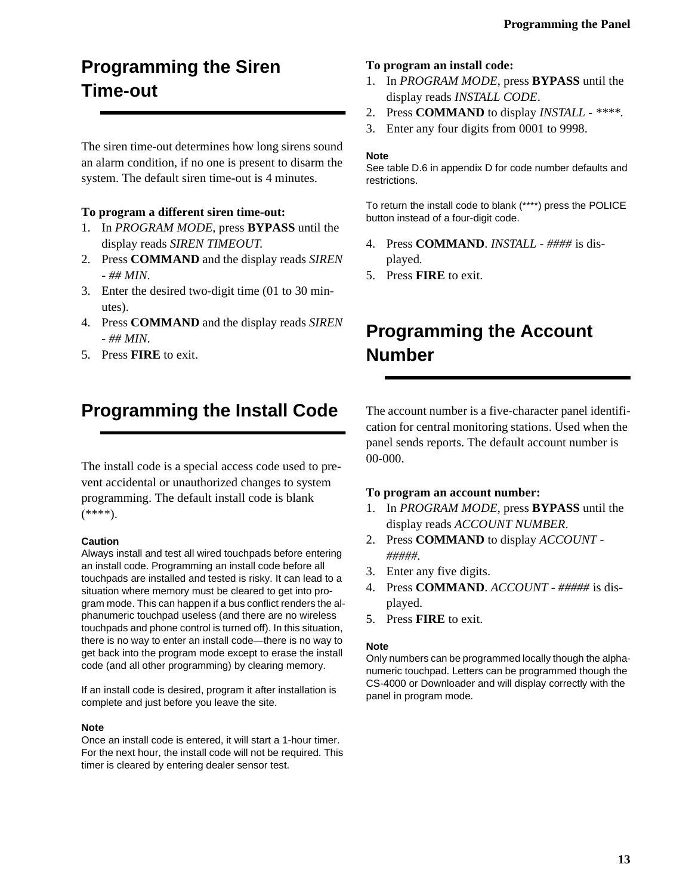## Programming the Siren Time-out

The siren time-out determines how long sirens sound an alarm condition, if no one is present to disarm the system. The default siren time-out is 4 minutes.

**To program a different siren time-out:**

1. In *PROGRAM MODE*, press **BYPASS** until the display reads *SIREN TIMEOUT.*
2. Press **COMMAND** and the display reads *SIREN - ## MIN*.
3. Enter the desired two-digit time (01 to 30 minutes).
4. Press **COMMAND** and the display reads *SIREN - ## MIN*.
5. Press **FIRE** to exit.

## Programming the Install Code

The install code is a special access code used to prevent accidental or unauthorized changes to system programming. The default install code is blank (****).

**Caution**

Always install and test all wired touchpads before entering an install code. Programming an install code before all touchpads are installed and tested is risky. It can lead to a situation where memory must be cleared to get into program mode. This can happen if a bus conflict renders the alphanumeric touchpad useless (and there are no wireless touchpads and phone control is turned off). In this situation, there is no way to enter an install code—there is no way to get back into the program mode except to erase the install code (and all other programming) by clearing memory.

If an install code is desired, program it after installation is complete and just before you leave the site.

**Note**

Once an install code is entered, it will start a 1-hour timer. For the next hour, the install code will not be required. This timer is cleared by entering dealer sensor test.

**To program an install code:**

1. In *PROGRAM MODE*, press **BYPASS** until the display reads *INSTALL CODE*.
2. Press **COMMAND** to display *INSTALL - ****.*
3. Enter any four digits from 0001 to 9998.

**Note**

See table D.6 in appendix D for code number defaults and restrictions.

To return the install code to blank (****) press the POLICE button instead of a four-digit code.

4. Press **COMMAND**. *INSTALL - ####* is displayed.
5. Press **FIRE** to exit.

## Programming the Account Number

The account number is a five-character panel identification for central monitoring stations. Used when the panel sends reports. The default account number is 00-000.

**To program an account number:**

1. In *PROGRAM MODE*, press **BYPASS** until the display reads *ACCOUNT NUMBER*.
2. Press **COMMAND** to display *ACCOUNT - #####*.
3. Enter any five digits.
4. Press **COMMAND**. *ACCOUNT - #####* is displayed.
5. Press **FIRE** to exit.

**Note**

Only numbers can be programmed locally though the alphanumeric touchpad. Letters can be programmed though the CS-4000 or Downloader and will display correctly with the panel in program mode.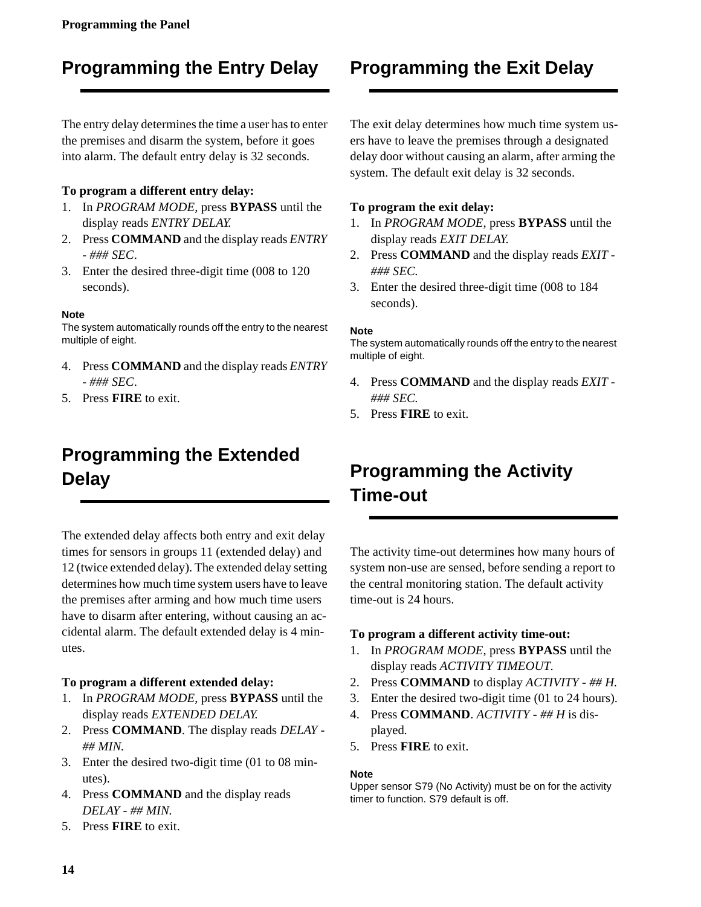## Programming the Entry Delay

The entry delay determines the time a user has to enter the premises and disarm the system, before it goes into alarm. The default entry delay is 32 seconds.

**To program a different entry delay:**

1. In *PROGRAM MODE*, press **BYPASS** until the display reads *ENTRY DELAY.*
2. Press **COMMAND** and the display reads *ENTRY - ### SEC*.
3. Enter the desired three-digit time (008 to 120 seconds).

**Note**
The system automatically rounds off the entry to the nearest multiple of eight.

4. Press **COMMAND** and the display reads *ENTRY - ### SEC*.
5. Press **FIRE** to exit.

## Programming the Extended Delay

The extended delay affects both entry and exit delay times for sensors in groups 11 (extended delay) and 12 (twice extended delay). The extended delay setting determines how much time system users have to leave the premises after arming and how much time users have to disarm after entering, without causing an accidental alarm. The default extended delay is 4 minutes.

**To program a different extended delay:**

1. In *PROGRAM MODE*, press **BYPASS** until the display reads *EXTENDED DELAY.*
2. Press **COMMAND**. The display reads *DELAY - ## MIN.*
3. Enter the desired two-digit time (01 to 08 minutes).
4. Press **COMMAND** and the display reads *DELAY - ## MIN.*
5. Press **FIRE** to exit.

## Programming the Exit Delay

The exit delay determines how much time system users have to leave the premises through a designated delay door without causing an alarm, after arming the system. The default exit delay is 32 seconds.

**To program the exit delay:**

1. In *PROGRAM MODE*, press **BYPASS** until the display reads *EXIT DELAY.*
2. Press **COMMAND** and the display reads *EXIT - ### SEC.*
3. Enter the desired three-digit time (008 to 184 seconds).

**Note**
The system automatically rounds off the entry to the nearest multiple of eight.

4. Press **COMMAND** and the display reads *EXIT - ### SEC.*
5. Press **FIRE** to exit.

## Programming the Activity Time-out

The activity time-out determines how many hours of system non-use are sensed, before sending a report to the central monitoring station. The default activity time-out is 24 hours.

**To program a different activity time-out:**

1. In *PROGRAM MODE*, press **BYPASS** until the display reads *ACTIVITY TIMEOUT.*
2. Press **COMMAND** to display *ACTIVITY - ## H.*
3. Enter the desired two-digit time (01 to 24 hours).
4. Press **COMMAND**. *ACTIVITY - ## H* is displayed.
5. Press **FIRE** to exit.

**Note**
Upper sensor S79 (No Activity) must be on for the activity timer to function. S79 default is off.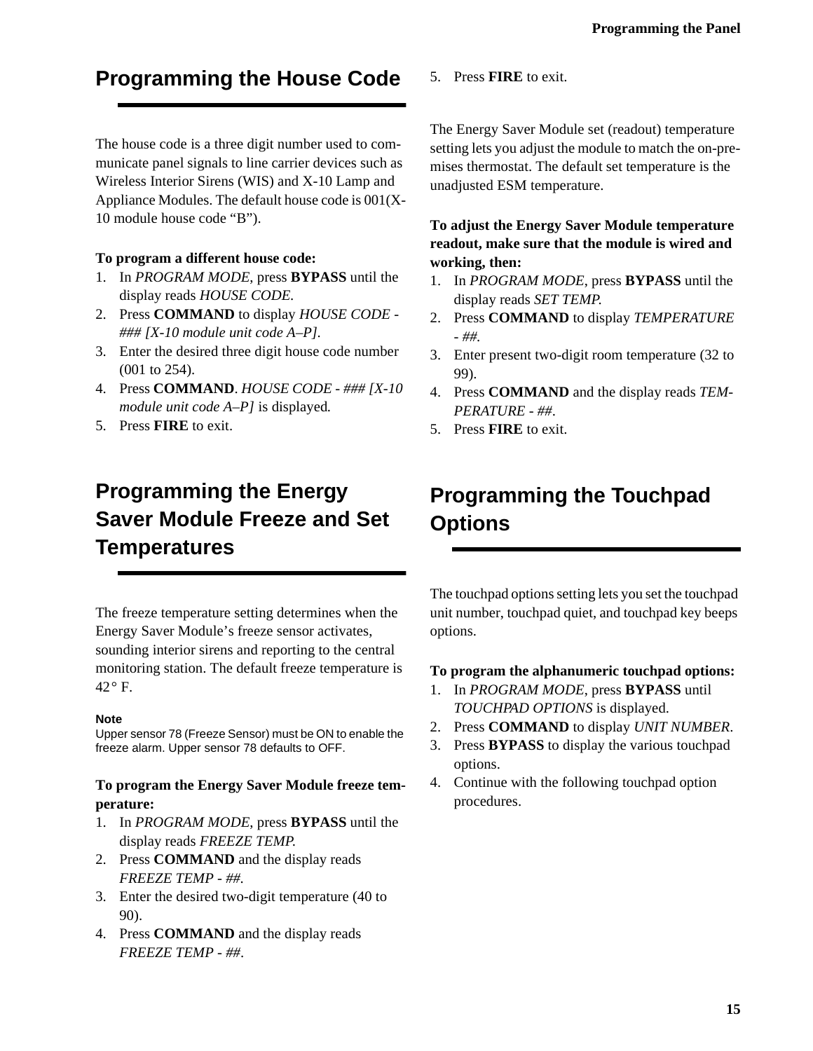## Programming the House Code

The house code is a three digit number used to communicate panel signals to line carrier devices such as Wireless Interior Sirens (WIS) and X-10 Lamp and Appliance Modules. The default house code is 001(X-10 module house code “B”).

**To program a different house code:**

1. In *PROGRAM MODE*, press **BYPASS** until the display reads *HOUSE CODE*.
2. Press **COMMAND** to display *HOUSE CODE - ### [X-10 module unit code A–P]*.
3. Enter the desired three digit house code number (001 to 254).
4. Press **COMMAND**. *HOUSE CODE - ### [X-10 module unit code A–P]* is displayed.
5. Press **FIRE** to exit.

## Programming the Energy Saver Module Freeze and Set Temperatures

The freeze temperature setting determines when the Energy Saver Module’s freeze sensor activates, sounding interior sirens and reporting to the central monitoring station. The default freeze temperature is 42° F.

**Note**
Upper sensor 78 (Freeze Sensor) must be ON to enable the freeze alarm. Upper sensor 78 defaults to OFF.

**To program the Energy Saver Module freeze temperature:**

1. In *PROGRAM MODE*, press **BYPASS** until the display reads *FREEZE TEMP*.
2. Press **COMMAND** and the display reads *FREEZE TEMP - ##*.
3. Enter the desired two-digit temperature (40 to 90).
4. Press **COMMAND** and the display reads *FREEZE TEMP - ##*.
5. Press **FIRE** to exit.

The Energy Saver Module set (readout) temperature setting lets you adjust the module to match the on-premises thermostat. The default set temperature is the unadjusted ESM temperature.

**To adjust the Energy Saver Module temperature readout, make sure that the module is wired and working, then:**

1. In *PROGRAM MODE*, press **BYPASS** until the display reads *SET TEMP*.
2. Press **COMMAND** to display *TEMPERATURE - ##*.
3. Enter present two-digit room temperature (32 to 99).
4. Press **COMMAND** and the display reads *TEMPERATURE - ##*.
5. Press **FIRE** to exit.

## Programming the Touchpad Options

The touchpad options setting lets you set the touchpad unit number, touchpad quiet, and touchpad key beeps options.

**To program the alphanumeric touchpad options:**

1. In *PROGRAM MODE*, press **BYPASS** until *TOUCHPAD OPTIONS* is displayed.
2. Press **COMMAND** to display *UNIT NUMBER*.
3. Press **BYPASS** to display the various touchpad options.
4. Continue with the following touchpad option procedures.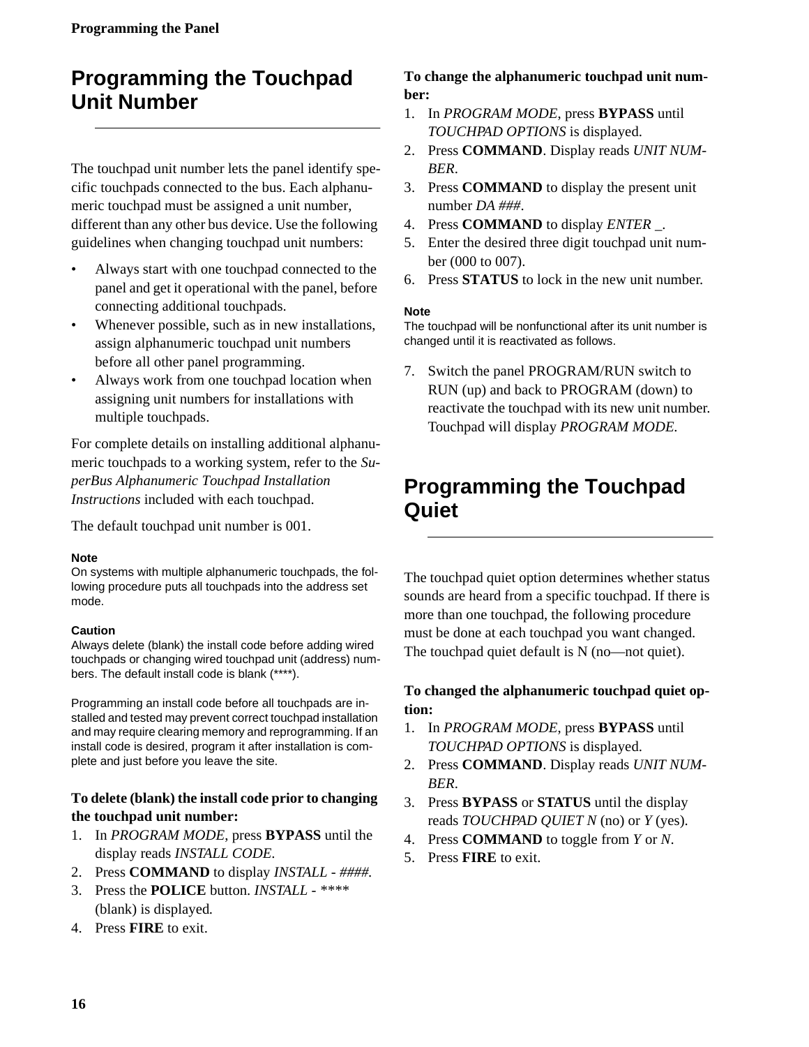## Programming the Touchpad Unit Number

The touchpad unit number lets the panel identify specific touchpads connected to the bus. Each alphanumeric touchpad must be assigned a unit number, different than any other bus device. Use the following guidelines when changing touchpad unit numbers:

- Always start with one touchpad connected to the panel and get it operational with the panel, before connecting additional touchpads.
- Whenever possible, such as in new installations, assign alphanumeric touchpad unit numbers before all other panel programming.
- Always work from one touchpad location when assigning unit numbers for installations with multiple touchpads.

For complete details on installing additional alphanumeric touchpads to a working system, refer to the *SuperBus Alphanumeric Touchpad Installation Instructions* included with each touchpad.

The default touchpad unit number is 001.

**Note**
On systems with multiple alphanumeric touchpads, the following procedure puts all touchpads into the address set mode.

**Caution**
Always delete (blank) the install code before adding wired touchpads or changing wired touchpad unit (address) numbers. The default install code is blank (****).

Programming an install code before all touchpads are installed and tested may prevent correct touchpad installation and may require clearing memory and reprogramming. If an install code is desired, program it after installation is complete and just before you leave the site.

**To delete (blank) the install code prior to changing the touchpad unit number:**

1. In *PROGRAM MODE*, press **BYPASS** until the display reads *INSTALL CODE*.
2. Press **COMMAND** to display *INSTALL - ####*.
3. Press the **POLICE** button. *INSTALL - **** * (blank) is displayed.
4. Press **FIRE** to exit.

**To change the alphanumeric touchpad unit number:**

1. In *PROGRAM MODE*, press **BYPASS** until *TOUCHPAD OPTIONS* is displayed.
2. Press **COMMAND**. Display reads *UNIT NUMBER*.
3. Press **COMMAND** to display the present unit number *DA ###*.
4. Press **COMMAND** to display *ENTER _*.
5. Enter the desired three digit touchpad unit number (000 to 007).
6. Press **STATUS** to lock in the new unit number.

**Note**
The touchpad will be nonfunctional after its unit number is changed until it is reactivated as follows.

7. Switch the panel PROGRAM/RUN switch to RUN (up) and back to PROGRAM (down) to reactivate the touchpad with its new unit number. Touchpad will display *PROGRAM MODE*.

## Programming the Touchpad Quiet

The touchpad quiet option determines whether status sounds are heard from a specific touchpad. If there is more than one touchpad, the following procedure must be done at each touchpad you want changed. The touchpad quiet default is N (no—not quiet).

**To changed the alphanumeric touchpad quiet option:**

1. In *PROGRAM MODE*, press **BYPASS** until *TOUCHPAD OPTIONS* is displayed.
2. Press **COMMAND**. Display reads *UNIT NUMBER*.
3. Press **BYPASS** or **STATUS** until the display reads *TOUCHPAD QUIET N* (no) or *Y* (yes).
4. Press **COMMAND** to toggle from *Y* or *N*.
5. Press **FIRE** to exit.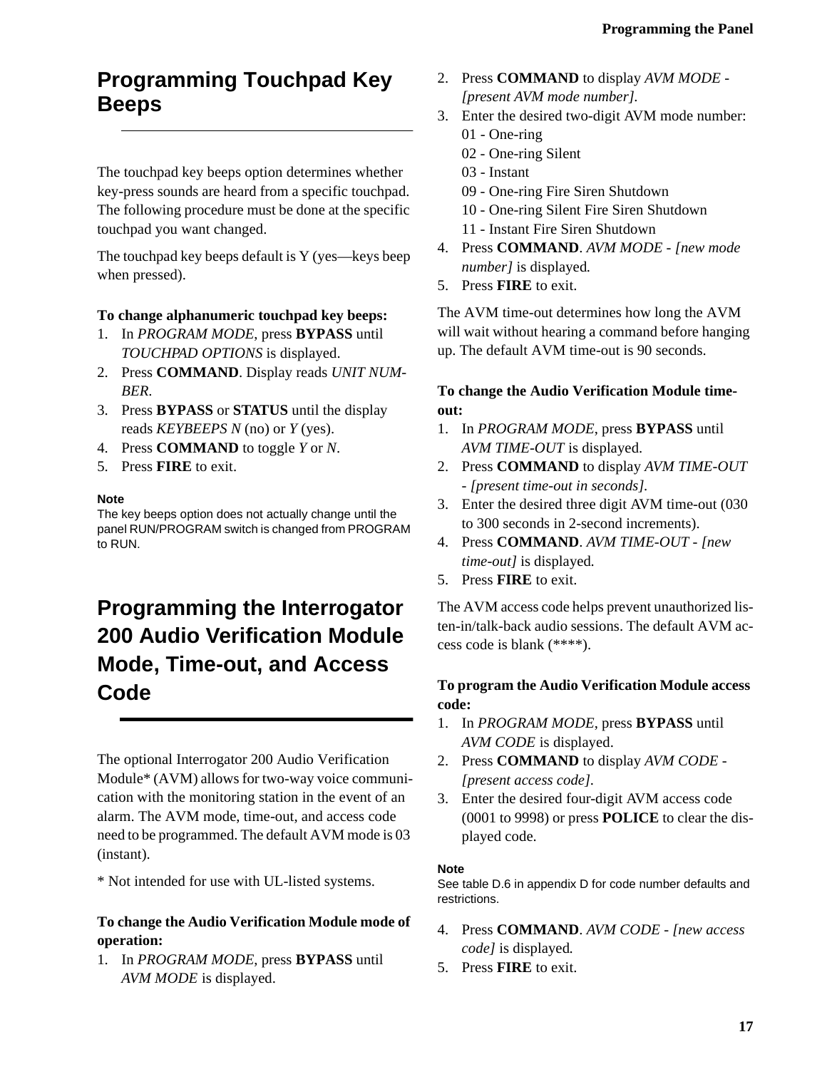## Programming Touchpad Key Beeps

The touchpad key beeps option determines whether key-press sounds are heard from a specific touchpad. The following procedure must be done at the specific touchpad you want changed.

The touchpad key beeps default is Y (yes—keys beep when pressed).

**To change alphanumeric touchpad key beeps:**

1. In *PROGRAM MODE*, press **BYPASS** until *TOUCHPAD OPTIONS* is displayed.
2. Press **COMMAND**. Display reads *UNIT NUMBER*.
3. Press **BYPASS** or **STATUS** until the display reads *KEYBEEPS N* (no) or *Y* (yes).
4. Press **COMMAND** to toggle *Y* or *N*.
5. Press **FIRE** to exit.

**Note**
The key beeps option does not actually change until the panel RUN/PROGRAM switch is changed from PROGRAM to RUN.

## Programming the Interrogator 200 Audio Verification Module Mode, Time-out, and Access Code

The optional Interrogator 200 Audio Verification Module* (AVM) allows for two-way voice communication with the monitoring station in the event of an alarm. The AVM mode, time-out, and access code need to be programmed. The default AVM mode is 03 (instant).

* Not intended for use with UL-listed systems.

**To change the Audio Verification Module mode of operation:**

1. In *PROGRAM MODE*, press **BYPASS** until *AVM MODE* is displayed.
2. Press **COMMAND** to display *AVM MODE - [present AVM mode number]*.
3. Enter the desired two-digit AVM mode number:
   01 - One-ring
   02 - One-ring Silent
   03 - Instant
   09 - One-ring Fire Siren Shutdown
   10 - One-ring Silent Fire Siren Shutdown
   11 - Instant Fire Siren Shutdown
4. Press **COMMAND**. *AVM MODE - [new mode number]* is displayed.
5. Press **FIRE** to exit.

The AVM time-out determines how long the AVM will wait without hearing a command before hanging up. The default AVM time-out is 90 seconds.

**To change the Audio Verification Module time-out:**

1. In *PROGRAM MODE*, press **BYPASS** until *AVM TIME-OUT* is displayed.
2. Press **COMMAND** to display *AVM TIME-OUT - [present time-out in seconds]*.
3. Enter the desired three digit AVM time-out (030 to 300 seconds in 2-second increments).
4. Press **COMMAND**. *AVM TIME-OUT - [new time-out]* is displayed.
5. Press **FIRE** to exit.

The AVM access code helps prevent unauthorized listen-in/talk-back audio sessions. The default AVM access code is blank (****).

**To program the Audio Verification Module access code:**

1. In *PROGRAM MODE*, press **BYPASS** until *AVM CODE* is displayed.
2. Press **COMMAND** to display *AVM CODE - [present access code]*.
3. Enter the desired four-digit AVM access code (0001 to 9998) or press **POLICE** to clear the displayed code.

**Note**
See table D.6 in appendix D for code number defaults and restrictions.

4. Press **COMMAND**. *AVM CODE - [new access code]* is displayed.
5. Press **FIRE** to exit.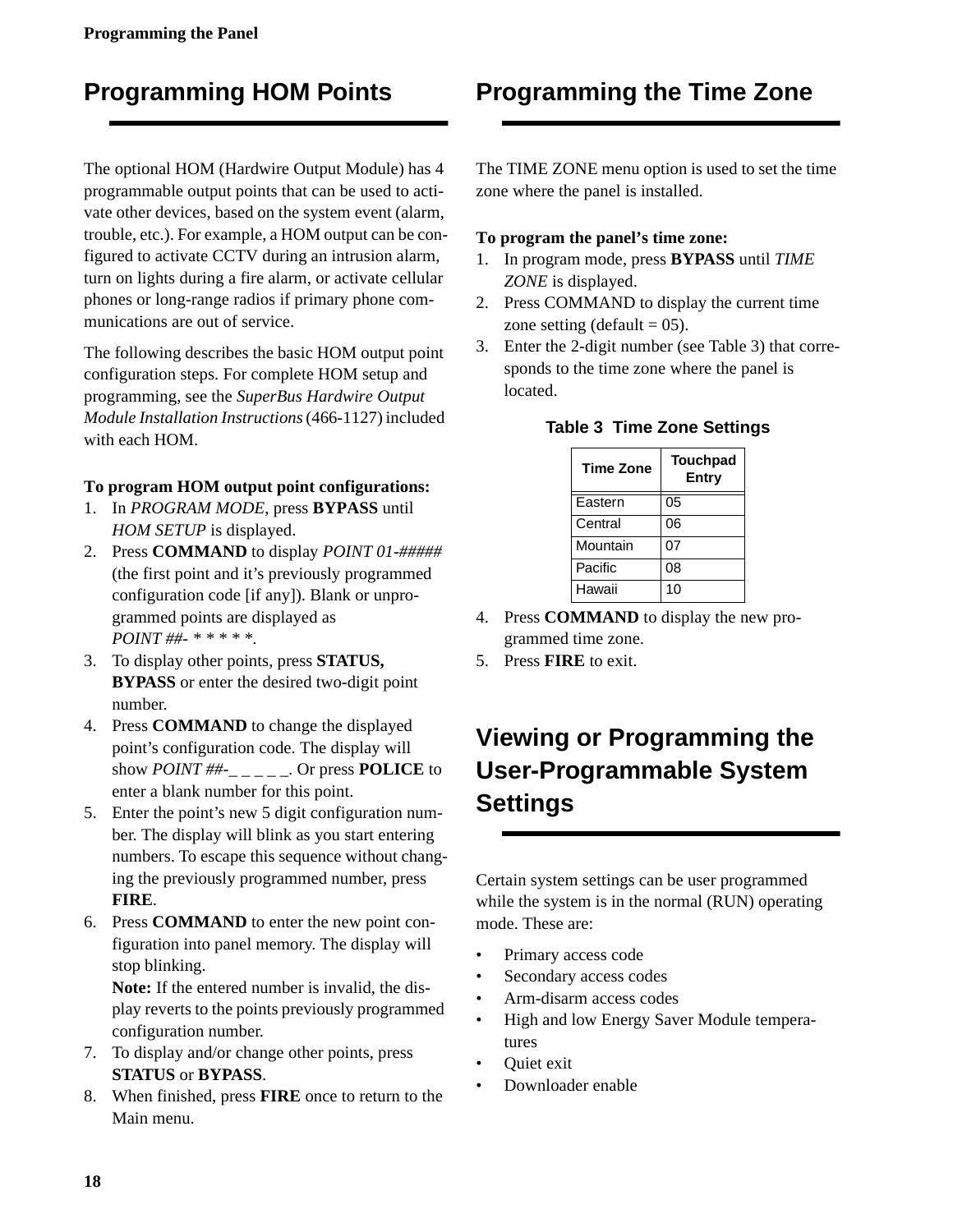## Programming HOM Points

The optional HOM (Hardwire Output Module) has 4 programmable output points that can be used to activate other devices, based on the system event (alarm, trouble, etc.). For example, a HOM output can be configured to activate CCTV during an intrusion alarm, turn on lights during a fire alarm, or activate cellular phones or long-range radios if primary phone communications are out of service.

The following describes the basic HOM output point configuration steps. For complete HOM setup and programming, see the *SuperBus Hardwire Output Module Installation Instructions* (466-1127) included with each HOM.

**To program HOM output point configurations:**

1. In *PROGRAM MODE*, press **BYPASS** until *HOM SETUP* is displayed.
2. Press **COMMAND** to display *POINT 01-#####* (the first point and it's previously programmed configuration code [if any]). Blank or unprogrammed points are displayed as *POINT ##- * * * * **.
3. To display other points, press **STATUS, BYPASS** or enter the desired two-digit point number.
4. Press **COMMAND** to change the displayed point's configuration code. The display will show *POINT ##-_ _ _ _ _*. Or press **POLICE** to enter a blank number for this point.
5. Enter the point's new 5 digit configuration number. The display will blink as you start entering numbers. To escape this sequence without changing the previously programmed number, press **FIRE**.
6. Press **COMMAND** to enter the new point configuration into panel memory. The display will stop blinking.
   **Note:** If the entered number is invalid, the display reverts to the points previously programmed configuration number.
7. To display and/or change other points, press **STATUS** or **BYPASS**.
8. When finished, press **FIRE** once to return to the Main menu.

## Programming the Time Zone

The TIME ZONE menu option is used to set the time zone where the panel is installed.

**To program the panel's time zone:**

1. In program mode, press **BYPASS** until *TIME ZONE* is displayed.
2. Press COMMAND to display the current time zone setting (default = 05).
3. Enter the 2-digit number (see Table 3) that corresponds to the time zone where the panel is located.

**Table 3 Time Zone Settings**

| Time Zone | Touchpad Entry |
|---|---|
| Eastern | 05 |
| Central | 06 |
| Mountain | 07 |
| Pacific | 08 |
| Hawaii | 10 |

4. Press **COMMAND** to display the new programmed time zone.
5. Press **FIRE** to exit.

## Viewing or Programming the User-Programmable System Settings

Certain system settings can be user programmed while the system is in the normal (RUN) operating mode. These are:

- Primary access code
- Secondary access codes
- Arm-disarm access codes
- High and low Energy Saver Module temperatures
- Quiet exit
- Downloader enable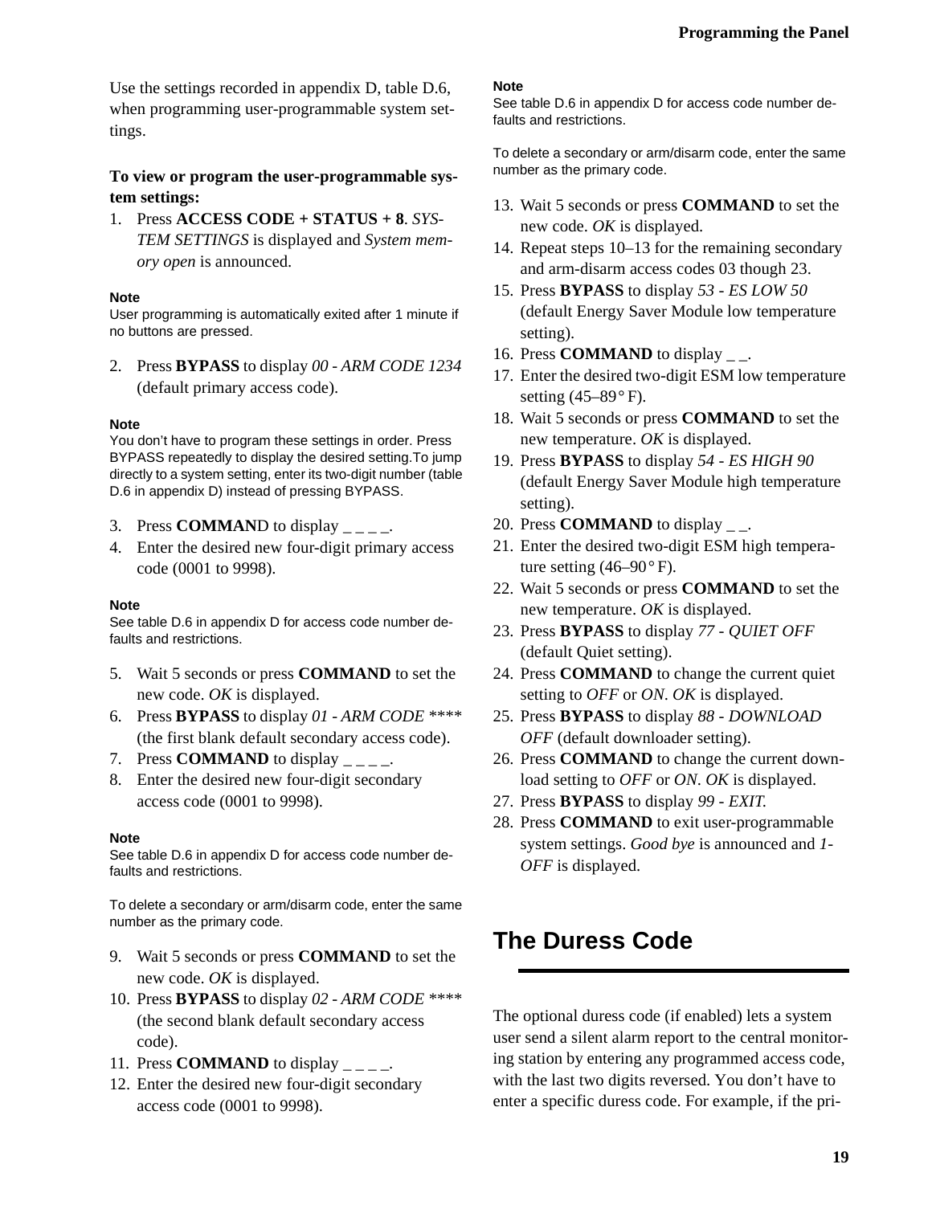Use the settings recorded in appendix D, table D.6, when programming user-programmable system settings.

**To view or program the user-programmable system settings:**

1. Press **ACCESS CODE + STATUS + 8**. *SYSTEM SETTINGS* is displayed and *System memory open* is announced.

**Note**
User programming is automatically exited after 1 minute if no buttons are pressed.

2. Press **BYPASS** to display *00 - ARM CODE 1234* (default primary access code).

**Note**
You don't have to program these settings in order. Press BYPASS repeatedly to display the desired setting.To jump directly to a system setting, enter its two-digit number (table D.6 in appendix D) instead of pressing BYPASS.

3. Press **COMMAN**D to display _ _ _ _.
4. Enter the desired new four-digit primary access code (0001 to 9998).

**Note**
See table D.6 in appendix D for access code number defaults and restrictions.

5. Wait 5 seconds or press **COMMAND** to set the new code. *OK* is displayed.
6. Press **BYPASS** to display *01 - ARM CODE* **** (the first blank default secondary access code).
7. Press **COMMAND** to display _ _ _ _.
8. Enter the desired new four-digit secondary access code (0001 to 9998).

**Note**
See table D.6 in appendix D for access code number defaults and restrictions.

To delete a secondary or arm/disarm code, enter the same number as the primary code.

9. Wait 5 seconds or press **COMMAND** to set the new code. *OK* is displayed.
10. Press **BYPASS** to display *02 - ARM CODE* **** (the second blank default secondary access code).
11. Press **COMMAND** to display _ _ _ _.
12. Enter the desired new four-digit secondary access code (0001 to 9998).

**Note**
See table D.6 in appendix D for access code number defaults and restrictions.

To delete a secondary or arm/disarm code, enter the same number as the primary code.

13. Wait 5 seconds or press **COMMAND** to set the new code. *OK* is displayed.
14. Repeat steps 10–13 for the remaining secondary and arm-disarm access codes 03 though 23.
15. Press **BYPASS** to display *53 - ES LOW 50* (default Energy Saver Module low temperature setting).
16. Press **COMMAND** to display _ _.
17. Enter the desired two-digit ESM low temperature setting (45–89° F).
18. Wait 5 seconds or press **COMMAND** to set the new temperature. *OK* is displayed.
19. Press **BYPASS** to display *54 - ES HIGH 90* (default Energy Saver Module high temperature setting).
20. Press **COMMAND** to display _ _.
21. Enter the desired two-digit ESM high temperature setting (46–90° F).
22. Wait 5 seconds or press **COMMAND** to set the new temperature. *OK* is displayed.
23. Press **BYPASS** to display *77 - QUIET OFF* (default Quiet setting).
24. Press **COMMAND** to change the current quiet setting to *OFF* or *ON*. *OK* is displayed.
25. Press **BYPASS** to display *88 - DOWNLOAD OFF* (default downloader setting).
26. Press **COMMAND** to change the current download setting to *OFF* or *ON*. *OK* is displayed.
27. Press **BYPASS** to display *99 - EXIT.*
28. Press **COMMAND** to exit user-programmable system settings. *Good bye* is announced and *1-OFF* is displayed.

## The Duress Code

The optional duress code (if enabled) lets a system user send a silent alarm report to the central monitoring station by entering any programmed access code, with the last two digits reversed. You don't have to enter a specific duress code. For example, if the pri-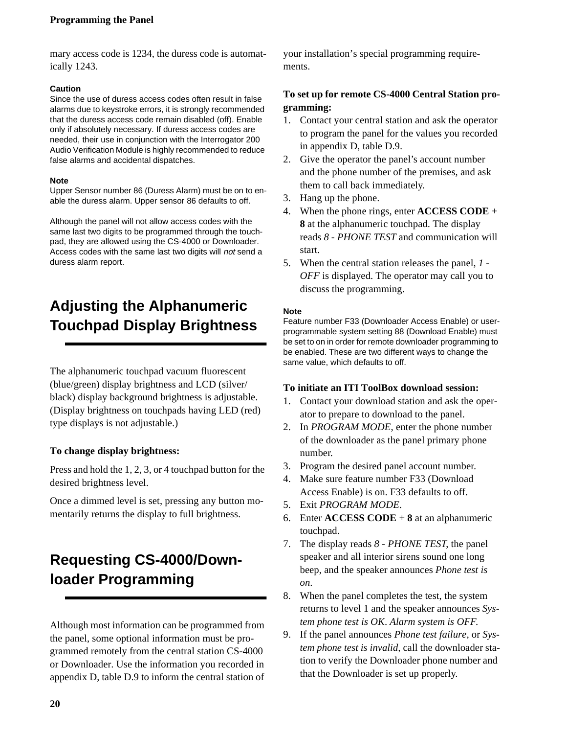mary access code is 1234, the duress code is automatically 1243.

**Caution**
Since the use of duress access codes often result in false alarms due to keystroke errors, it is strongly recommended that the duress access code remain disabled (off). Enable only if absolutely necessary. If duress access codes are needed, their use in conjunction with the Interrogator 200 Audio Verification Module is highly recommended to reduce false alarms and accidental dispatches.

**Note**
Upper Sensor number 86 (Duress Alarm) must be on to enable the duress alarm. Upper sensor 86 defaults to off.

Although the panel will not allow access codes with the same last two digits to be programmed through the touchpad, they are allowed using the CS-4000 or Downloader. Access codes with the same last two digits will *not* send a duress alarm report.

## Adjusting the Alphanumeric Touchpad Display Brightness

The alphanumeric touchpad vacuum fluorescent (blue/green) display brightness and LCD (silver/black) display background brightness is adjustable. (Display brightness on touchpads having LED (red) type displays is not adjustable.)

**To change display brightness:**

Press and hold the 1, 2, 3, or 4 touchpad button for the desired brightness level.

Once a dimmed level is set, pressing any button momentarily returns the display to full brightness.

## Requesting CS-4000/Downloader Programming

Although most information can be programmed from the panel, some optional information must be programmed remotely from the central station CS-4000 or Downloader. Use the information you recorded in appendix D, table D.9 to inform the central station of your installation's special programming requirements.

**To set up for remote CS-4000 Central Station programming:**

1. Contact your central station and ask the operator to program the panel for the values you recorded in appendix D, table D.9.
2. Give the operator the panel's account number and the phone number of the premises, and ask them to call back immediately.
3. Hang up the phone.
4. When the phone rings, enter **ACCESS CODE** + **8** at the alphanumeric touchpad. The display reads *8 - PHONE TEST* and communication will start.
5. When the central station releases the panel, *1 - OFF* is displayed. The operator may call you to discuss the programming.

**Note**
Feature number F33 (Downloader Access Enable) or user-programmable system setting 88 (Download Enable) must be set to on in order for remote downloader programming to be enabled. These are two different ways to change the same value, which defaults to off.

**To initiate an ITI ToolBox download session:**

1. Contact your download station and ask the operator to prepare to download to the panel.
2. In *PROGRAM MODE*, enter the phone number of the downloader as the panel primary phone number.
3. Program the desired panel account number.
4. Make sure feature number F33 (Download Access Enable) is on. F33 defaults to off.
5. Exit *PROGRAM MODE*.
6. Enter **ACCESS CODE** + **8** at an alphanumeric touchpad.
7. The display reads *8 - PHONE TEST*, the panel speaker and all interior sirens sound one long beep, and the speaker announces *Phone test is on*.
8. When the panel completes the test, the system returns to level 1 and the speaker announces *System phone test is OK. Alarm system is OFF.*
9. If the panel announces *Phone test failure*, or *System phone test is invalid*, call the downloader station to verify the Downloader phone number and that the Downloader is set up properly.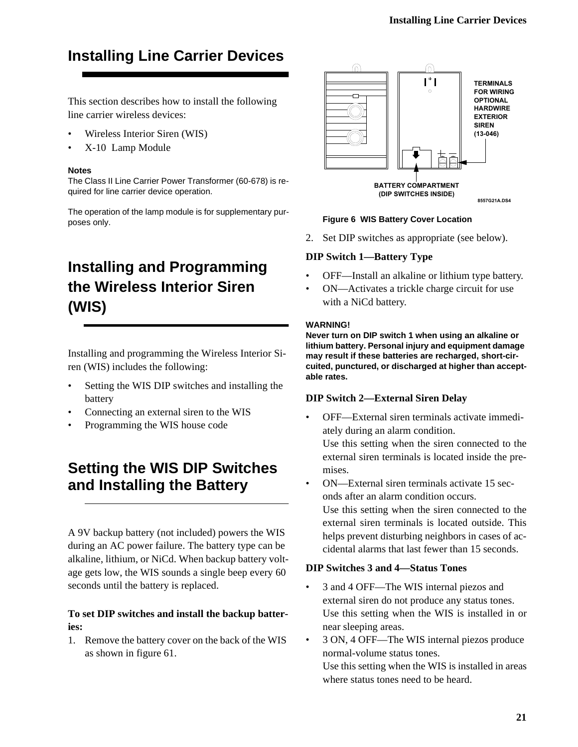# Installing Line Carrier Devices

This section describes how to install the following line carrier wireless devices:

- Wireless Interior Siren (WIS)
- X-10 Lamp Module

**Notes**
The Class II Line Carrier Power Transformer (60-678) is required for line carrier device operation.

The operation of the lamp module is for supplementary purposes only.

# Installing and Programming the Wireless Interior Siren (WIS)

Installing and programming the Wireless Interior Siren (WIS) includes the following:

- Setting the WIS DIP switches and installing the battery
- Connecting an external siren to the WIS
- Programming the WIS house code

## Setting the WIS DIP Switches and Installing the Battery

A 9V backup battery (not included) powers the WIS during an AC power failure. The battery type can be alkaline, lithium, or NiCd. When backup battery voltage gets low, the WIS sounds a single beep every 60 seconds until the battery is replaced.

**To set DIP switches and install the backup batteries:**

1. Remove the battery cover on the back of the WIS as shown in figure 61.

TERMINALS FOR WIRING OPTIONAL HARDWIRE EXTERIOR SIREN (13-046)

BATTERY COMPARTMENT (DIP SWITCHES INSIDE)

8557G21A.DS4

**Figure 6 WIS Battery Cover Location**

2. Set DIP switches as appropriate (see below).

**DIP Switch 1—Battery Type**

- OFF—Install an alkaline or lithium type battery.
- ON—Activates a trickle charge circuit for use with a NiCd battery.

**WARNING!**
**Never turn on DIP switch 1 when using an alkaline or lithium battery. Personal injury and equipment damage may result if these batteries are recharged, short-circuited, punctured, or discharged at higher than acceptable rates.**

**DIP Switch 2—External Siren Delay**

- OFF—External siren terminals activate immediately during an alarm condition.
  Use this setting when the siren connected to the external siren terminals is located inside the premises.
- ON—External siren terminals activate 15 seconds after an alarm condition occurs.
  Use this setting when the siren connected to the external siren terminals is located outside. This helps prevent disturbing neighbors in cases of accidental alarms that last fewer than 15 seconds.

**DIP Switches 3 and 4—Status Tones**

- 3 and 4 OFF—The WIS internal piezos and external siren do not produce any status tones.
  Use this setting when the WIS is installed in or near sleeping areas.
- 3 ON, 4 OFF—The WIS internal piezos produce normal-volume status tones.
  Use this setting when the WIS is installed in areas where status tones need to be heard.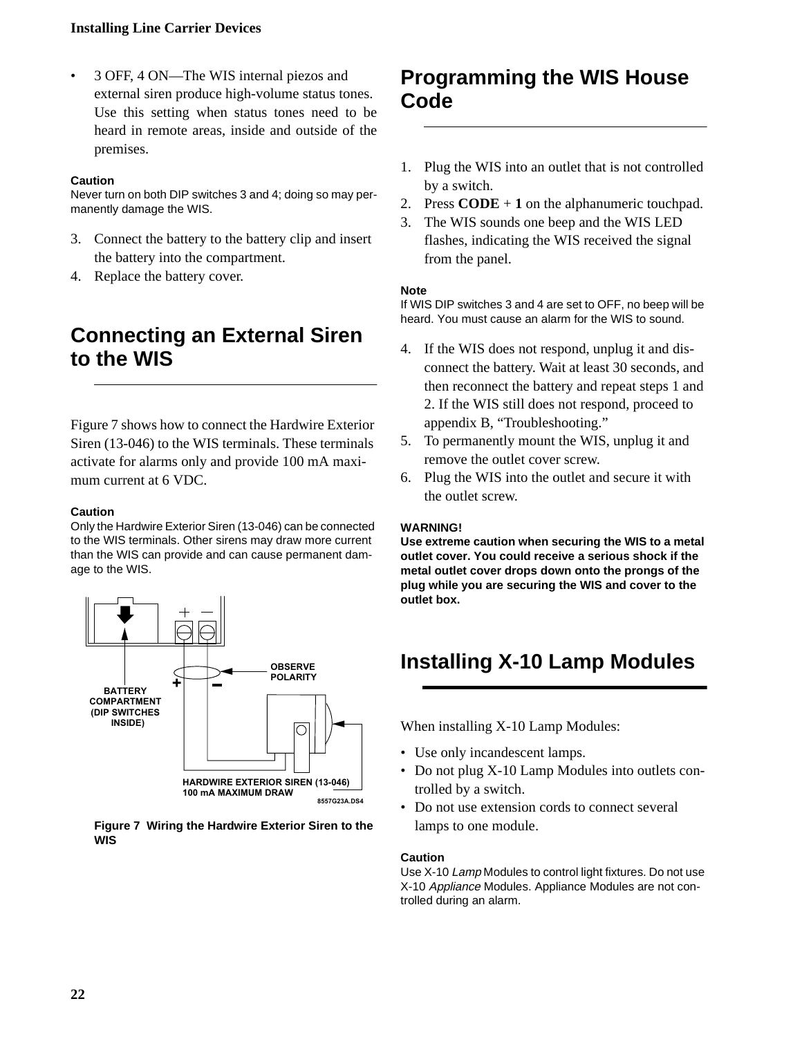- 3 OFF, 4 ON—The WIS internal piezos and external siren produce high-volume status tones. Use this setting when status tones need to be heard in remote areas, inside and outside of the premises.

**Caution**
Never turn on both DIP switches 3 and 4; doing so may permanently damage the WIS.

3. Connect the battery to the battery clip and insert the battery into the compartment.
4. Replace the battery cover.

## Connecting an External Siren to the WIS

Figure 7 shows how to connect the Hardwire Exterior Siren (13-046) to the WIS terminals. These terminals activate for alarms only and provide 100 mA maximum current at 6 VDC.

**Caution**
Only the Hardwire Exterior Siren (13-046) can be connected to the WIS terminals. Other sirens may draw more current than the WIS can provide and can cause permanent damage to the WIS.

BATTERY COMPARTMENT (DIP SWITCHES INSIDE)

OBSERVE POLARITY

HARDWIRE EXTERIOR SIREN (13-046) 100 mA MAXIMUM DRAW

8557G23A.DS4

**Figure 7 Wiring the Hardwire Exterior Siren to the WIS**

## Programming the WIS House Code

1. Plug the WIS into an outlet that is not controlled by a switch.
2. Press **CODE** + **1** on the alphanumeric touchpad.
3. The WIS sounds one beep and the WIS LED flashes, indicating the WIS received the signal from the panel.

**Note**
If WIS DIP switches 3 and 4 are set to OFF, no beep will be heard. You must cause an alarm for the WIS to sound.

4. If the WIS does not respond, unplug it and disconnect the battery. Wait at least 30 seconds, and then reconnect the battery and repeat steps 1 and 2. If the WIS still does not respond, proceed to appendix B, "Troubleshooting."
5. To permanently mount the WIS, unplug it and remove the outlet cover screw.
6. Plug the WIS into the outlet and secure it with the outlet screw.

**WARNING!**
**Use extreme caution when securing the WIS to a metal outlet cover. You could receive a serious shock if the metal outlet cover drops down onto the prongs of the plug while you are securing the WIS and cover to the outlet box.**

## Installing X-10 Lamp Modules

When installing X-10 Lamp Modules:

- Use only incandescent lamps.
- Do not plug X-10 Lamp Modules into outlets controlled by a switch.
- Do not use extension cords to connect several lamps to one module.

**Caution**
Use X-10 *Lamp* Modules to control light fixtures. Do not use X-10 *Appliance* Modules. Appliance Modules are not controlled during an alarm.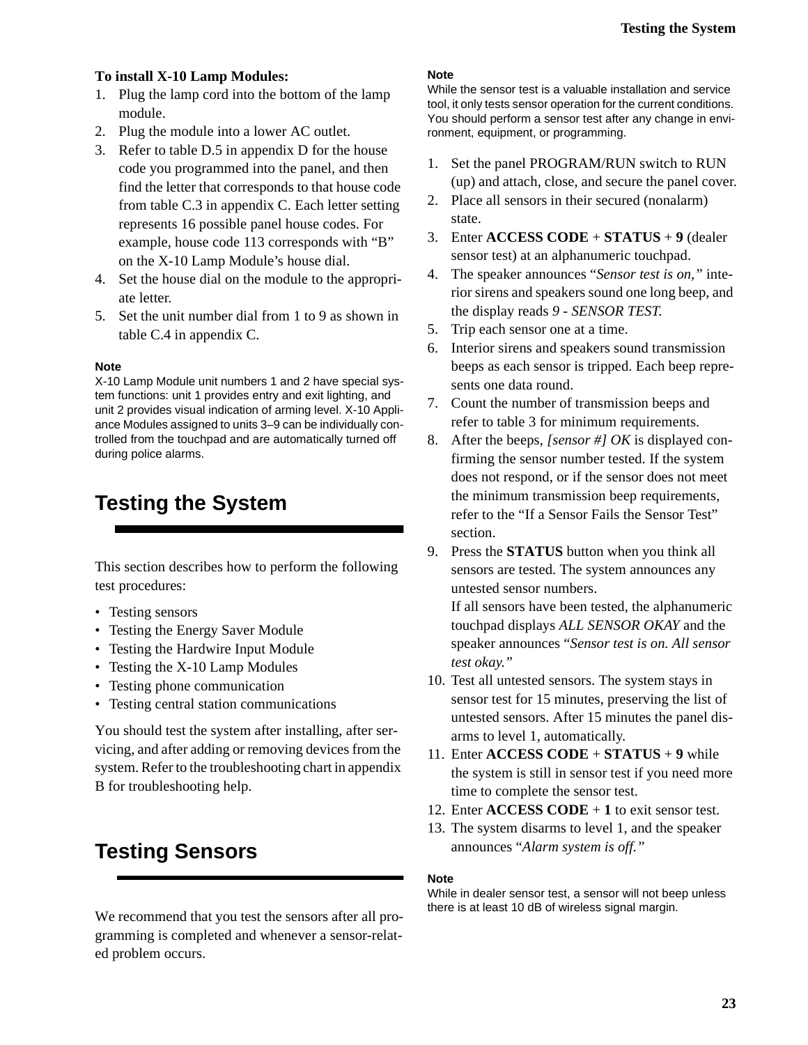**To install X-10 Lamp Modules:**

1. Plug the lamp cord into the bottom of the lamp module.
2. Plug the module into a lower AC outlet.
3. Refer to table D.5 in appendix D for the house code you programmed into the panel, and then find the letter that corresponds to that house code from table C.3 in appendix C. Each letter setting represents 16 possible panel house codes. For example, house code 113 corresponds with "B" on the X-10 Lamp Module's house dial.
4. Set the house dial on the module to the appropriate letter.
5. Set the unit number dial from 1 to 9 as shown in table C.4 in appendix C.

**Note**

X-10 Lamp Module unit numbers 1 and 2 have special system functions: unit 1 provides entry and exit lighting, and unit 2 provides visual indication of arming level. X-10 Appliance Modules assigned to units 3–9 can be individually controlled from the touchpad and are automatically turned off during police alarms.

# Testing the System

This section describes how to perform the following test procedures:

- Testing sensors
- Testing the Energy Saver Module
- Testing the Hardwire Input Module
- Testing the X-10 Lamp Modules
- Testing phone communication
- Testing central station communications

You should test the system after installing, after servicing, and after adding or removing devices from the system. Refer to the troubleshooting chart in appendix B for troubleshooting help.

# Testing Sensors

We recommend that you test the sensors after all programming is completed and whenever a sensor-related problem occurs.

**Note**

While the sensor test is a valuable installation and service tool, it only tests sensor operation for the current conditions. You should perform a sensor test after any change in environment, equipment, or programming.

1. Set the panel PROGRAM/RUN switch to RUN (up) and attach, close, and secure the panel cover.
2. Place all sensors in their secured (nonalarm) state.
3. Enter **ACCESS CODE** + **STATUS** + **9** (dealer sensor test) at an alphanumeric touchpad.
4. The speaker announces "*Sensor test is on,*" interior sirens and speakers sound one long beep, and the display reads *9 - SENSOR TEST.*
5. Trip each sensor one at a time.
6. Interior sirens and speakers sound transmission beeps as each sensor is tripped. Each beep represents one data round.
7. Count the number of transmission beeps and refer to table 3 for minimum requirements.
8. After the beeps, *[sensor #] OK* is displayed confirming the sensor number tested. If the system does not respond, or if the sensor does not meet the minimum transmission beep requirements, refer to the "If a Sensor Fails the Sensor Test" section.
9. Press the **STATUS** button when you think all sensors are tested. The system announces any untested sensor numbers.
   If all sensors have been tested, the alphanumeric touchpad displays *ALL SENSOR OKAY* and the speaker announces "*Sensor test is on. All sensor test okay.*"
10. Test all untested sensors. The system stays in sensor test for 15 minutes, preserving the list of untested sensors. After 15 minutes the panel disarms to level 1, automatically.
11. Enter **ACCESS CODE** + **STATUS** + **9** while the system is still in sensor test if you need more time to complete the sensor test.
12. Enter **ACCESS CODE** + **1** to exit sensor test.
13. The system disarms to level 1, and the speaker announces "*Alarm system is off.*"

**Note**

While in dealer sensor test, a sensor will not beep unless there is at least 10 dB of wireless signal margin.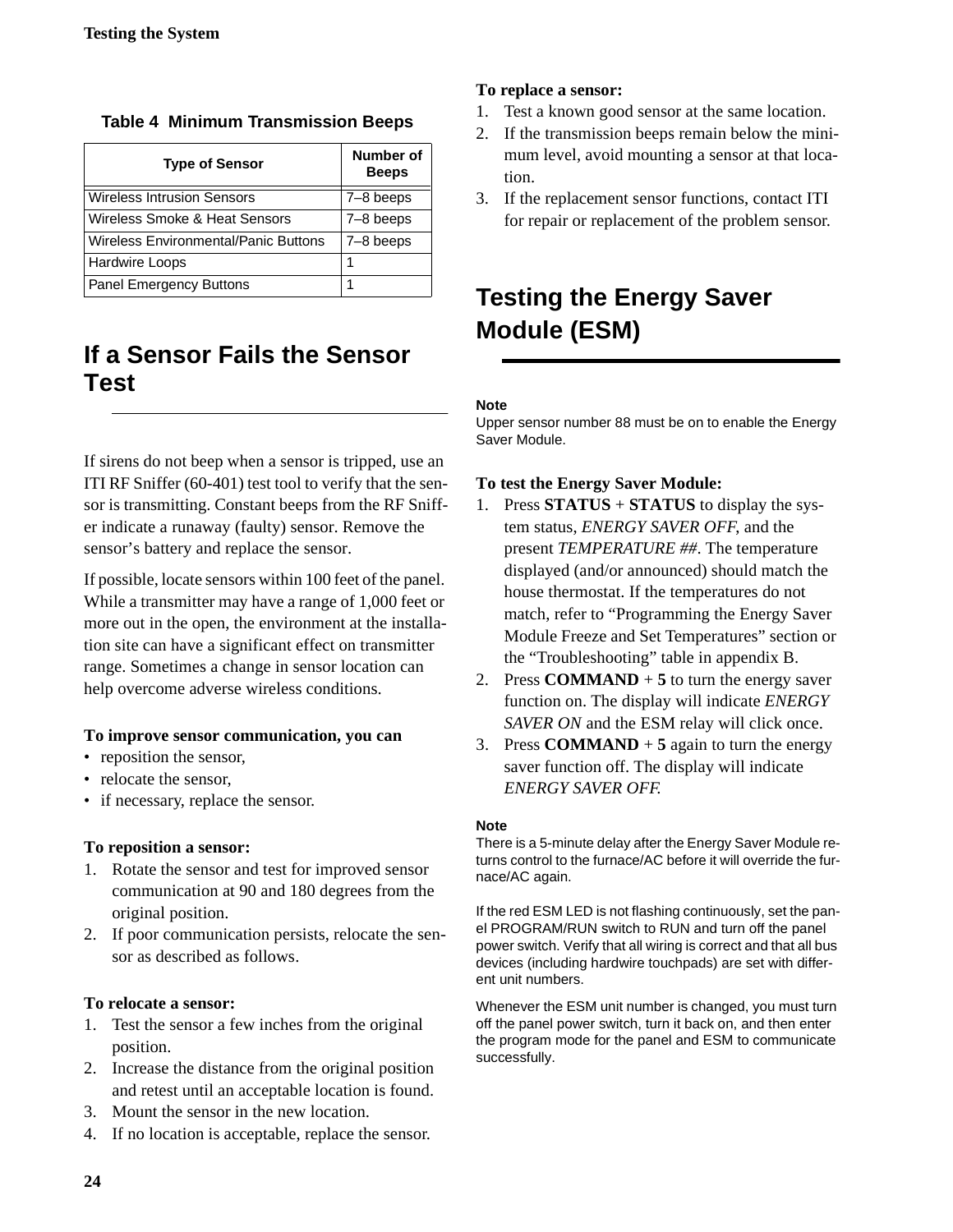**Table 4 Minimum Transmission Beeps**

| Type of Sensor | Number of Beeps |
|---|---|
| Wireless Intrusion Sensors | 7–8 beeps |
| Wireless Smoke & Heat Sensors | 7–8 beeps |
| Wireless Environmental/Panic Buttons | 7–8 beeps |
| Hardwire Loops | 1 |
| Panel Emergency Buttons | 1 |

## If a Sensor Fails the Sensor Test

If sirens do not beep when a sensor is tripped, use an ITI RF Sniffer (60-401) test tool to verify that the sensor is transmitting. Constant beeps from the RF Sniffer indicate a runaway (faulty) sensor. Remove the sensor's battery and replace the sensor.

If possible, locate sensors within 100 feet of the panel. While a transmitter may have a range of 1,000 feet or more out in the open, the environment at the installation site can have a significant effect on transmitter range. Sometimes a change in sensor location can help overcome adverse wireless conditions.

**To improve sensor communication, you can**

- reposition the sensor,
- relocate the sensor,
- if necessary, replace the sensor.

**To reposition a sensor:**

1. Rotate the sensor and test for improved sensor communication at 90 and 180 degrees from the original position.
2. If poor communication persists, relocate the sensor as described as follows.

**To relocate a sensor:**

1. Test the sensor a few inches from the original position.
2. Increase the distance from the original position and retest until an acceptable location is found.
3. Mount the sensor in the new location.
4. If no location is acceptable, replace the sensor.

**To replace a sensor:**

1. Test a known good sensor at the same location.
2. If the transmission beeps remain below the minimum level, avoid mounting a sensor at that location.
3. If the replacement sensor functions, contact ITI for repair or replacement of the problem sensor.

## Testing the Energy Saver Module (ESM)

**Note**
Upper sensor number 88 must be on to enable the Energy Saver Module.

**To test the Energy Saver Module:**

1. Press **STATUS** + **STATUS** to display the system status, *ENERGY SAVER OFF*, and the present *TEMPERATURE ##*. The temperature displayed (and/or announced) should match the house thermostat. If the temperatures do not match, refer to "Programming the Energy Saver Module Freeze and Set Temperatures" section or the "Troubleshooting" table in appendix B.
2. Press **COMMAND** + **5** to turn the energy saver function on. The display will indicate *ENERGY SAVER ON* and the ESM relay will click once.
3. Press **COMMAND** + **5** again to turn the energy saver function off. The display will indicate *ENERGY SAVER OFF.*

**Note**
There is a 5-minute delay after the Energy Saver Module returns control to the furnace/AC before it will override the furnace/AC again.

If the red ESM LED is not flashing continuously, set the panel PROGRAM/RUN switch to RUN and turn off the panel power switch. Verify that all wiring is correct and that all bus devices (including hardwire touchpads) are set with different unit numbers.

Whenever the ESM unit number is changed, you must turn off the panel power switch, turn it back on, and then enter the program mode for the panel and ESM to communicate successfully.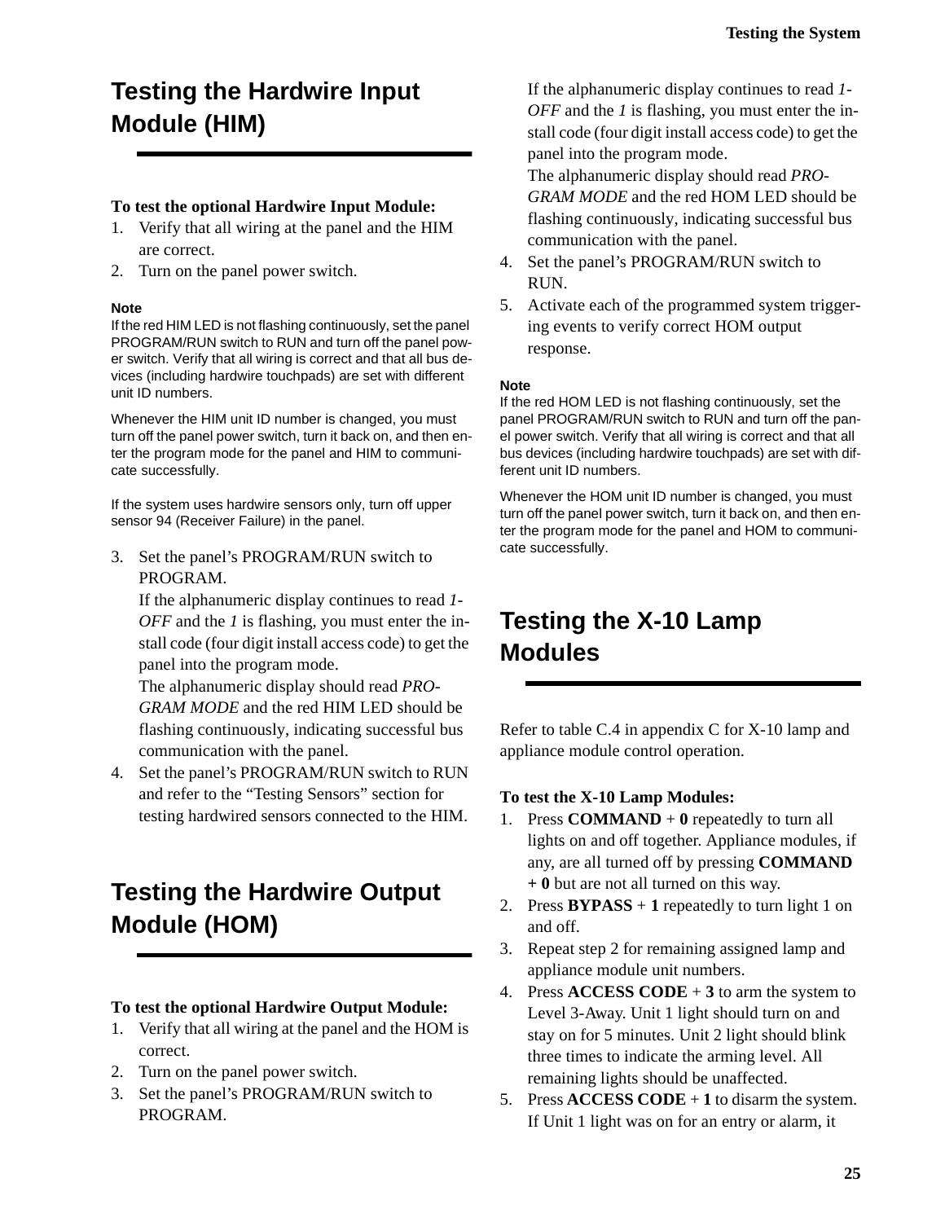## Testing the Hardwire Input Module (HIM)

**To test the optional Hardwire Input Module:**

1. Verify that all wiring at the panel and the HIM are correct.
2. Turn on the panel power switch.

**Note**

If the red HIM LED is not flashing continuously, set the panel PROGRAM/RUN switch to RUN and turn off the panel power switch. Verify that all wiring is correct and that all bus devices (including hardwire touchpads) are set with different unit ID numbers.

Whenever the HIM unit ID number is changed, you must turn off the panel power switch, turn it back on, and then enter the program mode for the panel and HIM to communicate successfully.

If the system uses hardwire sensors only, turn off upper sensor 94 (Receiver Failure) in the panel.

3. Set the panel's PROGRAM/RUN switch to PROGRAM.

   If the alphanumeric display continues to read *1-OFF* and the *1* is flashing, you must enter the install code (four digit install access code) to get the panel into the program mode.

   The alphanumeric display should read *PROGRAM MODE* and the red HIM LED should be flashing continuously, indicating successful bus communication with the panel.
4. Set the panel's PROGRAM/RUN switch to RUN and refer to the "Testing Sensors" section for testing hardwired sensors connected to the HIM.

## Testing the Hardwire Output Module (HOM)

**To test the optional Hardwire Output Module:**

1. Verify that all wiring at the panel and the HOM is correct.
2. Turn on the panel power switch.
3. Set the panel's PROGRAM/RUN switch to PROGRAM.

   If the alphanumeric display continues to read *1-OFF* and the *1* is flashing, you must enter the install code (four digit install access code) to get the panel into the program mode.

   The alphanumeric display should read *PROGRAM MODE* and the red HOM LED should be flashing continuously, indicating successful bus communication with the panel.
4. Set the panel's PROGRAM/RUN switch to RUN.
5. Activate each of the programmed system triggering events to verify correct HOM output response.

**Note**

If the red HOM LED is not flashing continuously, set the panel PROGRAM/RUN switch to RUN and turn off the panel power switch. Verify that all wiring is correct and that all bus devices (including hardwire touchpads) are set with different unit ID numbers.

Whenever the HOM unit ID number is changed, you must turn off the panel power switch, turn it back on, and then enter the program mode for the panel and HOM to communicate successfully.

## Testing the X-10 Lamp Modules

Refer to table C.4 in appendix C for X-10 lamp and appliance module control operation.

**To test the X-10 Lamp Modules:**

1. Press **COMMAND** + **0** repeatedly to turn all lights on and off together. Appliance modules, if any, are all turned off by pressing **COMMAND + 0** but are not all turned on this way.
2. Press **BYPASS** + **1** repeatedly to turn light 1 on and off.
3. Repeat step 2 for remaining assigned lamp and appliance module unit numbers.
4. Press **ACCESS CODE** + **3** to arm the system to Level 3-Away. Unit 1 light should turn on and stay on for 5 minutes. Unit 2 light should blink three times to indicate the arming level. All remaining lights should be unaffected.
5. Press **ACCESS CODE** + **1** to disarm the system. If Unit 1 light was on for an entry or alarm, it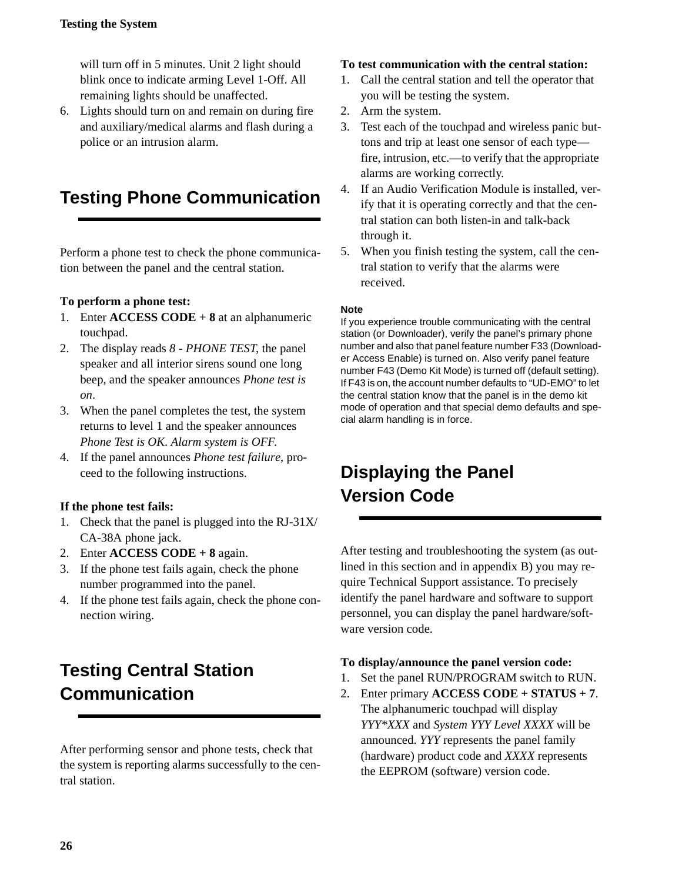will turn off in 5 minutes. Unit 2 light should blink once to indicate arming Level 1-Off. All remaining lights should be unaffected.

6. Lights should turn on and remain on during fire and auxiliary/medical alarms and flash during a police or an intrusion alarm.

## Testing Phone Communication

Perform a phone test to check the phone communication between the panel and the central station.

**To perform a phone test:**

1. Enter **ACCESS CODE** + **8** at an alphanumeric touchpad.
2. The display reads *8 - PHONE TEST*, the panel speaker and all interior sirens sound one long beep, and the speaker announces *Phone test is on*.
3. When the panel completes the test, the system returns to level 1 and the speaker announces *Phone Test is OK. Alarm system is OFF.*
4. If the panel announces *Phone test failure*, proceed to the following instructions.

**If the phone test fails:**

1. Check that the panel is plugged into the RJ-31X/CA-38A phone jack.
2. Enter **ACCESS CODE + 8** again.
3. If the phone test fails again, check the phone number programmed into the panel.
4. If the phone test fails again, check the phone connection wiring.

## Testing Central Station Communication

After performing sensor and phone tests, check that the system is reporting alarms successfully to the central station.

**To test communication with the central station:**

1. Call the central station and tell the operator that you will be testing the system.
2. Arm the system.
3. Test each of the touchpad and wireless panic buttons and trip at least one sensor of each type—fire, intrusion, etc.—to verify that the appropriate alarms are working correctly.
4. If an Audio Verification Module is installed, verify that it is operating correctly and that the central station can both listen-in and talk-back through it.
5. When you finish testing the system, call the central station to verify that the alarms were received.

**Note**
If you experience trouble communicating with the central station (or Downloader), verify the panel's primary phone number and also that panel feature number F33 (Downloader Access Enable) is turned on. Also verify panel feature number F43 (Demo Kit Mode) is turned off (default setting). If F43 is on, the account number defaults to "UD-EMO" to let the central station know that the panel is in the demo kit mode of operation and that special demo defaults and special alarm handling is in force.

## Displaying the Panel Version Code

After testing and troubleshooting the system (as outlined in this section and in appendix B) you may require Technical Support assistance. To precisely identify the panel hardware and software to support personnel, you can display the panel hardware/software version code.

**To display/announce the panel version code:**

1. Set the panel RUN/PROGRAM switch to RUN.
2. Enter primary **ACCESS CODE + STATUS + 7**. The alphanumeric touchpad will display *YYY*XXX* and *System YYY Level XXXX* will be announced. *YYY* represents the panel family (hardware) product code and *XXXX* represents the EEPROM (software) version code.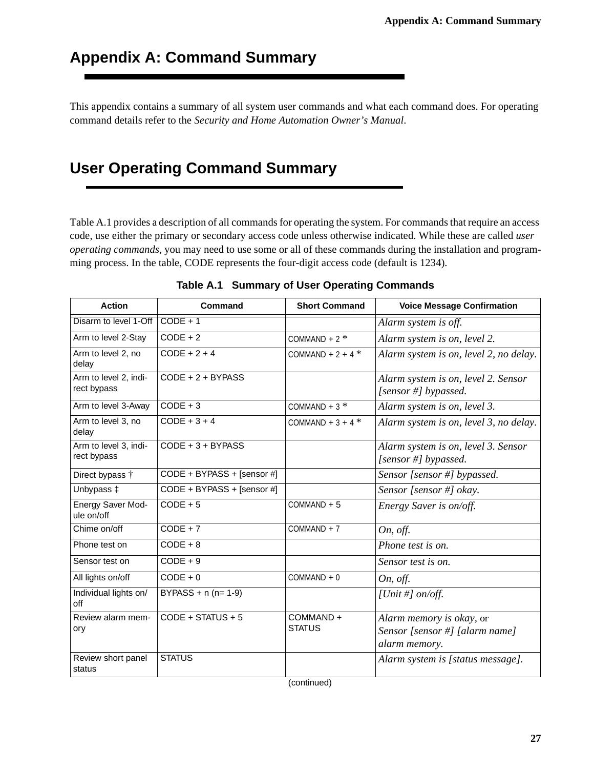# Appendix A: Command Summary

This appendix contains a summary of all system user commands and what each command does. For operating command details refer to the *Security and Home Automation Owner's Manual*.

# User Operating Command Summary

Table A.1 provides a description of all commands for operating the system. For commands that require an access code, use either the primary or secondary access code unless otherwise indicated. While these are called *user operating commands*, you may need to use some or all of these commands during the installation and programming process. In the table, CODE represents the four-digit access code (default is 1234).

**Table A.1 Summary of User Operating Commands**

| Action | Command | Short Command | Voice Message Confirmation |
|---|---|---|---|
| Disarm to level 1-Off | CODE + 1 | | *Alarm system is off.* |
| Arm to level 2-Stay | CODE + 2 | COMMAND + 2 * | *Alarm system is on, level 2.* |
| Arm to level 2, no delay | CODE + 2 + 4 | COMMAND + 2 + 4 * | *Alarm system is on, level 2, no delay.* |
| Arm to level 2, indirect bypass | CODE + 2 + BYPASS | | *Alarm system is on, level 2. Sensor [sensor #] bypassed.* |
| Arm to level 3-Away | CODE + 3 | COMMAND + 3 * | *Alarm system is on, level 3.* |
| Arm to level 3, no delay | CODE + 3 + 4 | COMMAND + 3 + 4 * | *Alarm system is on, level 3, no delay.* |
| Arm to level 3, indirect bypass | CODE + 3 + BYPASS | | *Alarm system is on, level 3. Sensor [sensor #] bypassed.* |
| Direct bypass † | CODE + BYPASS + [sensor #] | | *Sensor [sensor #] bypassed.* |
| Unbypass ‡ | CODE + BYPASS + [sensor #] | | *Sensor [sensor #] okay.* |
| Energy Saver Module on/off | CODE + 5 | COMMAND + 5 | *Energy Saver is on/off.* |
| Chime on/off | CODE + 7 | COMMAND + 7 | *On, off.* |
| Phone test on | CODE + 8 | | *Phone test is on.* |
| Sensor test on | CODE + 9 | | *Sensor test is on.* |
| All lights on/off | CODE + 0 | COMMAND + 0 | *On, off.* |
| Individual lights on/off | BYPASS + n (n= 1-9) | | *[Unit #] on/off.* |
| Review alarm memory | CODE + STATUS + 5 | COMMAND + STATUS | *Alarm memory is okay*, or *Sensor [sensor #] [alarm name] alarm memory.* |
| Review short panel status | STATUS | | *Alarm system is [status message].* |

(continued)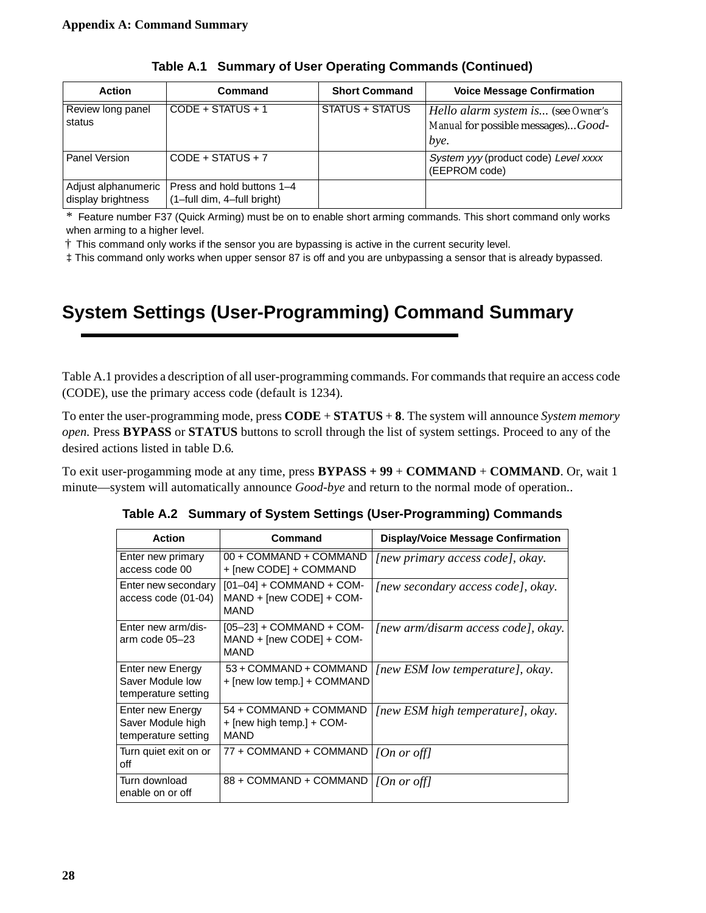**Table A.1 Summary of User Operating Commands (Continued)**

| Action | Command | Short Command | Voice Message Confirmation |
|---|---|---|---|
| Review long panel status | CODE + STATUS + 1 | STATUS + STATUS | *Hello alarm system is...* (see *Owner's Manual* for possible messages)*...Good-bye.* |
| Panel Version | CODE + STATUS + 7 | | *System yyy* (product code) *Level xxxx* (EEPROM code) |
| Adjust alphanumeric display brightness | Press and hold buttons 1–4 (1–full dim, 4–full bright) | | |

\* Feature number F37 (Quick Arming) must be on to enable short arming commands. This short command only works when arming to a higher level.

† This command only works if the sensor you are bypassing is active in the current security level.

‡ This command only works when upper sensor 87 is off and you are unbypassing a sensor that is already bypassed.

# System Settings (User-Programming) Command Summary

Table A.1 provides a description of all user-programming commands. For commands that require an access code (CODE), use the primary access code (default is 1234).

To enter the user-programming mode, press **CODE** + **STATUS** + **8**. The system will announce *System memory open.* Press **BYPASS** or **STATUS** buttons to scroll through the list of system settings. Proceed to any of the desired actions listed in table D.6.

To exit user-progamming mode at any time, press **BYPASS + 99** + **COMMAND** + **COMMAND**. Or, wait 1 minute—system will automatically announce *Good-bye* and return to the normal mode of operation..

**Table A.2 Summary of System Settings (User-Programming) Commands**

| Action | Command | Display/Voice Message Confirmation |
|---|---|---|
| Enter new primary access code 00 | 00 + COMMAND + COMMAND + [new CODE] + COMMAND | *[new primary access code], okay.* |
| Enter new secondary access code (01-04) | [01–04] + COMMAND + COMMAND + [new CODE] + COMMAND | *[new secondary access code], okay.* |
| Enter new arm/disarm code 05–23 | [05–23] + COMMAND + COMMAND + [new CODE] + COMMAND | *[new arm/disarm access code], okay.* |
| Enter new Energy Saver Module low temperature setting | 53 + COMMAND + COMMAND + [new low temp.] + COMMAND | *[new ESM low temperature], okay.* |
| Enter new Energy Saver Module high temperature setting | 54 + COMMAND + COMMAND + [new high temp.] + COMMAND | *[new ESM high temperature], okay.* |
| Turn quiet exit on or off | 77 + COMMAND + COMMAND | *[On or off]* |
| Turn download enable on or off | 88 + COMMAND + COMMAND | *[On or off]* |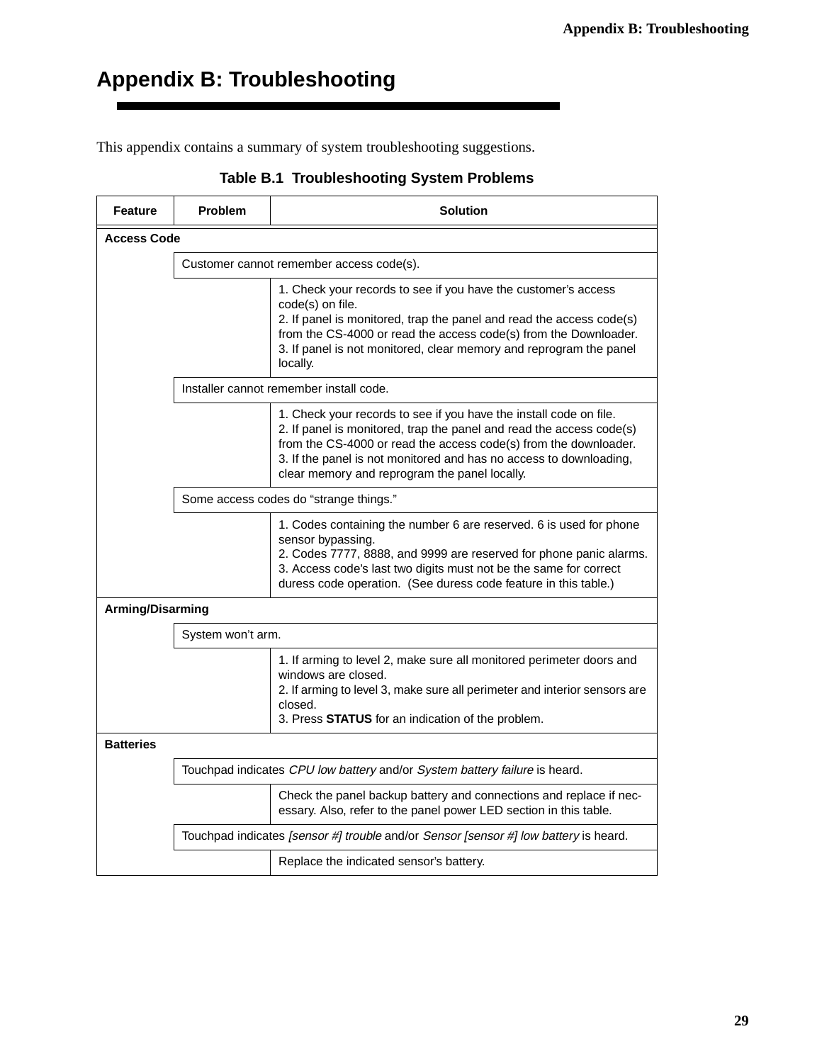# Appendix B: Troubleshooting

This appendix contains a summary of system troubleshooting suggestions.

**Table B.1 Troubleshooting System Problems**

| Feature | Problem | Solution |
|---|---|---|
| **Access Code** | | |
| | Customer cannot remember access code(s). | |
| | | 1. Check your records to see if you have the customer's access code(s) on file.<br>2. If panel is monitored, trap the panel and read the access code(s) from the CS-4000 or read the access code(s) from the Downloader.<br>3. If panel is not monitored, clear memory and reprogram the panel locally. |
| | Installer cannot remember install code. | |
| | | 1. Check your records to see if you have the install code on file.<br>2. If panel is monitored, trap the panel and read the access code(s) from the CS-4000 or read the access code(s) from the downloader.<br>3. If the panel is not monitored and has no access to downloading, clear memory and reprogram the panel locally. |
| | Some access codes do "strange things." | |
| | | 1. Codes containing the number 6 are reserved. 6 is used for phone sensor bypassing.<br>2. Codes 7777, 8888, and 9999 are reserved for phone panic alarms.<br>3. Access code's last two digits must not be the same for correct duress code operation. (See duress code feature in this table.) |
| **Arming/Disarming** | | |
| | System won't arm. | |
| | | 1. If arming to level 2, make sure all monitored perimeter doors and windows are closed.<br>2. If arming to level 3, make sure all perimeter and interior sensors are closed.<br>3. Press **STATUS** for an indication of the problem. |
| **Batteries** | | |
| | Touchpad indicates *CPU low battery* and/or *System battery failure* is heard. | |
| | | Check the panel backup battery and connections and replace if necessary. Also, refer to the panel power LED section in this table. |
| | Touchpad indicates *[sensor #] trouble* and/or *Sensor [sensor #] low battery* is heard. | |
| | | Replace the indicated sensor's battery. |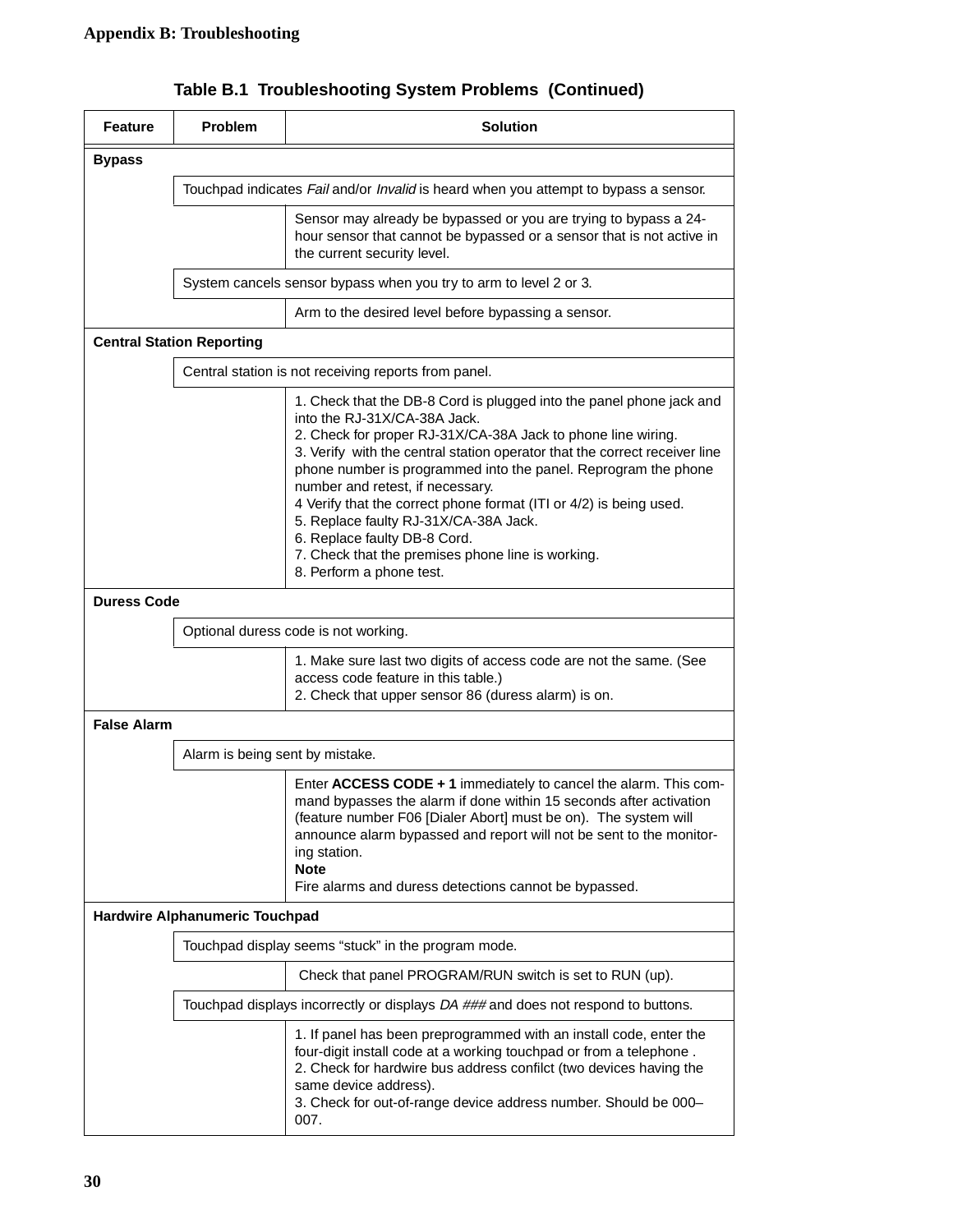**Table B.1 Troubleshooting System Problems (Continued)**

| Feature | Problem | Solution |
|---|---|---|
| **Bypass** | | |
| | Touchpad indicates *Fail* and/or *Invalid* is heard when you attempt to bypass a sensor. | |
| | | Sensor may already be bypassed or you are trying to bypass a 24-hour sensor that cannot be bypassed or a sensor that is not active in the current security level. |
| | System cancels sensor bypass when you try to arm to level 2 or 3. | |
| | | Arm to the desired level before bypassing a sensor. |
| **Central Station Reporting** | | |
| | Central station is not receiving reports from panel. | |
| | | 1. Check that the DB-8 Cord is plugged into the panel phone jack and into the RJ-31X/CA-38A Jack.<br>2. Check for proper RJ-31X/CA-38A Jack to phone line wiring.<br>3. Verify with the central station operator that the correct receiver line phone number is programmed into the panel. Reprogram the phone number and retest, if necessary.<br>4 Verify that the correct phone format (ITI or 4/2) is being used.<br>5. Replace faulty RJ-31X/CA-38A Jack.<br>6. Replace faulty DB-8 Cord.<br>7. Check that the premises phone line is working.<br>8. Perform a phone test. |
| **Duress Code** | | |
| | Optional duress code is not working. | |
| | | 1. Make sure last two digits of access code are not the same. (See access code feature in this table.)<br>2. Check that upper sensor 86 (duress alarm) is on. |
| **False Alarm** | | |
| | Alarm is being sent by mistake. | |
| | | Enter **ACCESS CODE + 1** immediately to cancel the alarm. This command bypasses the alarm if done within 15 seconds after activation (feature number F06 [Dialer Abort] must be on). The system will announce alarm bypassed and report will not be sent to the monitoring station.<br>**Note**<br>Fire alarms and duress detections cannot be bypassed. |
| **Hardwire Alphanumeric Touchpad** | | |
| | Touchpad display seems "stuck" in the program mode. | |
| | | Check that panel PROGRAM/RUN switch is set to RUN (up). |
| | Touchpad displays incorrectly or displays *DA ###* and does not respond to buttons. | |
| | | 1. If panel has been preprogrammed with an install code, enter the four-digit install code at a working touchpad or from a telephone .<br>2. Check for hardwire bus address confilct (two devices having the same device address).<br>3. Check for out-of-range device address number. Should be 000–007. |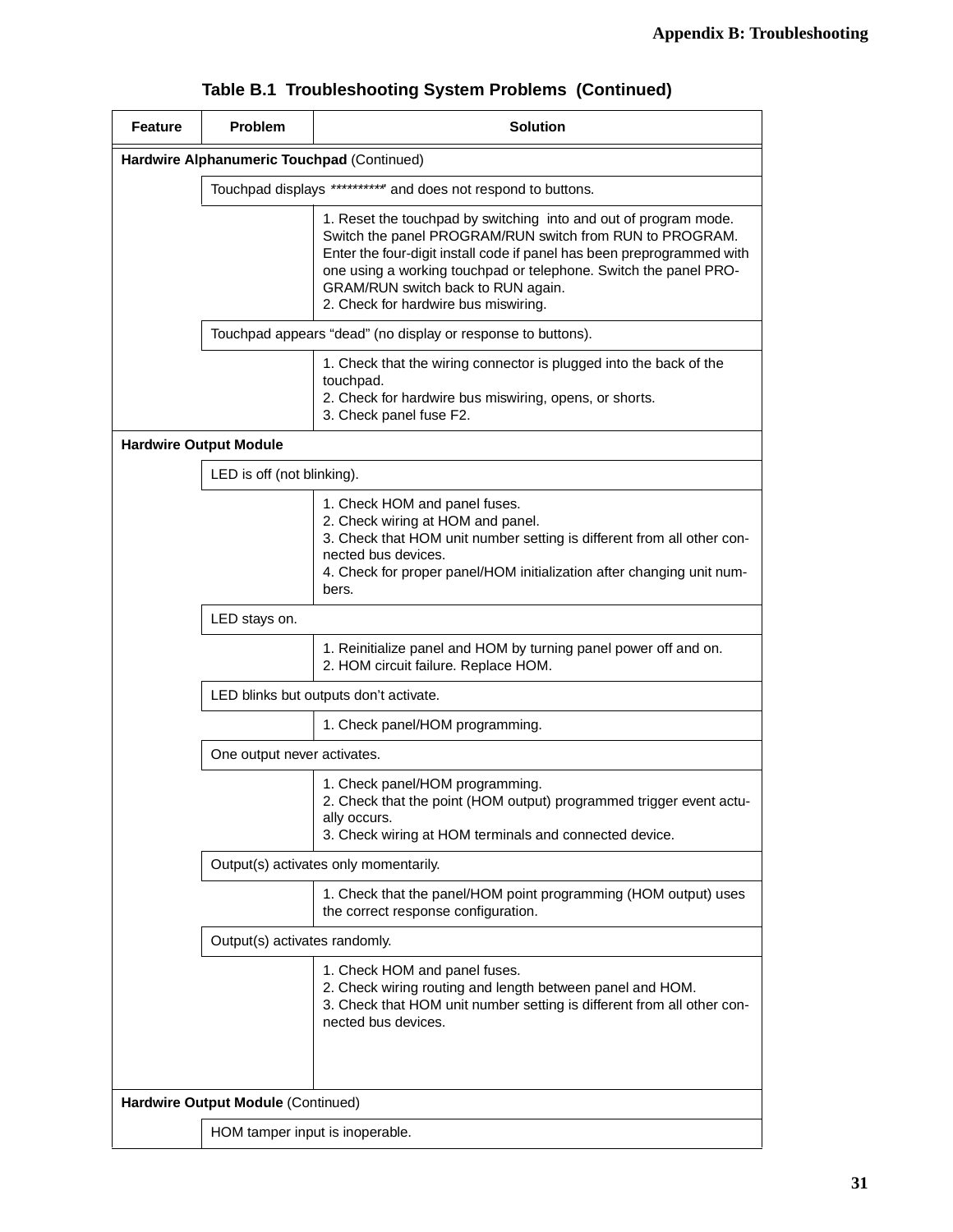**Table B.1 Troubleshooting System Problems (Continued)**

| Feature | Problem | Solution |
|---|---|---|
| **Hardwire Alphanumeric Touchpad** (Continued) | | |
| | Touchpad displays "**********" and does not respond to buttons. | |
| | | 1. Reset the touchpad by switching into and out of program mode. Switch the panel PROGRAM/RUN switch from RUN to PROGRAM. Enter the four-digit install code if panel has been preprogrammed with one using a working touchpad or telephone. Switch the panel PROGRAM/RUN switch back to RUN again.<br>2. Check for hardwire bus miswiring. |
| | Touchpad appears "dead" (no display or response to buttons). | |
| | | 1. Check that the wiring connector is plugged into the back of the touchpad.<br>2. Check for hardwire bus miswiring, opens, or shorts.<br>3. Check panel fuse F2. |
| **Hardwire Output Module** | | |
| | LED is off (not blinking). | |
| | | 1. Check HOM and panel fuses.<br>2. Check wiring at HOM and panel.<br>3. Check that HOM unit number setting is different from all other connected bus devices.<br>4. Check for proper panel/HOM initialization after changing unit numbers. |
| | LED stays on. | |
| | | 1. Reinitialize panel and HOM by turning panel power off and on.<br>2. HOM circuit failure. Replace HOM. |
| | LED blinks but outputs don't activate. | |
| | | 1. Check panel/HOM programming. |
| | One output never activates. | |
| | | 1. Check panel/HOM programming.<br>2. Check that the point (HOM output) programmed trigger event actually occurs.<br>3. Check wiring at HOM terminals and connected device. |
| | Output(s) activates only momentarily. | |
| | | 1. Check that the panel/HOM point programming (HOM output) uses the correct response configuration. |
| | Output(s) activates randomly. | |
| | | 1. Check HOM and panel fuses.<br>2. Check wiring routing and length between panel and HOM.<br>3. Check that HOM unit number setting is different from all other connected bus devices. |
| **Hardwire Output Module** (Continued) | | |
| | HOM tamper input is inoperable. | |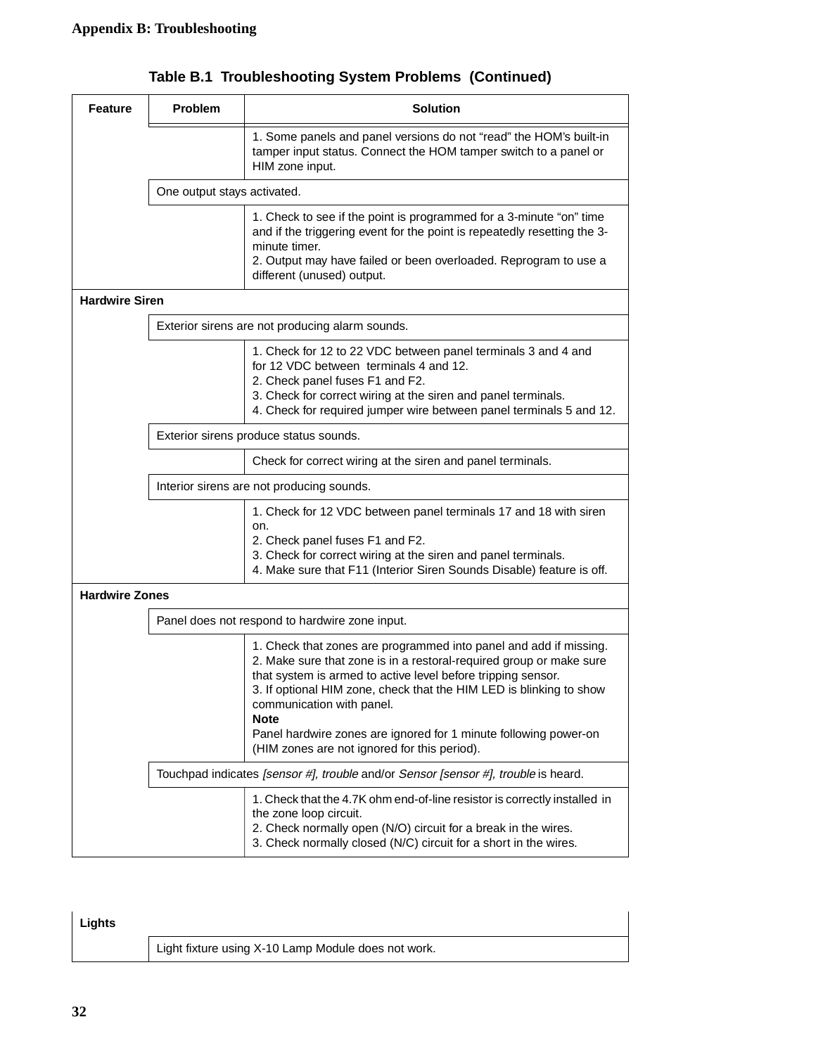**Table B.1 Troubleshooting System Problems (Continued)**

| Feature | Problem | Solution |
|---|---|---|
| | | 1. Some panels and panel versions do not “read” the HOM’s built-in tamper input status. Connect the HOM tamper switch to a panel or HIM zone input. |
| | One output stays activated. | |
| | | 1. Check to see if the point is programmed for a 3-minute “on” time and if the triggering event for the point is repeatedly resetting the 3-minute timer.<br>2. Output may have failed or been overloaded. Reprogram to use a different (unused) output. |
| **Hardwire Siren** | | |
| | Exterior sirens are not producing alarm sounds. | |
| | | 1. Check for 12 to 22 VDC between panel terminals 3 and 4 and for 12 VDC between terminals 4 and 12.<br>2. Check panel fuses F1 and F2.<br>3. Check for correct wiring at the siren and panel terminals.<br>4. Check for required jumper wire between panel terminals 5 and 12. |
| | Exterior sirens produce status sounds. | |
| | | Check for correct wiring at the siren and panel terminals. |
| | Interior sirens are not producing sounds. | |
| | | 1. Check for 12 VDC between panel terminals 17 and 18 with siren on.<br>2. Check panel fuses F1 and F2.<br>3. Check for correct wiring at the siren and panel terminals.<br>4. Make sure that F11 (Interior Siren Sounds Disable) feature is off. |
| **Hardwire Zones** | | |
| | Panel does not respond to hardwire zone input. | |
| | | 1. Check that zones are programmed into panel and add if missing.<br>2. Make sure that zone is in a restoral-required group or make sure that system is armed to active level before tripping sensor.<br>3. If optional HIM zone, check that the HIM LED is blinking to show communication with panel.<br>**Note**<br>Panel hardwire zones are ignored for 1 minute following power-on (HIM zones are not ignored for this period). |
| | Touchpad indicates *[sensor #], trouble* and/or *Sensor [sensor #], trouble* is heard. | |
| | | 1. Check that the 4.7K ohm end-of-line resistor is correctly installed in the zone loop circuit.<br>2. Check normally open (N/O) circuit for a break in the wires.<br>3. Check normally closed (N/C) circuit for a short in the wires. |
| **Lights** | | |
| | Light fixture using X-10 Lamp Module does not work. | |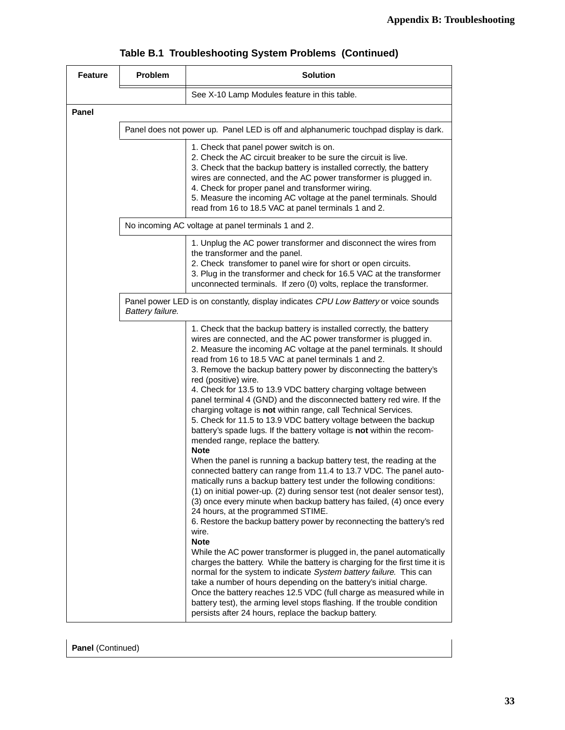**Table B.1 Troubleshooting System Problems (Continued)**

| Feature | Problem | Solution |
|---|---|---|
| | | See X-10 Lamp Modules feature in this table. |
| **Panel** | | |
| | Panel does not power up. Panel LED is off and alphanumeric touchpad display is dark. | |
| | | 1. Check that panel power switch is on.<br>2. Check the AC circuit breaker to be sure the circuit is live.<br>3. Check that the backup battery is installed correctly, the battery wires are connected, and the AC power transformer is plugged in.<br>4. Check for proper panel and transformer wiring.<br>5. Measure the incoming AC voltage at the panel terminals. Should read from 16 to 18.5 VAC at panel terminals 1 and 2. |
| | No incoming AC voltage at panel terminals 1 and 2. | |
| | | 1. Unplug the AC power transformer and disconnect the wires from the transformer and the panel.<br>2. Check transfomer to panel wire for short or open circuits.<br>3. Plug in the transformer and check for 16.5 VAC at the transformer unconnected terminals. If zero (0) volts, replace the transformer. |
| | Panel power LED is on constantly, display indicates *CPU Low Battery* or voice sounds *Battery failure.* | |
| | | 1. Check that the backup battery is installed correctly, the battery wires are connected, and the AC power transformer is plugged in.<br>2. Measure the incoming AC voltage at the panel terminals. It should read from 16 to 18.5 VAC at panel terminals 1 and 2.<br>3. Remove the backup battery power by disconnecting the battery's red (positive) wire.<br>4. Check for 13.5 to 13.9 VDC battery charging voltage between panel terminal 4 (GND) and the disconnected battery red wire. If the charging voltage is **not** within range, call Technical Services.<br>5. Check for 11.5 to 13.9 VDC battery voltage between the backup battery's spade lugs. If the battery voltage is **not** within the recommended range, replace the battery.<br>**Note**<br>When the panel is running a backup battery test, the reading at the connected battery can range from 11.4 to 13.7 VDC. The panel automatically runs a backup battery test under the following conditions: (1) on initial power-up. (2) during sensor test (not dealer sensor test), (3) once every minute when backup battery has failed, (4) once every 24 hours, at the programmed STIME.<br>6. Restore the backup battery power by reconnecting the battery's red wire.<br>**Note**<br>While the AC power transformer is plugged in, the panel automatically charges the battery. While the battery is charging for the first time it is normal for the system to indicate *System battery failure.* This can take a number of hours depending on the battery's initial charge. Once the battery reaches 12.5 VDC (full charge as measured while in battery test), the arming level stops flashing. If the trouble condition persists after 24 hours, replace the backup battery. |

| **Panel** (Continued) |
|---|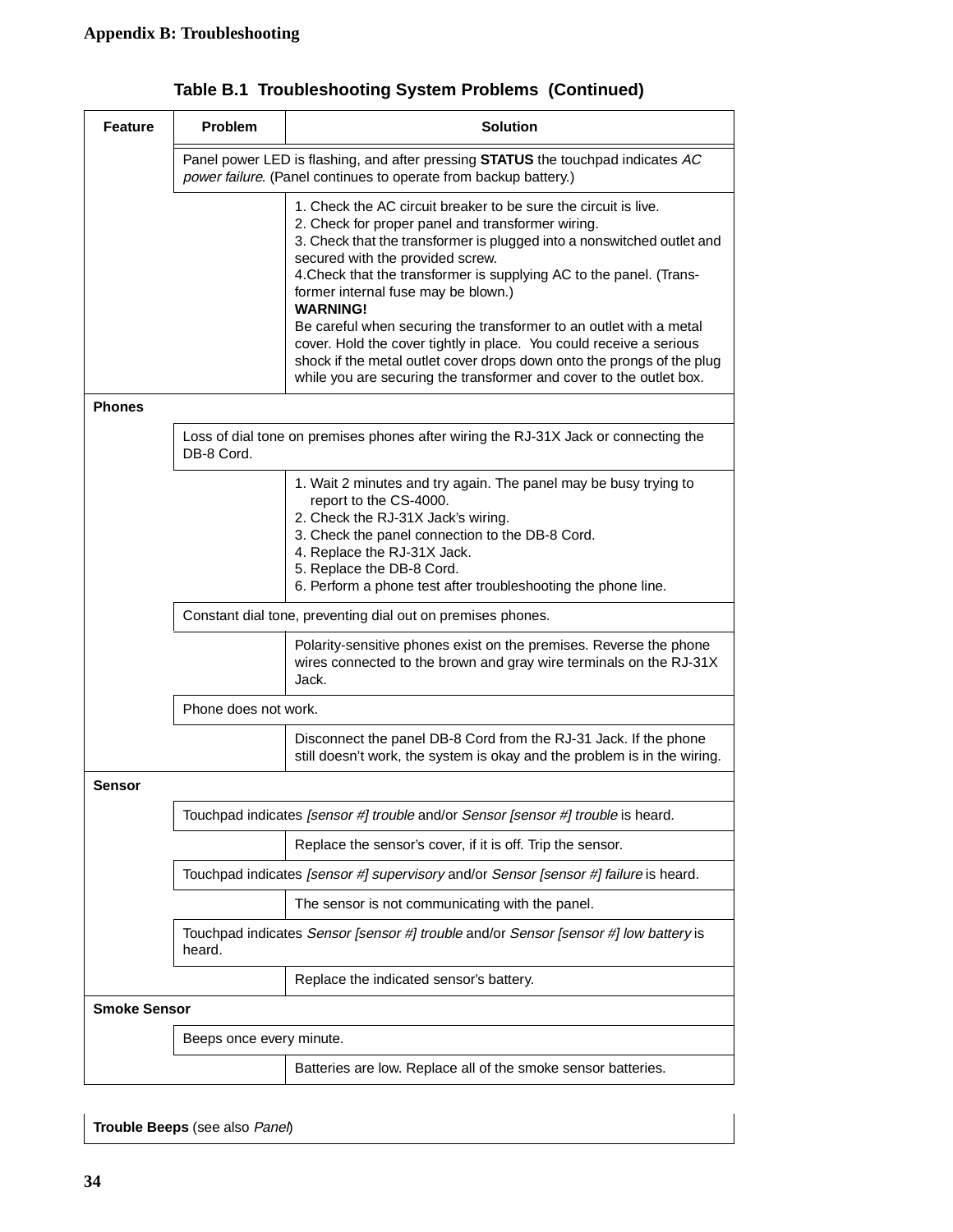## Appendix B: Troubleshooting

**Table B.1 Troubleshooting System Problems (Continued)**

| Feature | Problem | Solution |
|---|---|---|
| | Panel power LED is flashing, and after pressing **STATUS** the touchpad indicates *AC power failure*. (Panel continues to operate from backup battery.) | |
| | | 1. Check the AC circuit breaker to be sure the circuit is live.<br>2. Check for proper panel and transformer wiring.<br>3. Check that the transformer is plugged into a nonswitched outlet and secured with the provided screw.<br>4.Check that the transformer is supplying AC to the panel. (Transformer internal fuse may be blown.)<br>**WARNING!**<br>Be careful when securing the transformer to an outlet with a metal cover. Hold the cover tightly in place. You could receive a serious shock if the metal outlet cover drops down onto the prongs of the plug while you are securing the transformer and cover to the outlet box. |
| **Phones** | | |
| | Loss of dial tone on premises phones after wiring the RJ-31X Jack or connecting the DB-8 Cord. | |
| | | 1. Wait 2 minutes and try again. The panel may be busy trying to report to the CS-4000.<br>2. Check the RJ-31X Jack's wiring.<br>3. Check the panel connection to the DB-8 Cord.<br>4. Replace the RJ-31X Jack.<br>5. Replace the DB-8 Cord.<br>6. Perform a phone test after troubleshooting the phone line. |
| | Constant dial tone, preventing dial out on premises phones. | |
| | | Polarity-sensitive phones exist on the premises. Reverse the phone wires connected to the brown and gray wire terminals on the RJ-31X Jack. |
| | Phone does not work. | |
| | | Disconnect the panel DB-8 Cord from the RJ-31 Jack. If the phone still doesn't work, the system is okay and the problem is in the wiring. |
| **Sensor** | | |
| | Touchpad indicates *[sensor #] trouble* and/or *Sensor [sensor #] trouble* is heard. | |
| | | Replace the sensor's cover, if it is off. Trip the sensor. |
| | Touchpad indicates *[sensor #] supervisory* and/or *Sensor [sensor #] failure* is heard. | |
| | | The sensor is not communicating with the panel. |
| | Touchpad indicates *Sensor [sensor #] trouble* and/or *Sensor [sensor #] low battery* is heard. | |
| | | Replace the indicated sensor's battery. |
| **Smoke Sensor** | | |
| | Beeps once every minute. | |
| | | Batteries are low. Replace all of the smoke sensor batteries. |
| **Trouble Beeps** (see also *Panel*) | | |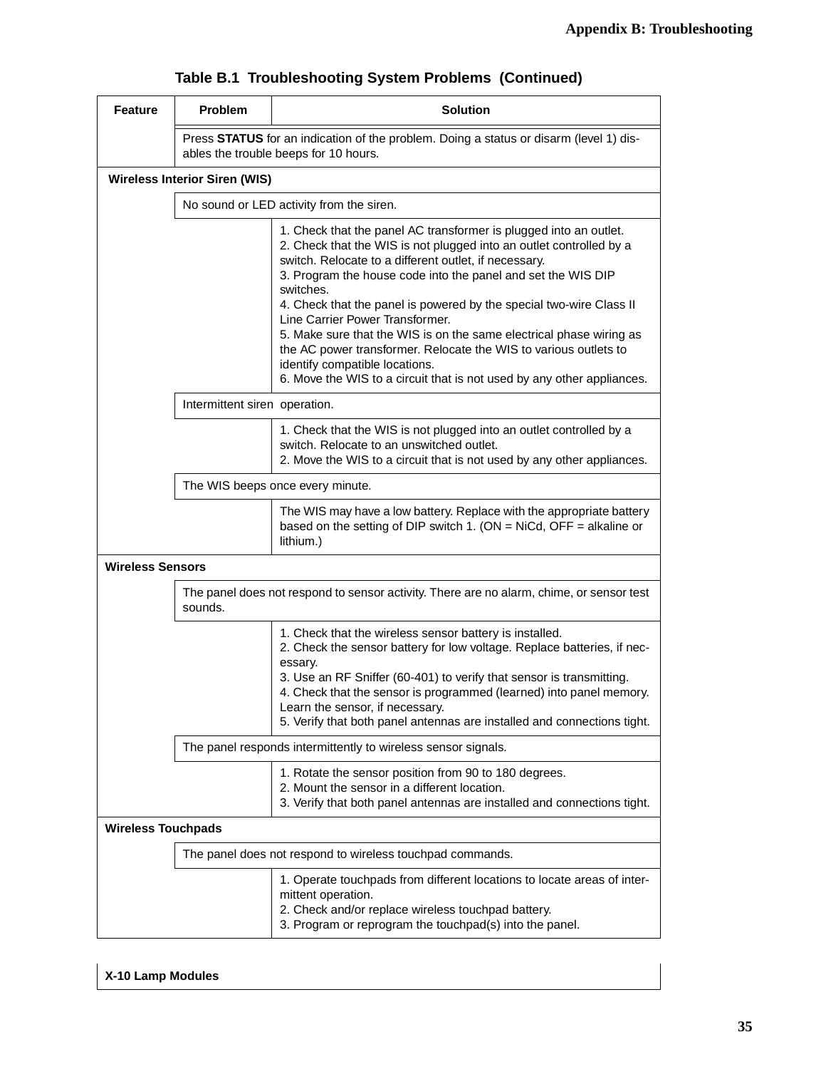**Table B.1 Troubleshooting System Problems (Continued)**

| Feature | Problem | Solution |
|---|---|---|
| | Press **STATUS** for an indication of the problem. Doing a status or disarm (level 1) disables the trouble beeps for 10 hours. | |
| **Wireless Interior Siren (WIS)** | | |
| | No sound or LED activity from the siren. | |
| | | 1. Check that the panel AC transformer is plugged into an outlet.<br>2. Check that the WIS is not plugged into an outlet controlled by a switch. Relocate to a different outlet, if necessary.<br>3. Program the house code into the panel and set the WIS DIP switches.<br>4. Check that the panel is powered by the special two-wire Class II Line Carrier Power Transformer.<br>5. Make sure that the WIS is on the same electrical phase wiring as the AC power transformer. Relocate the WIS to various outlets to identify compatible locations.<br>6. Move the WIS to a circuit that is not used by any other appliances. |
| | Intermittent siren operation. | |
| | | 1. Check that the WIS is not plugged into an outlet controlled by a switch. Relocate to an unswitched outlet.<br>2. Move the WIS to a circuit that is not used by any other appliances. |
| | The WIS beeps once every minute. | |
| | | The WIS may have a low battery. Replace with the appropriate battery based on the setting of DIP switch 1. (ON = NiCd, OFF = alkaline or lithium.) |
| **Wireless Sensors** | | |
| | The panel does not respond to sensor activity. There are no alarm, chime, or sensor test sounds. | |
| | | 1. Check that the wireless sensor battery is installed.<br>2. Check the sensor battery for low voltage. Replace batteries, if necessary.<br>3. Use an RF Sniffer (60-401) to verify that sensor is transmitting.<br>4. Check that the sensor is programmed (learned) into panel memory. Learn the sensor, if necessary.<br>5. Verify that both panel antennas are installed and connections tight. |
| | The panel responds intermittently to wireless sensor signals. | |
| | | 1. Rotate the sensor position from 90 to 180 degrees.<br>2. Mount the sensor in a different location.<br>3. Verify that both panel antennas are installed and connections tight. |
| **Wireless Touchpads** | | |
| | The panel does not respond to wireless touchpad commands. | |
| | | 1. Operate touchpads from different locations to locate areas of intermittent operation.<br>2. Check and/or replace wireless touchpad battery.<br>3. Program or reprogram the touchpad(s) into the panel. |
| **X-10 Lamp Modules** | | |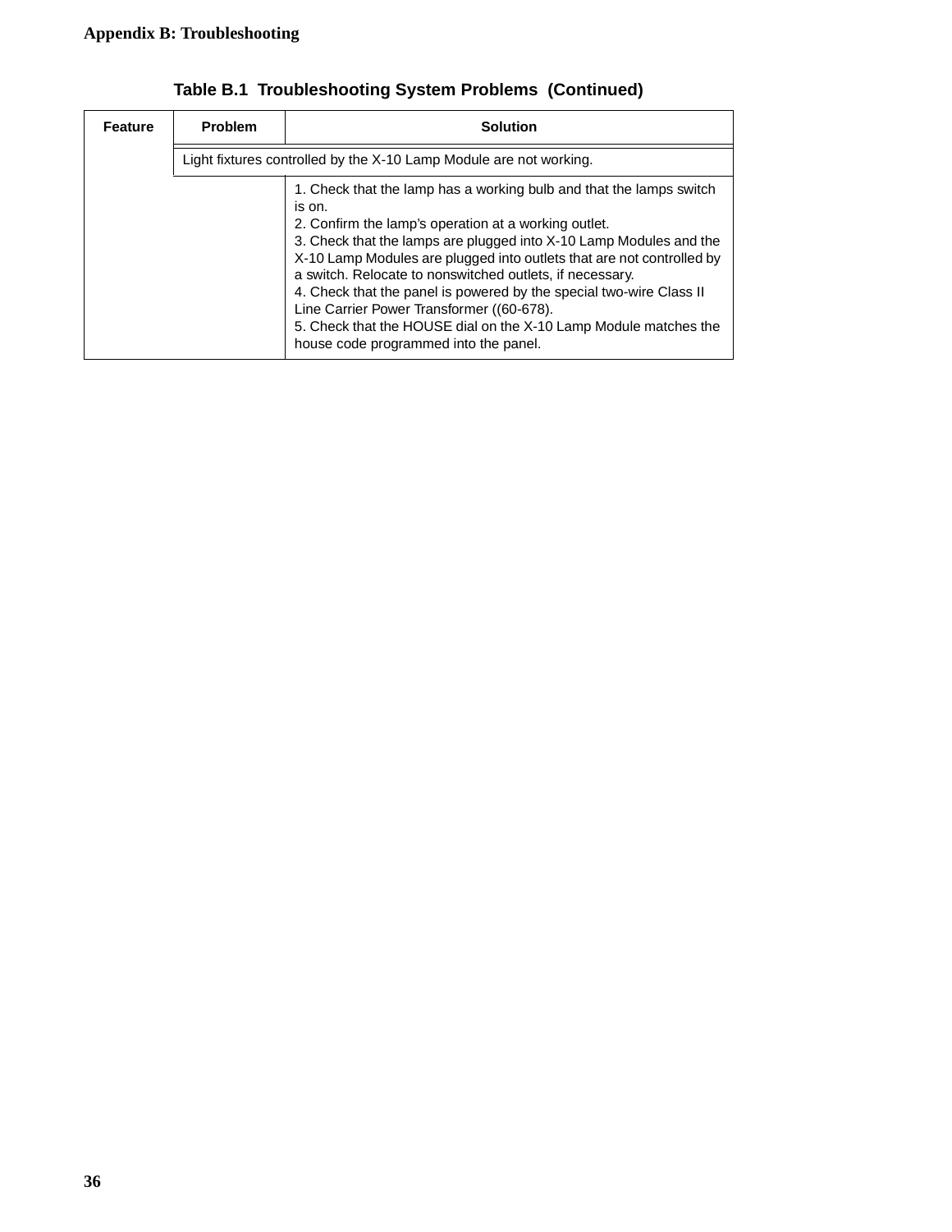**Table B.1 Troubleshooting System Problems (Continued)**

| Feature | Problem | Solution |
|---|---|---|
| | Light fixtures controlled by the X-10 Lamp Module are not working. | |
| | | 1. Check that the lamp has a working bulb and that the lamps switch is on.<br>2. Confirm the lamp's operation at a working outlet.<br>3. Check that the lamps are plugged into X-10 Lamp Modules and the X-10 Lamp Modules are plugged into outlets that are not controlled by a switch. Relocate to nonswitched outlets, if necessary.<br>4. Check that the panel is powered by the special two-wire Class II Line Carrier Power Transformer ((60-678).<br>5. Check that the HOUSE dial on the X-10 Lamp Module matches the house code programmed into the panel. |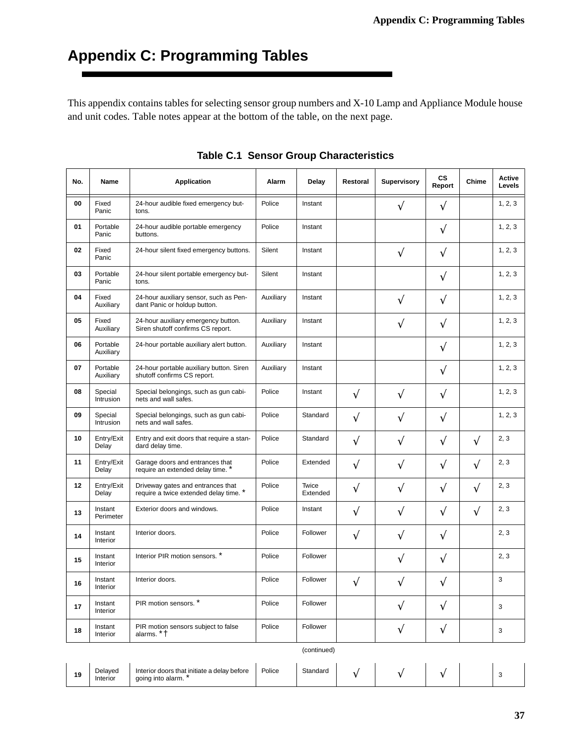# Appendix C: Programming Tables

This appendix contains tables for selecting sensor group numbers and X-10 Lamp and Appliance Module house and unit codes. Table notes appear at the bottom of the table, on the next page.

**Table C.1 Sensor Group Characteristics**

| No. | Name | Application | Alarm | Delay | Restoral | Supervisory | CS Report | Chime | Active Levels |
|---|---|---|---|---|---|---|---|---|---|
| 00 | Fixed Panic | 24-hour audible fixed emergency buttons. | Police | Instant | | √ | √ | | 1, 2, 3 |
| 01 | Portable Panic | 24-hour audible portable emergency buttons. | Police | Instant | | | √ | | 1, 2, 3 |
| 02 | Fixed Panic | 24-hour silent fixed emergency buttons. | Silent | Instant | | √ | √ | | 1, 2, 3 |
| 03 | Portable Panic | 24-hour silent portable emergency buttons. | Silent | Instant | | | √ | | 1, 2, 3 |
| 04 | Fixed Auxiliary | 24-hour auxiliary sensor, such as Pendant Panic or holdup button. | Auxiliary | Instant | | √ | √ | | 1, 2, 3 |
| 05 | Fixed Auxiliary | 24-hour auxiliary emergency button. Siren shutoff confirms CS report. | Auxiliary | Instant | | √ | √ | | 1, 2, 3 |
| 06 | Portable Auxiliary | 24-hour portable auxiliary alert button. | Auxiliary | Instant | | | √ | | 1, 2, 3 |
| 07 | Portable Auxiliary | 24-hour portable auxiliary button. Siren shutoff confirms CS report. | Auxiliary | Instant | | | √ | | 1, 2, 3 |
| 08 | Special Intrusion | Special belongings, such as gun cabinets and wall safes. | Police | Instant | √ | √ | √ | | 1, 2, 3 |
| 09 | Special Intrusion | Special belongings, such as gun cabinets and wall safes. | Police | Standard | √ | √ | √ | | 1, 2, 3 |
| 10 | Entry/Exit Delay | Entry and exit doors that require a standard delay time. | Police | Standard | √ | √ | √ | √ | 2, 3 |
| 11 | Entry/Exit Delay | Garage doors and entrances that require an extended delay time. * | Police | Extended | √ | √ | √ | √ | 2, 3 |
| 12 | Entry/Exit Delay | Driveway gates and entrances that require a twice extended delay time. * | Police | Twice Extended | √ | √ | √ | √ | 2, 3 |
| 13 | Instant Perimeter | Exterior doors and windows. | Police | Instant | √ | √ | √ | √ | 2, 3 |
| 14 | Instant Interior | Interior doors. | Police | Follower | √ | √ | √ | | 2, 3 |
| 15 | Instant Interior | Interior PIR motion sensors. * | Police | Follower | | √ | √ | | 2, 3 |
| 16 | Instant Interior | Interior doors. | Police | Follower | √ | √ | √ | | 3 |
| 17 | Instant Interior | PIR motion sensors. * | Police | Follower | | √ | √ | | 3 |
| 18 | Instant Interior | PIR motion sensors subject to false alarms. *† | Police | Follower | | √ | √ | | 3 |
| 19 | Delayed Interior | Interior doors that initiate a delay before going into alarm. * | Police | Standard | √ | √ | √ | | 3 |

(continued)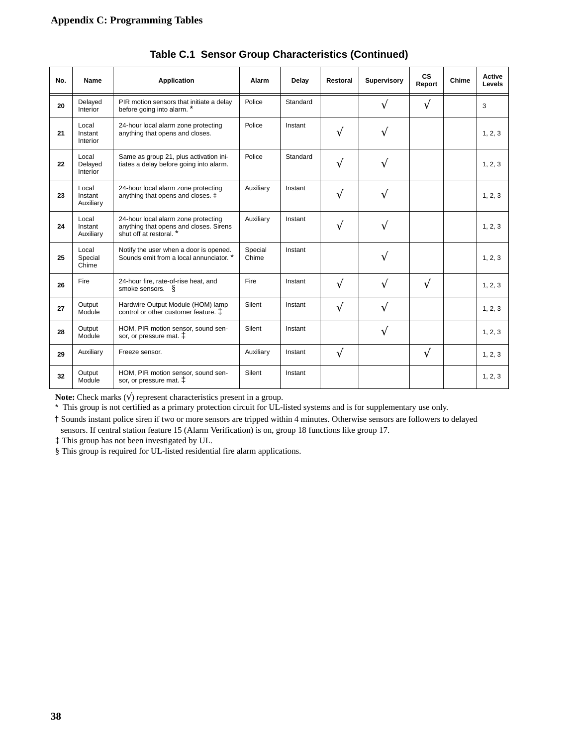## Table C.1 Sensor Group Characteristics (Continued)

| No. | Name | Application | Alarm | Delay | Restoral | Supervisory | CS Report | Chime | Active Levels |
|---|---|---|---|---|---|---|---|---|---|
| 20 | Delayed Interior | PIR motion sensors that initiate a delay before going into alarm. * | Police | Standard | | √ | √ | | 3 |
| 21 | Local Instant Interior | 24-hour local alarm zone protecting anything that opens and closes. | Police | Instant | √ | √ | | | 1, 2, 3 |
| 22 | Local Delayed Interior | Same as group 21, plus activation initiates a delay before going into alarm. | Police | Standard | √ | √ | | | 1, 2, 3 |
| 23 | Local Instant Auxiliary | 24-hour local alarm zone protecting anything that opens and closes. ‡ | Auxiliary | Instant | √ | √ | | | 1, 2, 3 |
| 24 | Local Instant Auxiliary | 24-hour local alarm zone protecting anything that opens and closes. Sirens shut off at restoral. * | Auxiliary | Instant | √ | √ | | | 1, 2, 3 |
| 25 | Local Special Chime | Notify the user when a door is opened. Sounds emit from a local annunciator. * | Special Chime | Instant | | √ | | | 1, 2, 3 |
| 26 | Fire | 24-hour fire, rate-of-rise heat, and smoke sensors. § | Fire | Instant | √ | √ | √ | | 1, 2, 3 |
| 27 | Output Module | Hardwire Output Module (HOM) lamp control or other customer feature. ‡ | Silent | Instant | √ | √ | | | 1, 2, 3 |
| 28 | Output Module | HOM, PIR motion sensor, sound sensor, or pressure mat. ‡ | Silent | Instant | | √ | | | 1, 2, 3 |
| 29 | Auxiliary | Freeze sensor. | Auxiliary | Instant | √ | | √ | | 1, 2, 3 |
| 32 | Output Module | HOM, PIR motion sensor, sound sensor, or pressure mat. ‡ | Silent | Instant | | | | | 1, 2, 3 |

**Note:** Check marks (√) represent characteristics present in a group.

\* This group is not certified as a primary protection circuit for UL-listed systems and is for supplementary use only.

† Sounds instant police siren if two or more sensors are tripped within 4 minutes. Otherwise sensors are followers to delayed sensors. If central station feature 15 (Alarm Verification) is on, group 18 functions like group 17.

‡ This group has not been investigated by UL.

§ This group is required for UL-listed residential fire alarm applications.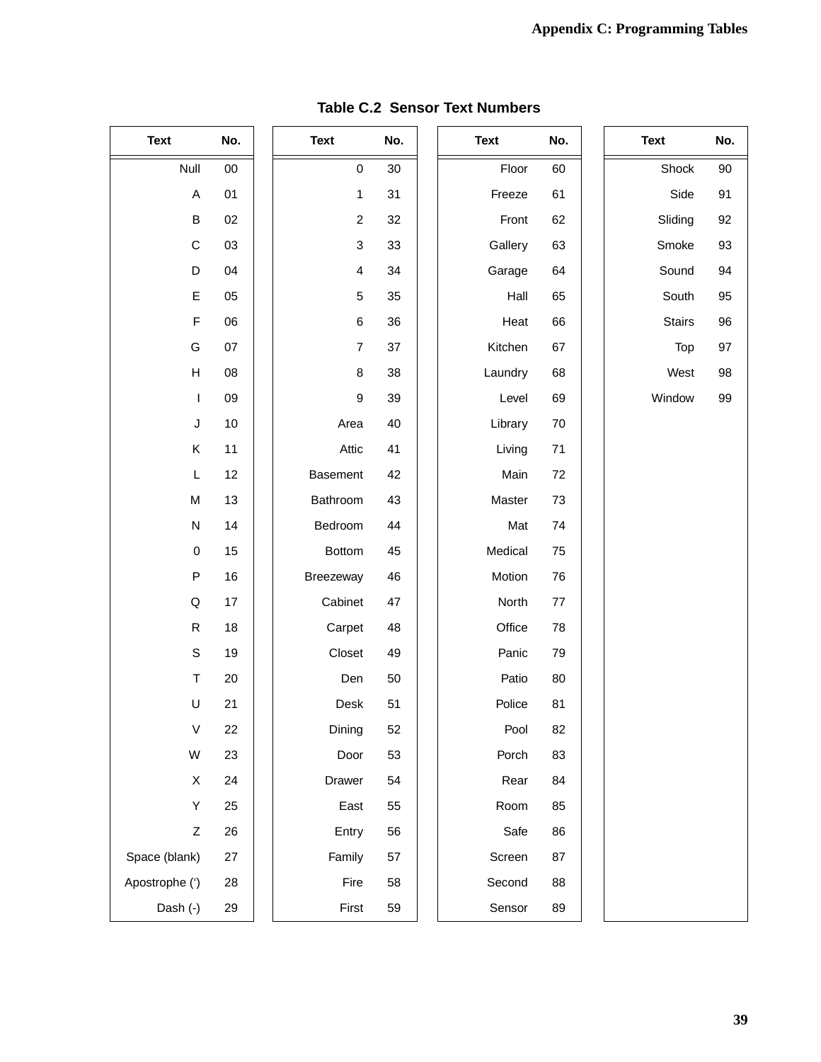**Table C.2 Sensor Text Numbers**

| Text | No. | Text | No. | Text | No. | Text | No. |
|---|---|---|---|---|---|---|---|
| Null | 00 | 0 | 30 | Floor | 60 | Shock | 90 |
| A | 01 | 1 | 31 | Freeze | 61 | Side | 91 |
| B | 02 | 2 | 32 | Front | 62 | Sliding | 92 |
| C | 03 | 3 | 33 | Gallery | 63 | Smoke | 93 |
| D | 04 | 4 | 34 | Garage | 64 | Sound | 94 |
| E | 05 | 5 | 35 | Hall | 65 | South | 95 |
| F | 06 | 6 | 36 | Heat | 66 | Stairs | 96 |
| G | 07 | 7 | 37 | Kitchen | 67 | Top | 97 |
| H | 08 | 8 | 38 | Laundry | 68 | West | 98 |
| I | 09 | 9 | 39 | Level | 69 | Window | 99 |
| J | 10 | Area | 40 | Library | 70 | | |
| K | 11 | Attic | 41 | Living | 71 | | |
| L | 12 | Basement | 42 | Main | 72 | | |
| M | 13 | Bathroom | 43 | Master | 73 | | |
| N | 14 | Bedroom | 44 | Mat | 74 | | |
| 0 | 15 | Bottom | 45 | Medical | 75 | | |
| P | 16 | Breezeway | 46 | Motion | 76 | | |
| Q | 17 | Cabinet | 47 | North | 77 | | |
| R | 18 | Carpet | 48 | Office | 78 | | |
| S | 19 | Closet | 49 | Panic | 79 | | |
| T | 20 | Den | 50 | Patio | 80 | | |
| U | 21 | Desk | 51 | Police | 81 | | |
| V | 22 | Dining | 52 | Pool | 82 | | |
| W | 23 | Door | 53 | Porch | 83 | | |
| X | 24 | Drawer | 54 | Rear | 84 | | |
| Y | 25 | East | 55 | Room | 85 | | |
| Z | 26 | Entry | 56 | Safe | 86 | | |
| Space (blank) | 27 | Family | 57 | Screen | 87 | | |
| Apostrophe (') | 28 | Fire | 58 | Second | 88 | | |
| Dash (-) | 29 | First | 59 | Sensor | 89 | | |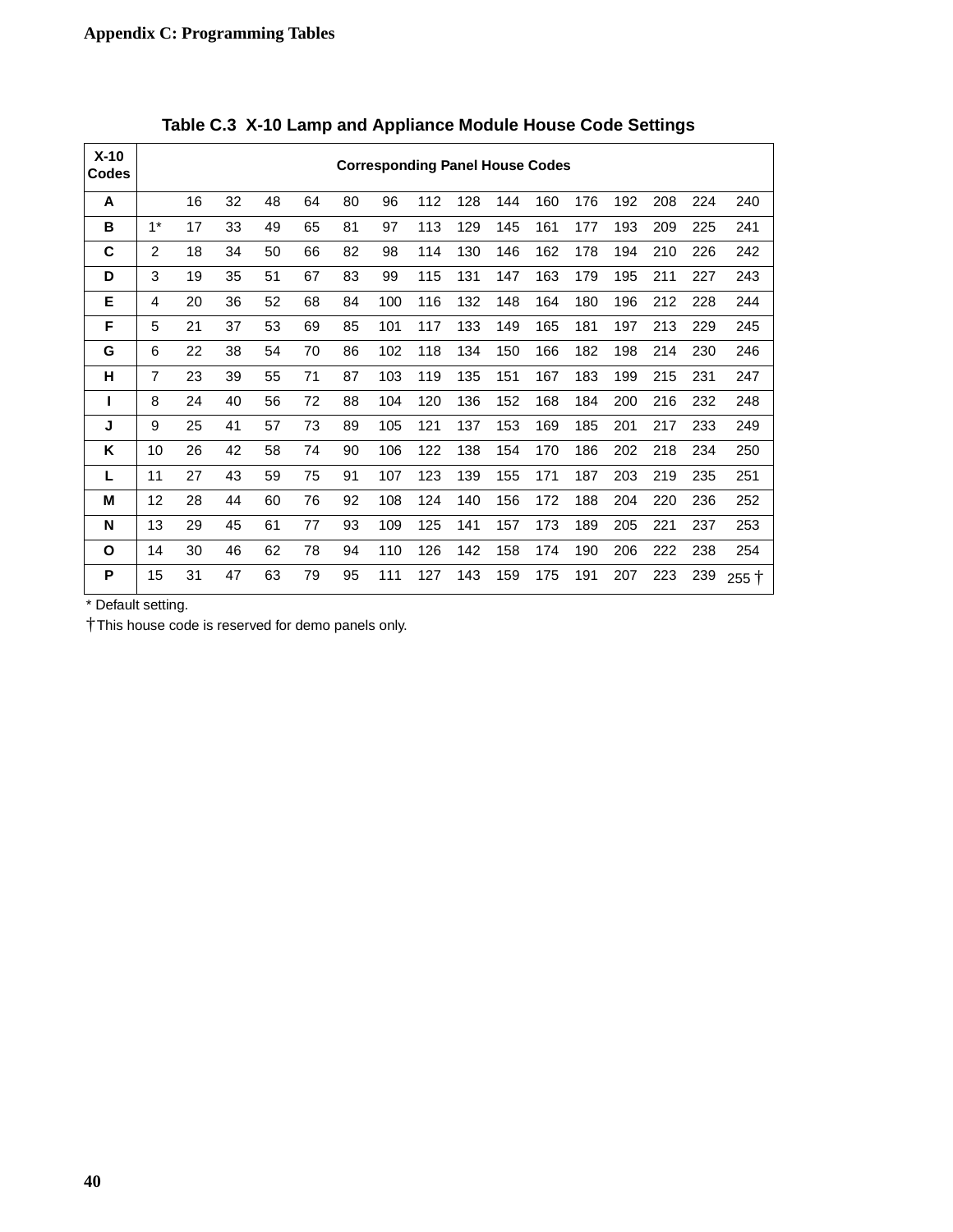**Table C.3 X-10 Lamp and Appliance Module House Code Settings**

| X-10 Codes | Corresponding Panel House Codes | | | | | | | | | | | | | | | |
|---|---|---|---|---|---|---|---|---|---|---|---|---|---|---|---|---|
| A | | 16 | 32 | 48 | 64 | 80 | 96 | 112 | 128 | 144 | 160 | 176 | 192 | 208 | 224 | 240 |
| B | 1* | 17 | 33 | 49 | 65 | 81 | 97 | 113 | 129 | 145 | 161 | 177 | 193 | 209 | 225 | 241 |
| C | 2 | 18 | 34 | 50 | 66 | 82 | 98 | 114 | 130 | 146 | 162 | 178 | 194 | 210 | 226 | 242 |
| D | 3 | 19 | 35 | 51 | 67 | 83 | 99 | 115 | 131 | 147 | 163 | 179 | 195 | 211 | 227 | 243 |
| E | 4 | 20 | 36 | 52 | 68 | 84 | 100 | 116 | 132 | 148 | 164 | 180 | 196 | 212 | 228 | 244 |
| F | 5 | 21 | 37 | 53 | 69 | 85 | 101 | 117 | 133 | 149 | 165 | 181 | 197 | 213 | 229 | 245 |
| G | 6 | 22 | 38 | 54 | 70 | 86 | 102 | 118 | 134 | 150 | 166 | 182 | 198 | 214 | 230 | 246 |
| H | 7 | 23 | 39 | 55 | 71 | 87 | 103 | 119 | 135 | 151 | 167 | 183 | 199 | 215 | 231 | 247 |
| I | 8 | 24 | 40 | 56 | 72 | 88 | 104 | 120 | 136 | 152 | 168 | 184 | 200 | 216 | 232 | 248 |
| J | 9 | 25 | 41 | 57 | 73 | 89 | 105 | 121 | 137 | 153 | 169 | 185 | 201 | 217 | 233 | 249 |
| K | 10 | 26 | 42 | 58 | 74 | 90 | 106 | 122 | 138 | 154 | 170 | 186 | 202 | 218 | 234 | 250 |
| L | 11 | 27 | 43 | 59 | 75 | 91 | 107 | 123 | 139 | 155 | 171 | 187 | 203 | 219 | 235 | 251 |
| M | 12 | 28 | 44 | 60 | 76 | 92 | 108 | 124 | 140 | 156 | 172 | 188 | 204 | 220 | 236 | 252 |
| N | 13 | 29 | 45 | 61 | 77 | 93 | 109 | 125 | 141 | 157 | 173 | 189 | 205 | 221 | 237 | 253 |
| O | 14 | 30 | 46 | 62 | 78 | 94 | 110 | 126 | 142 | 158 | 174 | 190 | 206 | 222 | 238 | 254 |
| P | 15 | 31 | 47 | 63 | 79 | 95 | 111 | 127 | 143 | 159 | 175 | 191 | 207 | 223 | 239 | 255 † |

\* Default setting.

† This house code is reserved for demo panels only.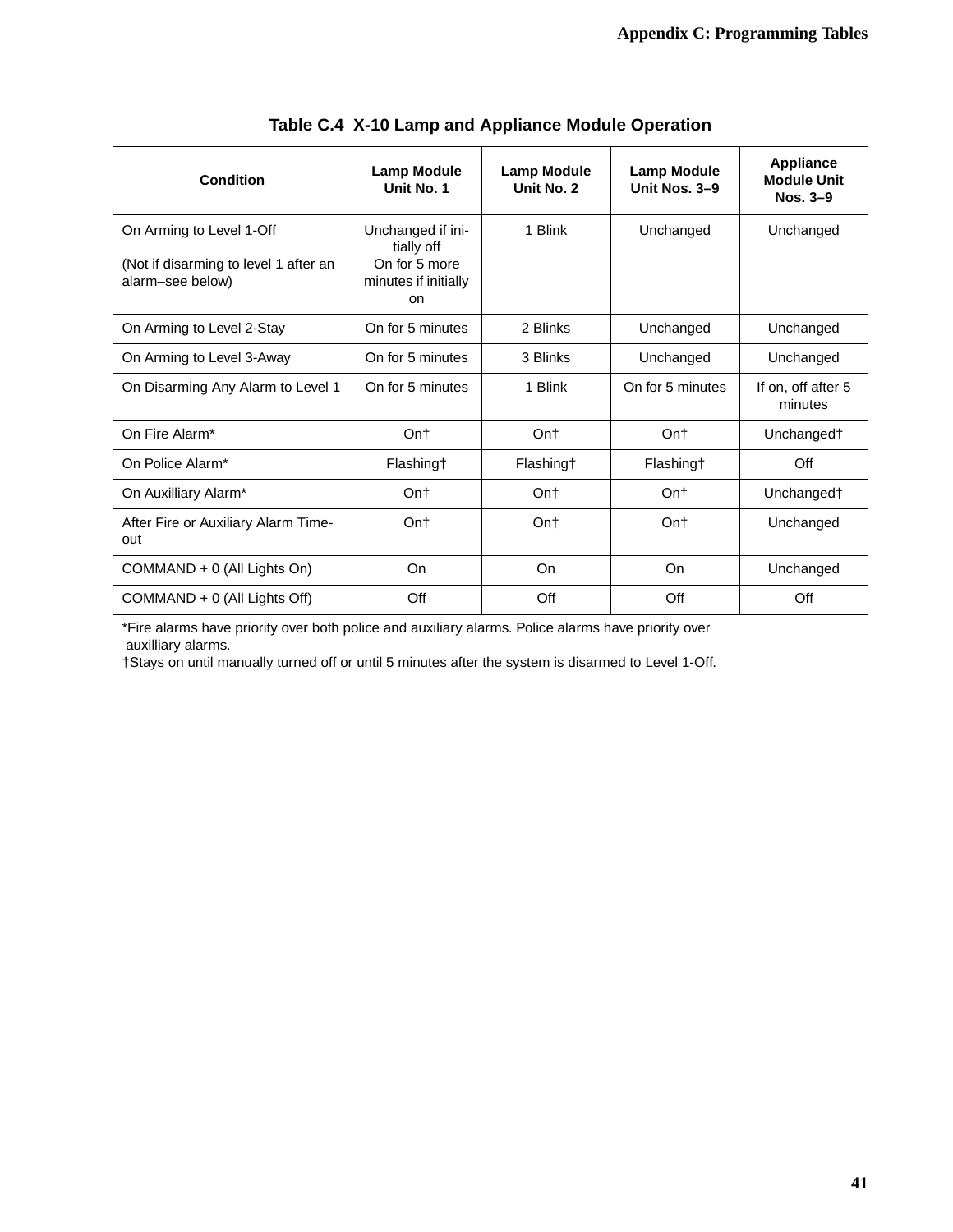**Table C.4 X-10 Lamp and Appliance Module Operation**

| Condition | Lamp Module Unit No. 1 | Lamp Module Unit No. 2 | Lamp Module Unit Nos. 3–9 | Appliance Module Unit Nos. 3–9 |
|---|---|---|---|---|
| On Arming to Level 1-Off<br><br>(Not if disarming to level 1 after an alarm–see below) | Unchanged if initially off<br>On for 5 more minutes if initially on | 1 Blink | Unchanged | Unchanged |
| On Arming to Level 2-Stay | On for 5 minutes | 2 Blinks | Unchanged | Unchanged |
| On Arming to Level 3-Away | On for 5 minutes | 3 Blinks | Unchanged | Unchanged |
| On Disarming Any Alarm to Level 1 | On for 5 minutes | 1 Blink | On for 5 minutes | If on, off after 5 minutes |
| On Fire Alarm* | On† | On† | On† | Unchanged† |
| On Police Alarm* | Flashing† | Flashing† | Flashing† | Off |
| On Auxilliary Alarm* | On† | On† | On† | Unchanged† |
| After Fire or Auxiliary Alarm Time-out | On† | On† | On† | Unchanged |
| COMMAND + 0 (All Lights On) | On | On | On | Unchanged |
| COMMAND + 0 (All Lights Off) | Off | Off | Off | Off |

*Fire alarms have priority over both police and auxiliary alarms. Police alarms have priority over auxilliary alarms.

†Stays on until manually turned off or until 5 minutes after the system is disarmed to Level 1-Off.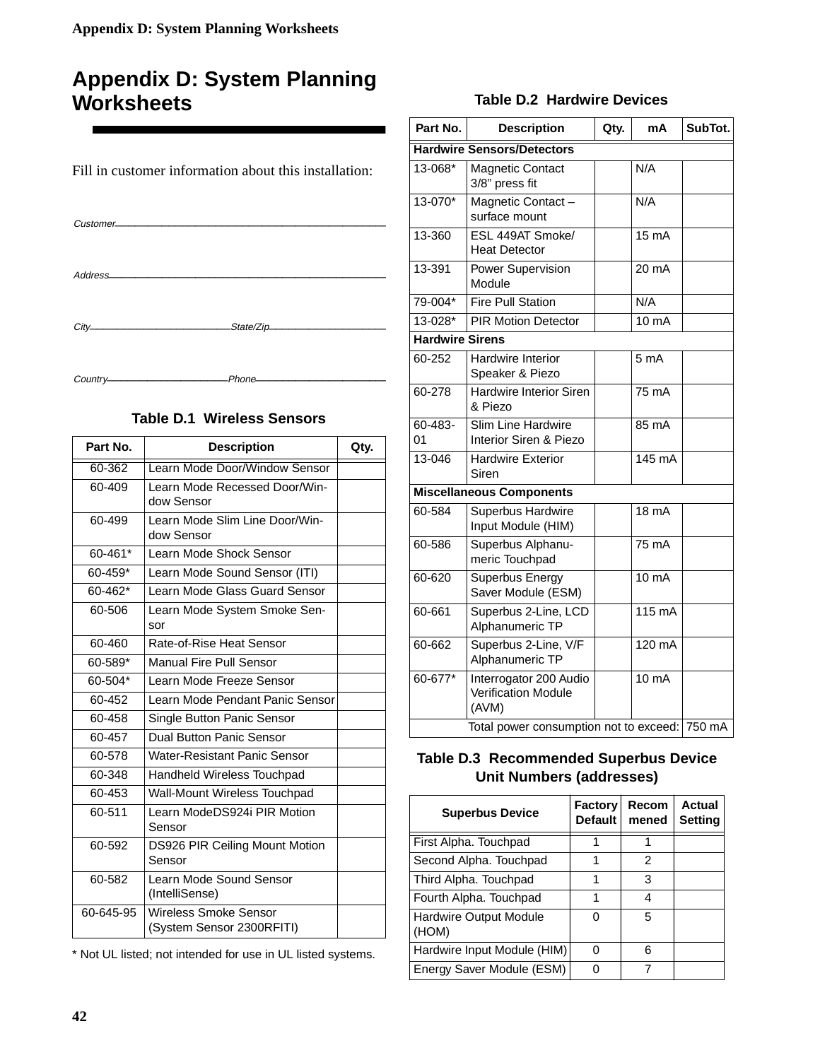# Appendix D: System Planning Worksheets

Fill in customer information about this installation:

Customer_______________________________________________

Address_______________________________________________

City___________________________ State/Zip_______________________

Country_______________________ Phone_________________________

**Table D.1 Wireless Sensors**

| Part No. | Description | Qty. |
|---|---|---|
| 60-362 | Learn Mode Door/Window Sensor | |
| 60-409 | Learn Mode Recessed Door/Window Sensor | |
| 60-499 | Learn Mode Slim Line Door/Window Sensor | |
| 60-461* | Learn Mode Shock Sensor | |
| 60-459* | Learn Mode Sound Sensor (ITI) | |
| 60-462* | Learn Mode Glass Guard Sensor | |
| 60-506 | Learn Mode System Smoke Sensor | |
| 60-460 | Rate-of-Rise Heat Sensor | |
| 60-589* | Manual Fire Pull Sensor | |
| 60-504* | Learn Mode Freeze Sensor | |
| 60-452 | Learn Mode Pendant Panic Sensor | |
| 60-458 | Single Button Panic Sensor | |
| 60-457 | Dual Button Panic Sensor | |
| 60-578 | Water-Resistant Panic Sensor | |
| 60-348 | Handheld Wireless Touchpad | |
| 60-453 | Wall-Mount Wireless Touchpad | |
| 60-511 | Learn ModeDS924i PIR Motion Sensor | |
| 60-592 | DS926 PIR Ceiling Mount Motion Sensor | |
| 60-582 | Learn Mode Sound Sensor (IntelliSense) | |
| 60-645-95 | Wireless Smoke Sensor (System Sensor 2300RFITI) | |

* Not UL listed; not intended for use in UL listed systems.

**Table D.2 Hardwire Devices**

| Part No. | Description | Qty. | mA | SubTot. |
|---|---|---|---|---|
| **Hardwire Sensors/Detectors** | | | | |
| 13-068* | Magnetic Contact 3/8" press fit | | N/A | |
| 13-070* | Magnetic Contact – surface mount | | N/A | |
| 13-360 | ESL 449AT Smoke/Heat Detector | | 15 mA | |
| 13-391 | Power Supervision Module | | 20 mA | |
| 79-004* | Fire Pull Station | | N/A | |
| 13-028* | PIR Motion Detector | | 10 mA | |
| **Hardwire Sirens** | | | | |
| 60-252 | Hardwire Interior Speaker & Piezo | | 5 mA | |
| 60-278 | Hardwire Interior Siren & Piezo | | 75 mA | |
| 60-483-01 | Slim Line Hardwire Interior Siren & Piezo | | 85 mA | |
| 13-046 | Hardwire Exterior Siren | | 145 mA | |
| **Miscellaneous Components** | | | | |
| 60-584 | Superbus Hardwire Input Module (HIM) | | 18 mA | |
| 60-586 | Superbus Alphanumeric Touchpad | | 75 mA | |
| 60-620 | Superbus Energy Saver Module (ESM) | | 10 mA | |
| 60-661 | Superbus 2-Line, LCD Alphanumeric TP | | 115 mA | |
| 60-662 | Superbus 2-Line, V/F Alphanumeric TP | | 120 mA | |
| 60-677* | Interrogator 200 Audio Verification Module (AVM) | | 10 mA | |
| | Total power consumption not to exceed: | | | 750 mA |

**Table D.3 Recommended Superbus Device Unit Numbers (addresses)**

| Superbus Device | Factory Default | Recommened | Actual Setting |
|---|---|---|---|
| First Alpha. Touchpad | 1 | 1 | |
| Second Alpha. Touchpad | 1 | 2 | |
| Third Alpha. Touchpad | 1 | 3 | |
| Fourth Alpha. Touchpad | 1 | 4 | |
| Hardwire Output Module (HOM) | 0 | 5 | |
| Hardwire Input Module (HIM) | 0 | 6 | |
| Energy Saver Module (ESM) | 0 | 7 | |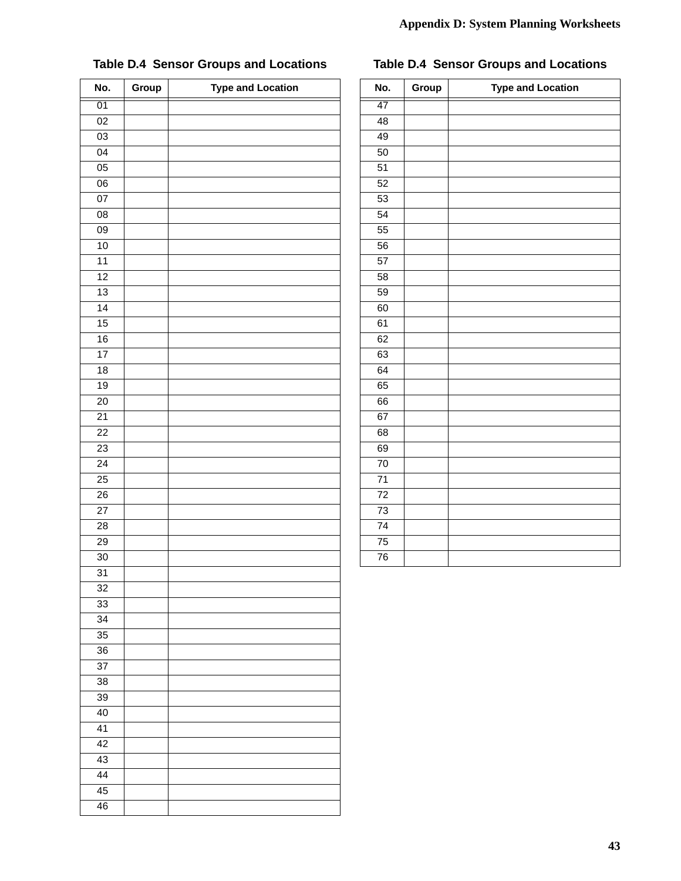Table D.4 Sensor Groups and Locations

| No. | Group | Type and Location |
|---|---|---|
| 01 | | |
| 02 | | |
| 03 | | |
| 04 | | |
| 05 | | |
| 06 | | |
| 07 | | |
| 08 | | |
| 09 | | |
| 10 | | |
| 11 | | |
| 12 | | |
| 13 | | |
| 14 | | |
| 15 | | |
| 16 | | |
| 17 | | |
| 18 | | |
| 19 | | |
| 20 | | |
| 21 | | |
| 22 | | |
| 23 | | |
| 24 | | |
| 25 | | |
| 26 | | |
| 27 | | |
| 28 | | |
| 29 | | |
| 30 | | |
| 31 | | |
| 32 | | |
| 33 | | |
| 34 | | |
| 35 | | |
| 36 | | |
| 37 | | |
| 38 | | |
| 39 | | |
| 40 | | |
| 41 | | |
| 42 | | |
| 43 | | |
| 44 | | |
| 45 | | |
| 46 | | |

Table D.4 Sensor Groups and Locations

| No. | Group | Type and Location |
|---|---|---|
| 47 | | |
| 48 | | |
| 49 | | |
| 50 | | |
| 51 | | |
| 52 | | |
| 53 | | |
| 54 | | |
| 55 | | |
| 56 | | |
| 57 | | |
| 58 | | |
| 59 | | |
| 60 | | |
| 61 | | |
| 62 | | |
| 63 | | |
| 64 | | |
| 65 | | |
| 66 | | |
| 67 | | |
| 68 | | |
| 69 | | |
| 70 | | |
| 71 | | |
| 72 | | |
| 73 | | |
| 74 | | |
| 75 | | |
| 76 | | |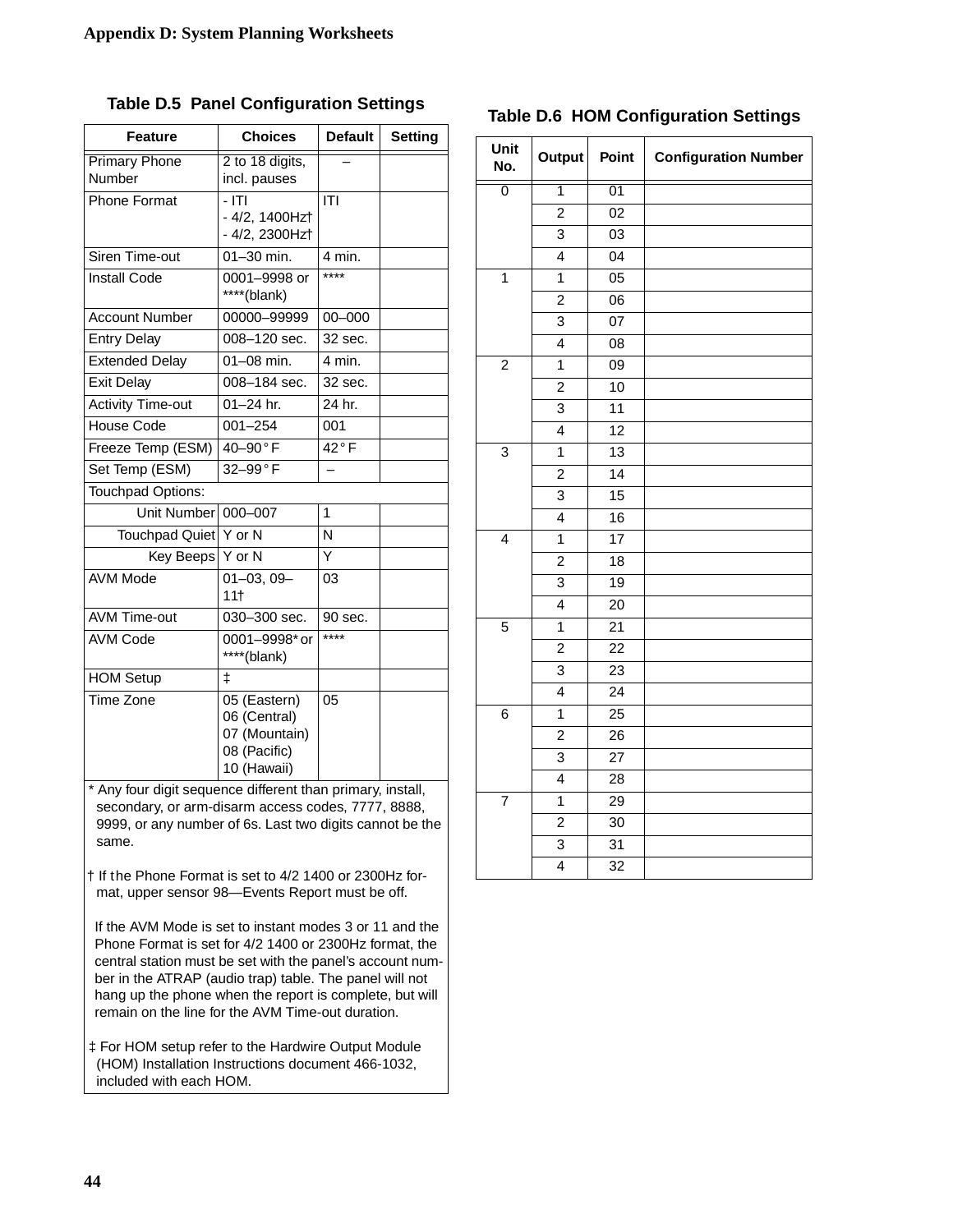### Table D.5 Panel Configuration Settings

| Feature | Choices | Default | Setting |
|---|---|---|---|
| Primary Phone Number | 2 to 18 digits, incl. pauses | – | |
| Phone Format | - ITI<br>- 4/2, 1400Hz†<br>- 4/2, 2300Hz† | ITI | |
| Siren Time-out | 01–30 min. | 4 min. | |
| Install Code | 0001–9998 or ****(blank) | **** | |
| Account Number | 00000–99999 | 00–000 | |
| Entry Delay | 008–120 sec. | 32 sec. | |
| Extended Delay | 01–08 min. | 4 min. | |
| Exit Delay | 008–184 sec. | 32 sec. | |
| Activity Time-out | 01–24 hr. | 24 hr. | |
| House Code | 001–254 | 001 | |
| Freeze Temp (ESM) | 40–90° F | 42° F | |
| Set Temp (ESM) | 32–99° F | – | |
| Touchpad Options: | | | |
| Unit Number | 000–007 | 1 | |
| Touchpad Quiet | Y or N | N | |
| Key Beeps | Y or N | Y | |
| AVM Mode | 01–03, 09–11† | 03 | |
| AVM Time-out | 030–300 sec. | 90 sec. | |
| AVM Code | 0001–9998* or ****(blank) | **** | |
| HOM Setup | ‡ | | |
| Time Zone | 05 (Eastern)<br>06 (Central)<br>07 (Mountain)<br>08 (Pacific)<br>10 (Hawaii) | 05 | |

* Any four digit sequence different than primary, install, secondary, or arm-disarm access codes, 7777, 8888, 9999, or any number of 6s. Last two digits cannot be the same.

† If the Phone Format is set to 4/2 1400 or 2300Hz format, upper sensor 98—Events Report must be off.

If the AVM Mode is set to instant modes 3 or 11 and the Phone Format is set for 4/2 1400 or 2300Hz format, the central station must be set with the panel's account number in the ATRAP (audio trap) table. The panel will not hang up the phone when the report is complete, but will remain on the line for the AVM Time-out duration.

‡ For HOM setup refer to the Hardwire Output Module (HOM) Installation Instructions document 466-1032, included with each HOM.

### Table D.6 HOM Configuration Settings

| Unit No. | Output | Point | Configuration Number |
|---|---|---|---|
| 0 | 1 | 01 | |
| | 2 | 02 | |
| | 3 | 03 | |
| | 4 | 04 | |
| 1 | 1 | 05 | |
| | 2 | 06 | |
| | 3 | 07 | |
| | 4 | 08 | |
| 2 | 1 | 09 | |
| | 2 | 10 | |
| | 3 | 11 | |
| | 4 | 12 | |
| 3 | 1 | 13 | |
| | 2 | 14 | |
| | 3 | 15 | |
| | 4 | 16 | |
| 4 | 1 | 17 | |
| | 2 | 18 | |
| | 3 | 19 | |
| | 4 | 20 | |
| 5 | 1 | 21 | |
| | 2 | 22 | |
| | 3 | 23 | |
| | 4 | 24 | |
| 6 | 1 | 25 | |
| | 2 | 26 | |
| | 3 | 27 | |
| | 4 | 28 | |
| 7 | 1 | 29 | |
| | 2 | 30 | |
| | 3 | 31 | |
| | 4 | 32 | |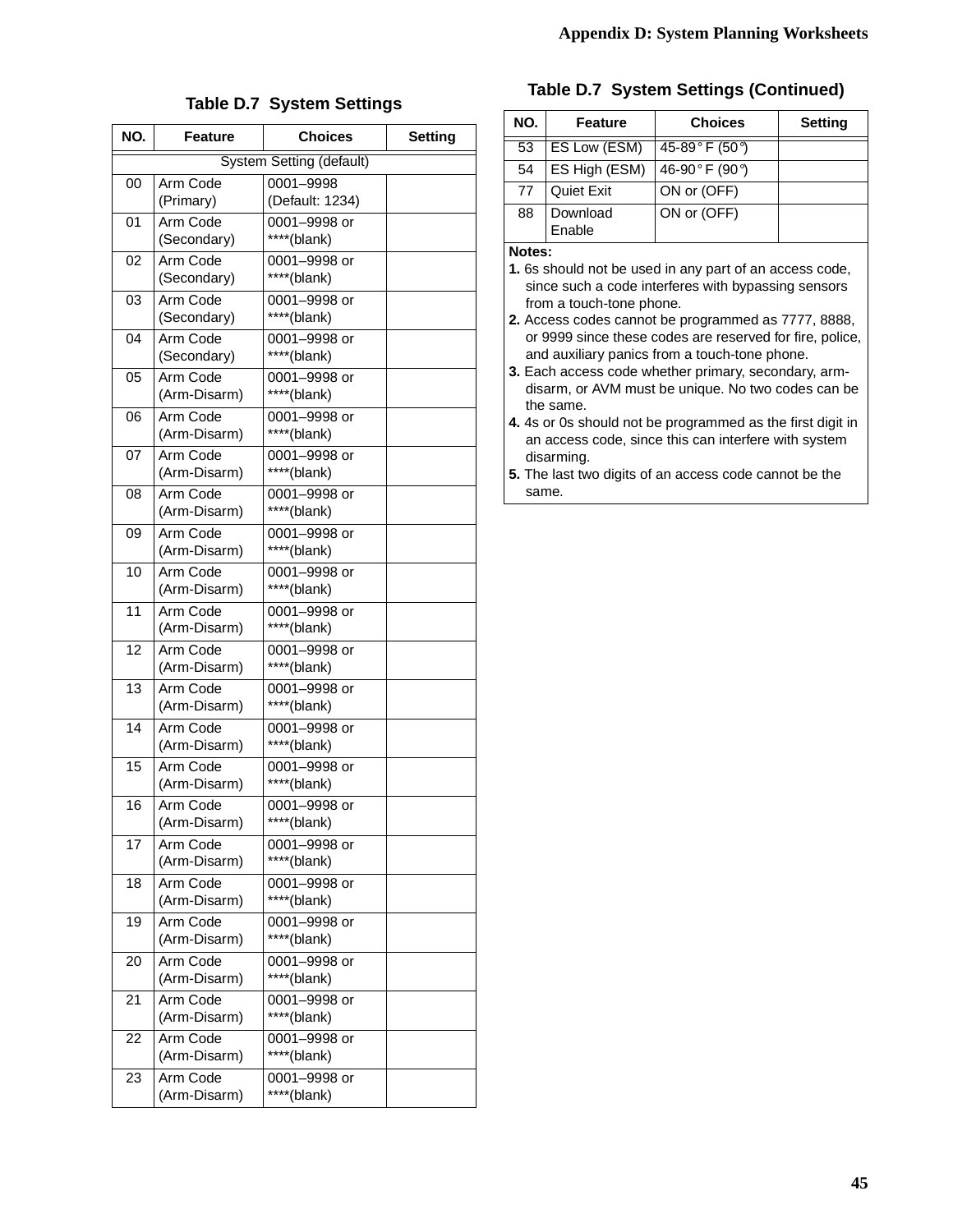**Table D.7 System Settings**

| NO. | Feature | Choices | Setting |
|---|---|---|---|
| System Setting (default) | | | |
| 00 | Arm Code (Primary) | 0001–9998 (Default: 1234) | |
| 01 | Arm Code (Secondary) | 0001–9998 or ****(blank) | |
| 02 | Arm Code (Secondary) | 0001–9998 or ****(blank) | |
| 03 | Arm Code (Secondary) | 0001–9998 or ****(blank) | |
| 04 | Arm Code (Secondary) | 0001–9998 or ****(blank) | |
| 05 | Arm Code (Arm-Disarm) | 0001–9998 or ****(blank) | |
| 06 | Arm Code (Arm-Disarm) | 0001–9998 or ****(blank) | |
| 07 | Arm Code (Arm-Disarm) | 0001–9998 or ****(blank) | |
| 08 | Arm Code (Arm-Disarm) | 0001–9998 or ****(blank) | |
| 09 | Arm Code (Arm-Disarm) | 0001–9998 or ****(blank) | |
| 10 | Arm Code (Arm-Disarm) | 0001–9998 or ****(blank) | |
| 11 | Arm Code (Arm-Disarm) | 0001–9998 or ****(blank) | |
| 12 | Arm Code (Arm-Disarm) | 0001–9998 or ****(blank) | |
| 13 | Arm Code (Arm-Disarm) | 0001–9998 or ****(blank) | |
| 14 | Arm Code (Arm-Disarm) | 0001–9998 or ****(blank) | |
| 15 | Arm Code (Arm-Disarm) | 0001–9998 or ****(blank) | |
| 16 | Arm Code (Arm-Disarm) | 0001–9998 or ****(blank) | |
| 17 | Arm Code (Arm-Disarm) | 0001–9998 or ****(blank) | |
| 18 | Arm Code (Arm-Disarm) | 0001–9998 or ****(blank) | |
| 19 | Arm Code (Arm-Disarm) | 0001–9998 or ****(blank) | |
| 20 | Arm Code (Arm-Disarm) | 0001–9998 or ****(blank) | |
| 21 | Arm Code (Arm-Disarm) | 0001–9998 or ****(blank) | |
| 22 | Arm Code (Arm-Disarm) | 0001–9998 or ****(blank) | |
| 23 | Arm Code (Arm-Disarm) | 0001–9998 or ****(blank) | |

**Table D.7 System Settings (Continued)**

| NO. | Feature | Choices | Setting |
|---|---|---|---|
| 53 | ES Low (ESM) | 45-89° F (50°) | |
| 54 | ES High (ESM) | 46-90° F (90°) | |
| 77 | Quiet Exit | ON or (OFF) | |
| 88 | Download Enable | ON or (OFF) | |

**Notes:**

**1.** 6s should not be used in any part of an access code, since such a code interferes with bypassing sensors from a touch-tone phone.

**2.** Access codes cannot be programmed as 7777, 8888, or 9999 since these codes are reserved for fire, police, and auxiliary panics from a touch-tone phone.

**3.** Each access code whether primary, secondary, arm-disarm, or AVM must be unique. No two codes can be the same.

**4.** 4s or 0s should not be programmed as the first digit in an access code, since this can interfere with system disarming.

**5.** The last two digits of an access code cannot be the same.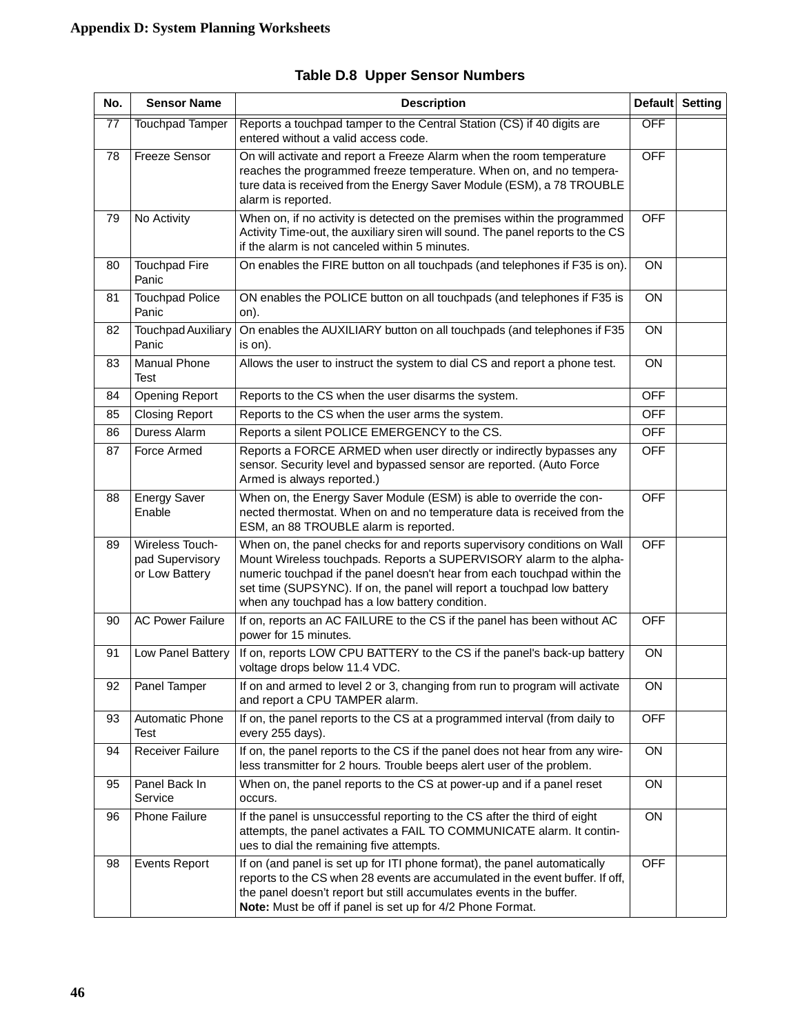**Table D.8 Upper Sensor Numbers**

| No. | Sensor Name | Description | Default | Setting |
|---|---|---|---|---|
| 77 | Touchpad Tamper | Reports a touchpad tamper to the Central Station (CS) if 40 digits are entered without a valid access code. | OFF | |
| 78 | Freeze Sensor | On will activate and report a Freeze Alarm when the room temperature reaches the programmed freeze temperature. When on, and no temperature data is received from the Energy Saver Module (ESM), a 78 TROUBLE alarm is reported. | OFF | |
| 79 | No Activity | When on, if no activity is detected on the premises within the programmed Activity Time-out, the auxiliary siren will sound. The panel reports to the CS if the alarm is not canceled within 5 minutes. | OFF | |
| 80 | Touchpad Fire Panic | On enables the FIRE button on all touchpads (and telephones if F35 is on). | ON | |
| 81 | Touchpad Police Panic | ON enables the POLICE button on all touchpads (and telephones if F35 is on). | ON | |
| 82 | Touchpad Auxiliary Panic | On enables the AUXILIARY button on all touchpads (and telephones if F35 is on). | ON | |
| 83 | Manual Phone Test | Allows the user to instruct the system to dial CS and report a phone test. | ON | |
| 84 | Opening Report | Reports to the CS when the user disarms the system. | OFF | |
| 85 | Closing Report | Reports to the CS when the user arms the system. | OFF | |
| 86 | Duress Alarm | Reports a silent POLICE EMERGENCY to the CS. | OFF | |
| 87 | Force Armed | Reports a FORCE ARMED when user directly or indirectly bypasses any sensor. Security level and bypassed sensor are reported. (Auto Force Armed is always reported.) | OFF | |
| 88 | Energy Saver Enable | When on, the Energy Saver Module (ESM) is able to override the connected thermostat. When on and no temperature data is received from the ESM, an 88 TROUBLE alarm is reported. | OFF | |
| 89 | Wireless Touchpad Supervisory or Low Battery | When on, the panel checks for and reports supervisory conditions on Wall Mount Wireless touchpads. Reports a SUPERVISORY alarm to the alphanumeric touchpad if the panel doesn't hear from each touchpad within the set time (SUPSYNC). If on, the panel will report a touchpad low battery when any touchpad has a low battery condition. | OFF | |
| 90 | AC Power Failure | If on, reports an AC FAILURE to the CS if the panel has been without AC power for 15 minutes. | OFF | |
| 91 | Low Panel Battery | If on, reports LOW CPU BATTERY to the CS if the panel's back-up battery voltage drops below 11.4 VDC. | ON | |
| 92 | Panel Tamper | If on and armed to level 2 or 3, changing from run to program will activate and report a CPU TAMPER alarm. | ON | |
| 93 | Automatic Phone Test | If on, the panel reports to the CS at a programmed interval (from daily to every 255 days). | OFF | |
| 94 | Receiver Failure | If on, the panel reports to the CS if the panel does not hear from any wireless transmitter for 2 hours. Trouble beeps alert user of the problem. | ON | |
| 95 | Panel Back In Service | When on, the panel reports to the CS at power-up and if a panel reset occurs. | ON | |
| 96 | Phone Failure | If the panel is unsuccessful reporting to the CS after the third of eight attempts, the panel activates a FAIL TO COMMUNICATE alarm. It continues to dial the remaining five attempts. | ON | |
| 98 | Events Report | If on (and panel is set up for ITI phone format), the panel automatically reports to the CS when 28 events are accumulated in the event buffer. If off, the panel doesn't report but still accumulates events in the buffer. **Note:** Must be off if panel is set up for 4/2 Phone Format. | OFF | |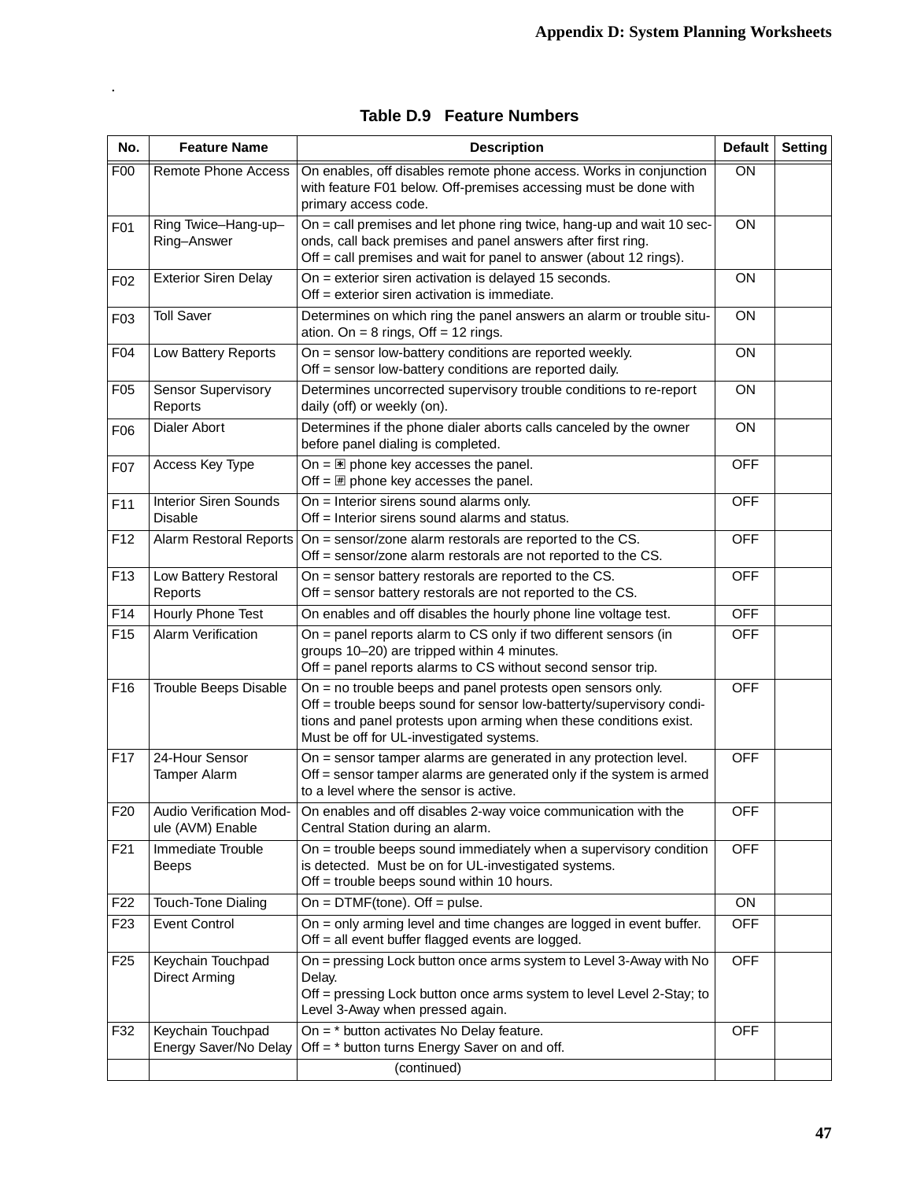.

**Table D.9 Feature Numbers**

| No. | Feature Name | Description | Default | Setting |
|---|---|---|---|---|
| F00 | Remote Phone Access | On enables, off disables remote phone access. Works in conjunction with feature F01 below. Off-premises accessing must be done with primary access code. | ON | |
| F01 | Ring Twice–Hang-up–Ring–Answer | On = call premises and let phone ring twice, hang-up and wait 10 seconds, call back premises and panel answers after first ring.<br>Off = call premises and wait for panel to answer (about 12 rings). | ON | |
| F02 | Exterior Siren Delay | On = exterior siren activation is delayed 15 seconds.<br>Off = exterior siren activation is immediate. | ON | |
| F03 | Toll Saver | Determines on which ring the panel answers an alarm or trouble situation. On = 8 rings, Off = 12 rings. | ON | |
| F04 | Low Battery Reports | On = sensor low-battery conditions are reported weekly.<br>Off = sensor low-battery conditions are reported daily. | ON | |
| F05 | Sensor Supervisory Reports | Determines uncorrected supervisory trouble conditions to re-report daily (off) or weekly (on). | ON | |
| F06 | Dialer Abort | Determines if the phone dialer aborts calls canceled by the owner before panel dialing is completed. | ON | |
| F07 | Access Key Type | On = * phone key accesses the panel.<br>Off = # phone key accesses the panel. | OFF | |
| F11 | Interior Siren Sounds Disable | On = Interior sirens sound alarms only.<br>Off = Interior sirens sound alarms and status. | OFF | |
| F12 | Alarm Restoral Reports | On = sensor/zone alarm restorals are reported to the CS.<br>Off = sensor/zone alarm restorals are not reported to the CS. | OFF | |
| F13 | Low Battery Restoral Reports | On = sensor battery restorals are reported to the CS.<br>Off = sensor battery restorals are not reported to the CS. | OFF | |
| F14 | Hourly Phone Test | On enables and off disables the hourly phone line voltage test. | OFF | |
| F15 | Alarm Verification | On = panel reports alarm to CS only if two different sensors (in groups 10–20) are tripped within 4 minutes.<br>Off = panel reports alarms to CS without second sensor trip. | OFF | |
| F16 | Trouble Beeps Disable | On = no trouble beeps and panel protests open sensors only.<br>Off = trouble beeps sound for sensor low-batterty/supervisory conditions and panel protests upon arming when these conditions exist. Must be off for UL-investigated systems. | OFF | |
| F17 | 24-Hour Sensor Tamper Alarm | On = sensor tamper alarms are generated in any protection level.<br>Off = sensor tamper alarms are generated only if the system is armed to a level where the sensor is active. | OFF | |
| F20 | Audio Verification Module (AVM) Enable | On enables and off disables 2-way voice communication with the Central Station during an alarm. | OFF | |
| F21 | Immediate Trouble Beeps | On = trouble beeps sound immediately when a supervisory condition is detected. Must be on for UL-investigated systems.<br>Off = trouble beeps sound within 10 hours. | OFF | |
| F22 | Touch-Tone Dialing | On = DTMF(tone). Off = pulse. | ON | |
| F23 | Event Control | On = only arming level and time changes are logged in event buffer.<br>Off = all event buffer flagged events are logged. | OFF | |
| F25 | Keychain Touchpad Direct Arming | On = pressing Lock button once arms system to Level 3-Away with No Delay.<br>Off = pressing Lock button once arms system to level Level 2-Stay; to Level 3-Away when pressed again. | OFF | |
| F32 | Keychain Touchpad Energy Saver/No Delay | On = * button activates No Delay feature.<br>Off = * button turns Energy Saver on and off. | OFF | |
| | | (continued) | | |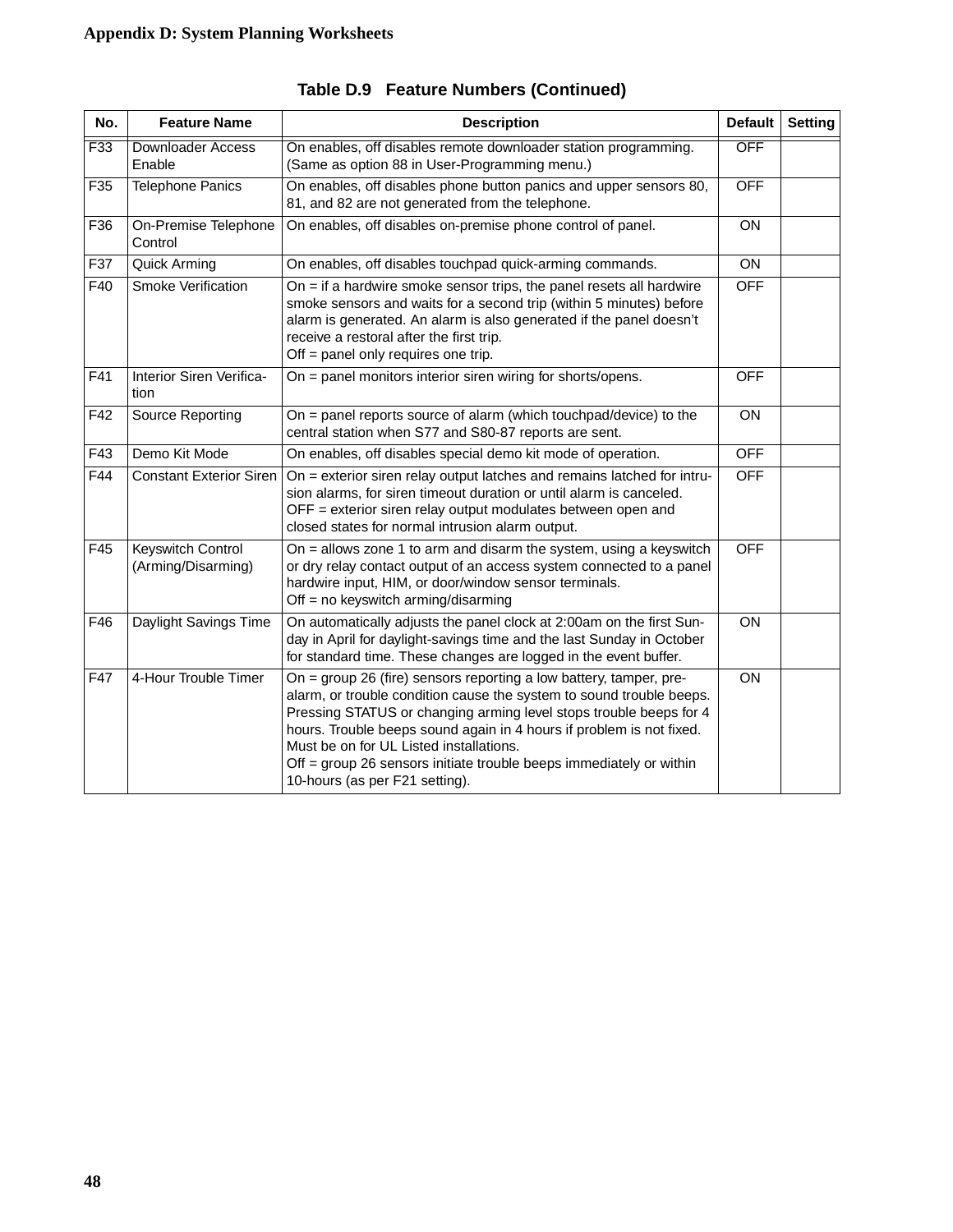**Table D.9 Feature Numbers (Continued)**

| No. | Feature Name | Description | Default | Setting |
|---|---|---|---|---|
| F33 | Downloader Access Enable | On enables, off disables remote downloader station programming. (Same as option 88 in User-Programming menu.) | OFF | |
| F35 | Telephone Panics | On enables, off disables phone button panics and upper sensors 80, 81, and 82 are not generated from the telephone. | OFF | |
| F36 | On-Premise Telephone Control | On enables, off disables on-premise phone control of panel. | ON | |
| F37 | Quick Arming | On enables, off disables touchpad quick-arming commands. | ON | |
| F40 | Smoke Verification | On = if a hardwire smoke sensor trips, the panel resets all hardwire smoke sensors and waits for a second trip (within 5 minutes) before alarm is generated. An alarm is also generated if the panel doesn't receive a restoral after the first trip.<br>Off = panel only requires one trip. | OFF | |
| F41 | Interior Siren Verification | On = panel monitors interior siren wiring for shorts/opens. | OFF | |
| F42 | Source Reporting | On = panel reports source of alarm (which touchpad/device) to the central station when S77 and S80-87 reports are sent. | ON | |
| F43 | Demo Kit Mode | On enables, off disables special demo kit mode of operation. | OFF | |
| F44 | Constant Exterior Siren | On = exterior siren relay output latches and remains latched for intrusion alarms, for siren timeout duration or until alarm is canceled.<br>OFF = exterior siren relay output modulates between open and closed states for normal intrusion alarm output. | OFF | |
| F45 | Keyswitch Control (Arming/Disarming) | On = allows zone 1 to arm and disarm the system, using a keyswitch or dry relay contact output of an access system connected to a panel hardwire input, HIM, or door/window sensor terminals.<br>Off = no keyswitch arming/disarming | OFF | |
| F46 | Daylight Savings Time | On automatically adjusts the panel clock at 2:00am on the first Sunday in April for daylight-savings time and the last Sunday in October for standard time. These changes are logged in the event buffer. | ON | |
| F47 | 4-Hour Trouble Timer | On = group 26 (fire) sensors reporting a low battery, tamper, pre-alarm, or trouble condition cause the system to sound trouble beeps. Pressing STATUS or changing arming level stops trouble beeps for 4 hours. Trouble beeps sound again in 4 hours if problem is not fixed. Must be on for UL Listed installations.<br>Off = group 26 sensors initiate trouble beeps immediately or within 10-hours (as per F21 setting). | ON | |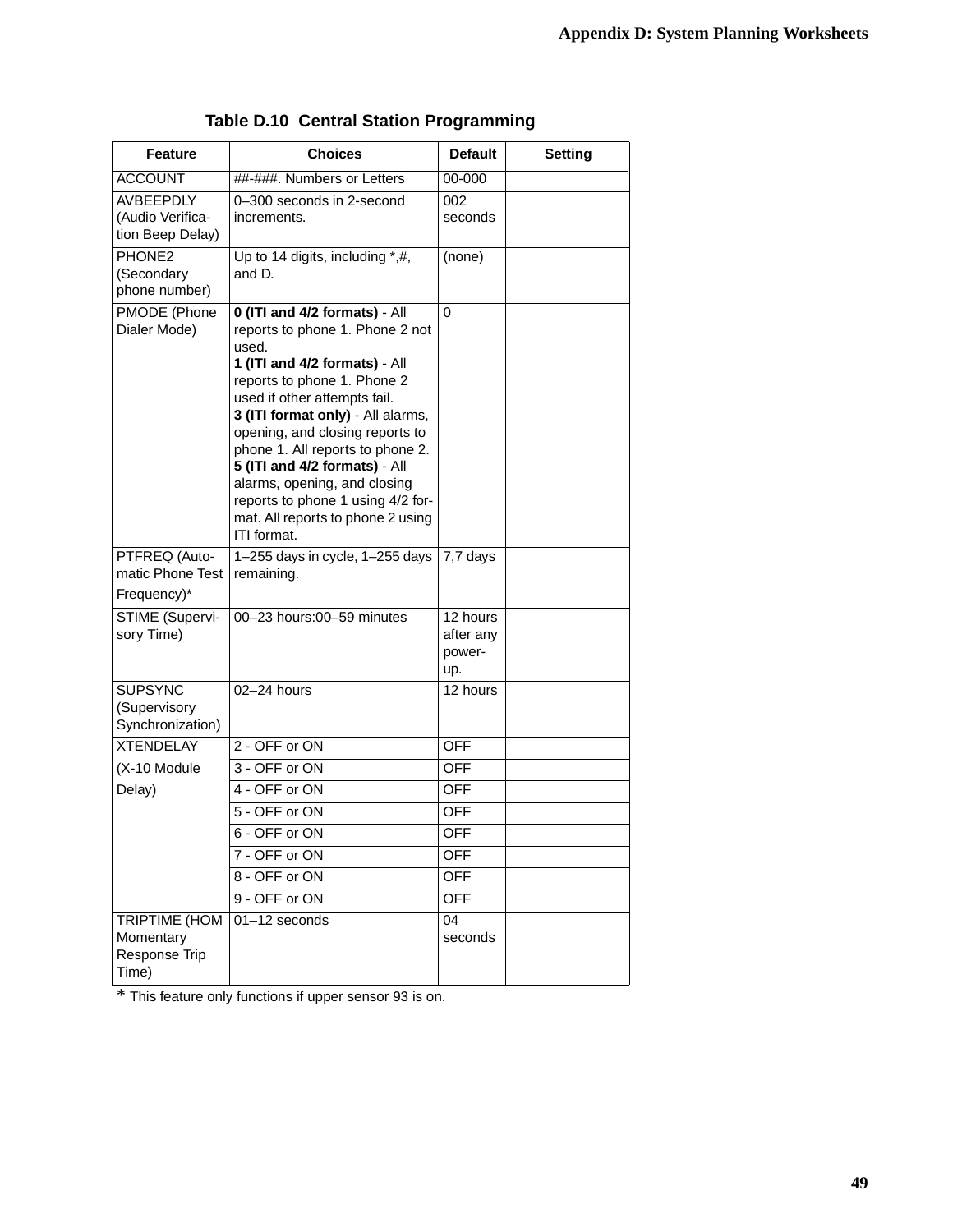## Table D.10 Central Station Programming

| Feature | Choices | Default | Setting |
|---|---|---|---|
| ACCOUNT | ##-###. Numbers or Letters | 00-000 | |
| AVBEEPDLY (Audio Verification Beep Delay) | 0–300 seconds in 2-second increments. | 002 seconds | |
| PHONE2 (Secondary phone number) | Up to 14 digits, including *,#, and D. | (none) | |
| PMODE (Phone Dialer Mode) | **0 (ITI and 4/2 formats)** - All reports to phone 1. Phone 2 not used.<br>**1 (ITI and 4/2 formats)** - All reports to phone 1. Phone 2 used if other attempts fail.<br>**3 (ITI format only)** - All alarms, opening, and closing reports to phone 1. All reports to phone 2.<br>**5 (ITI and 4/2 formats)** - All alarms, opening, and closing reports to phone 1 using 4/2 format. All reports to phone 2 using ITI format. | 0 | |
| PTFREQ (Automatic Phone Test Frequency)* | 1–255 days in cycle, 1–255 days remaining. | 7,7 days | |
| STIME (Supervisory Time) | 00–23 hours:00–59 minutes | 12 hours after any power-up. | |
| SUPSYNC (Supervisory Synchronization) | 02–24 hours | 12 hours | |
| XTENDELAY (X-10 Module Delay) | 2 - OFF or ON | OFF | |
| | 3 - OFF or ON | OFF | |
| | 4 - OFF or ON | OFF | |
| | 5 - OFF or ON | OFF | |
| | 6 - OFF or ON | OFF | |
| | 7 - OFF or ON | OFF | |
| | 8 - OFF or ON | OFF | |
| | 9 - OFF or ON | OFF | |
| TRIPTIME (HOM Momentary Response Trip Time) | 01–12 seconds | 04 seconds | |

\* This feature only functions if upper sensor 93 is on.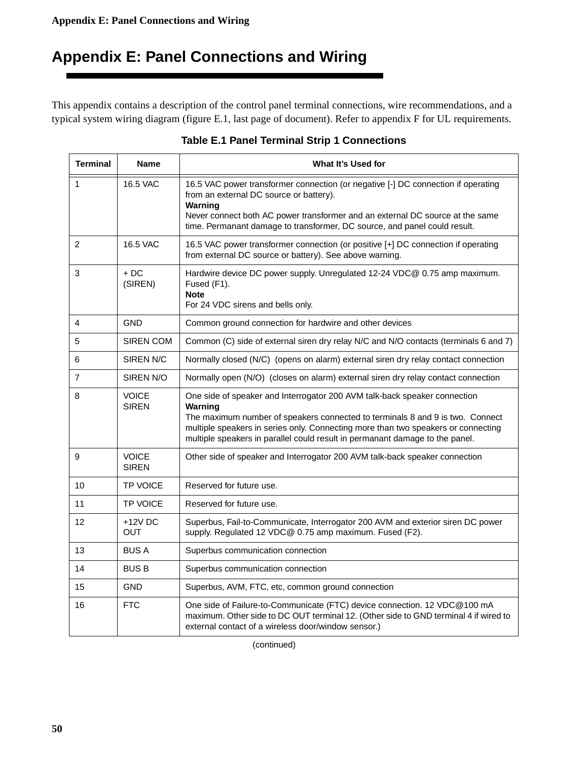# Appendix E: Panel Connections and Wiring

This appendix contains a description of the control panel terminal connections, wire recommendations, and a typical system wiring diagram (figure E.1, last page of document). Refer to appendix F for UL requirements.

**Table E.1 Panel Terminal Strip 1 Connections**

| Terminal | Name | What It's Used for |
|---|---|---|
| 1 | 16.5 VAC | 16.5 VAC power transformer connection (or negative [-] DC connection if operating from an external DC source or battery).<br>**Warning**<br>Never connect both AC power transformer and an external DC source at the same time. Permanant damage to transformer, DC source, and panel could result. |
| 2 | 16.5 VAC | 16.5 VAC power transformer connection (or positive [+] DC connection if operating from external DC source or battery). See above warning. |
| 3 | + DC (SIREN) | Hardwire device DC power supply. Unregulated 12-24 VDC@ 0.75 amp maximum. Fused (F1).<br>**Note**<br>For 24 VDC sirens and bells only. |
| 4 | GND | Common ground connection for hardwire and other devices |
| 5 | SIREN COM | Common (C) side of external siren dry relay N/C and N/O contacts (terminals 6 and 7) |
| 6 | SIREN N/C | Normally closed (N/C) (opens on alarm) external siren dry relay contact connection |
| 7 | SIREN N/O | Normally open (N/O) (closes on alarm) external siren dry relay contact connection |
| 8 | VOICE SIREN | One side of speaker and Interrogator 200 AVM talk-back speaker connection<br>**Warning**<br>The maximum number of speakers connected to terminals 8 and 9 is two. Connect multiple speakers in series only. Connecting more than two speakers or connecting multiple speakers in parallel could result in permanant damage to the panel. |
| 9 | VOICE SIREN | Other side of speaker and Interrogator 200 AVM talk-back speaker connection |
| 10 | TP VOICE | Reserved for future use. |
| 11 | TP VOICE | Reserved for future use. |
| 12 | +12V DC OUT | Superbus, Fail-to-Communicate, Interrogator 200 AVM and exterior siren DC power supply. Regulated 12 VDC@ 0.75 amp maximum. Fused (F2). |
| 13 | BUS A | Superbus communication connection |
| 14 | BUS B | Superbus communication connection |
| 15 | GND | Superbus, AVM, FTC, etc, common ground connection |
| 16 | FTC | One side of Failure-to-Communicate (FTC) device connection. 12 VDC@100 mA maximum. Other side to DC OUT terminal 12. (Other side to GND terminal 4 if wired to external contact of a wireless door/window sensor.) |

(continued)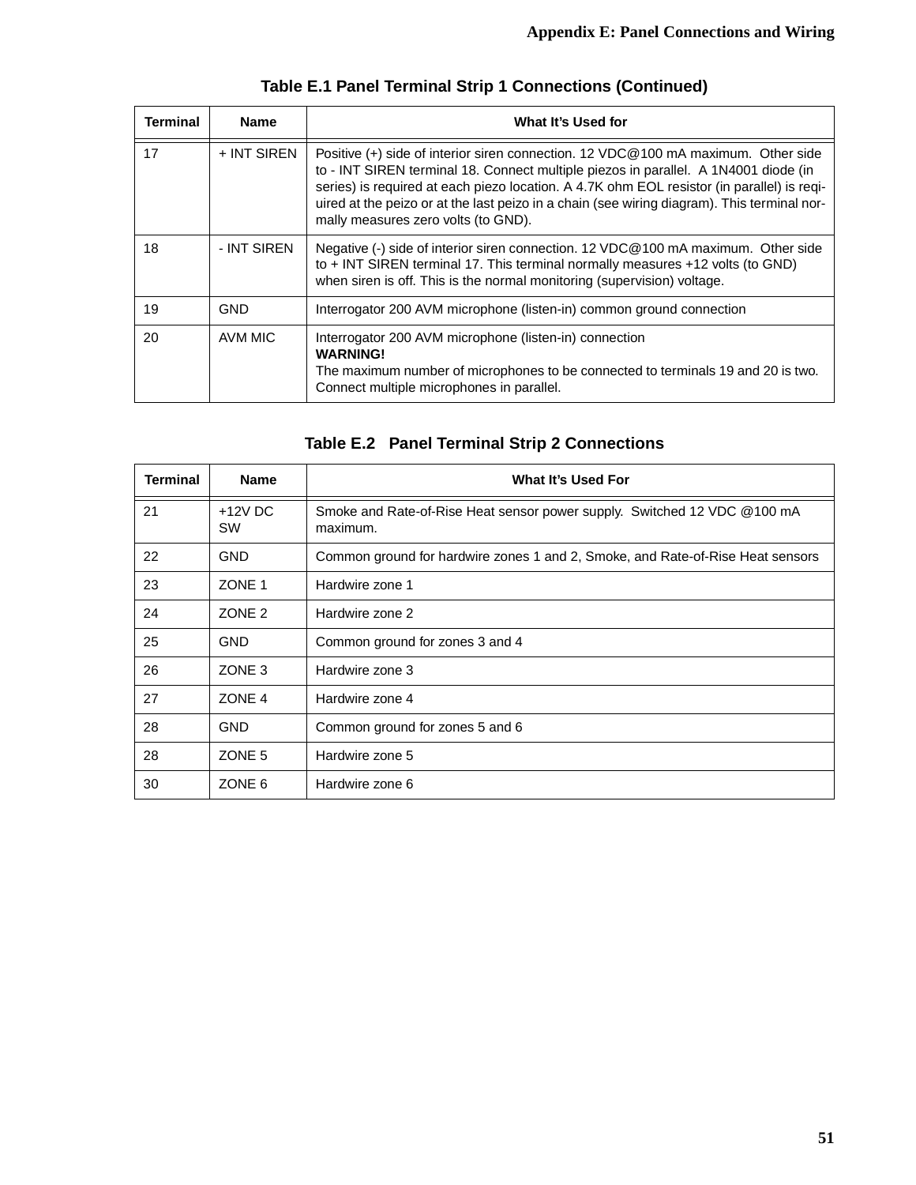### Table E.1 Panel Terminal Strip 1 Connections (Continued)

| Terminal | Name | What It's Used for |
|---|---|---|
| 17 | + INT SIREN | Positive (+) side of interior siren connection. 12 VDC@100 mA maximum. Other side to - INT SIREN terminal 18. Connect multiple piezos in parallel. A 1N4001 diode (in series) is required at each piezo location. A 4.7K ohm EOL resistor (in parallel) is reqiuired at the peizo or at the last peizo in a chain (see wiring diagram). This terminal normally measures zero volts (to GND). |
| 18 | - INT SIREN | Negative (-) side of interior siren connection. 12 VDC@100 mA maximum. Other side to + INT SIREN terminal 17. This terminal normally measures +12 volts (to GND) when siren is off. This is the normal monitoring (supervision) voltage. |
| 19 | GND | Interrogator 200 AVM microphone (listen-in) common ground connection |
| 20 | AVM MIC | Interrogator 200 AVM microphone (listen-in) connection **WARNING!** The maximum number of microphones to be connected to terminals 19 and 20 is two. Connect multiple microphones in parallel. |

### Table E.2 Panel Terminal Strip 2 Connections

| Terminal | Name | What It's Used For |
|---|---|---|
| 21 | +12V DC SW | Smoke and Rate-of-Rise Heat sensor power supply. Switched 12 VDC @100 mA maximum. |
| 22 | GND | Common ground for hardwire zones 1 and 2, Smoke, and Rate-of-Rise Heat sensors |
| 23 | ZONE 1 | Hardwire zone 1 |
| 24 | ZONE 2 | Hardwire zone 2 |
| 25 | GND | Common ground for zones 3 and 4 |
| 26 | ZONE 3 | Hardwire zone 3 |
| 27 | ZONE 4 | Hardwire zone 4 |
| 28 | GND | Common ground for zones 5 and 6 |
| 28 | ZONE 5 | Hardwire zone 5 |
| 30 | ZONE 6 | Hardwire zone 6 |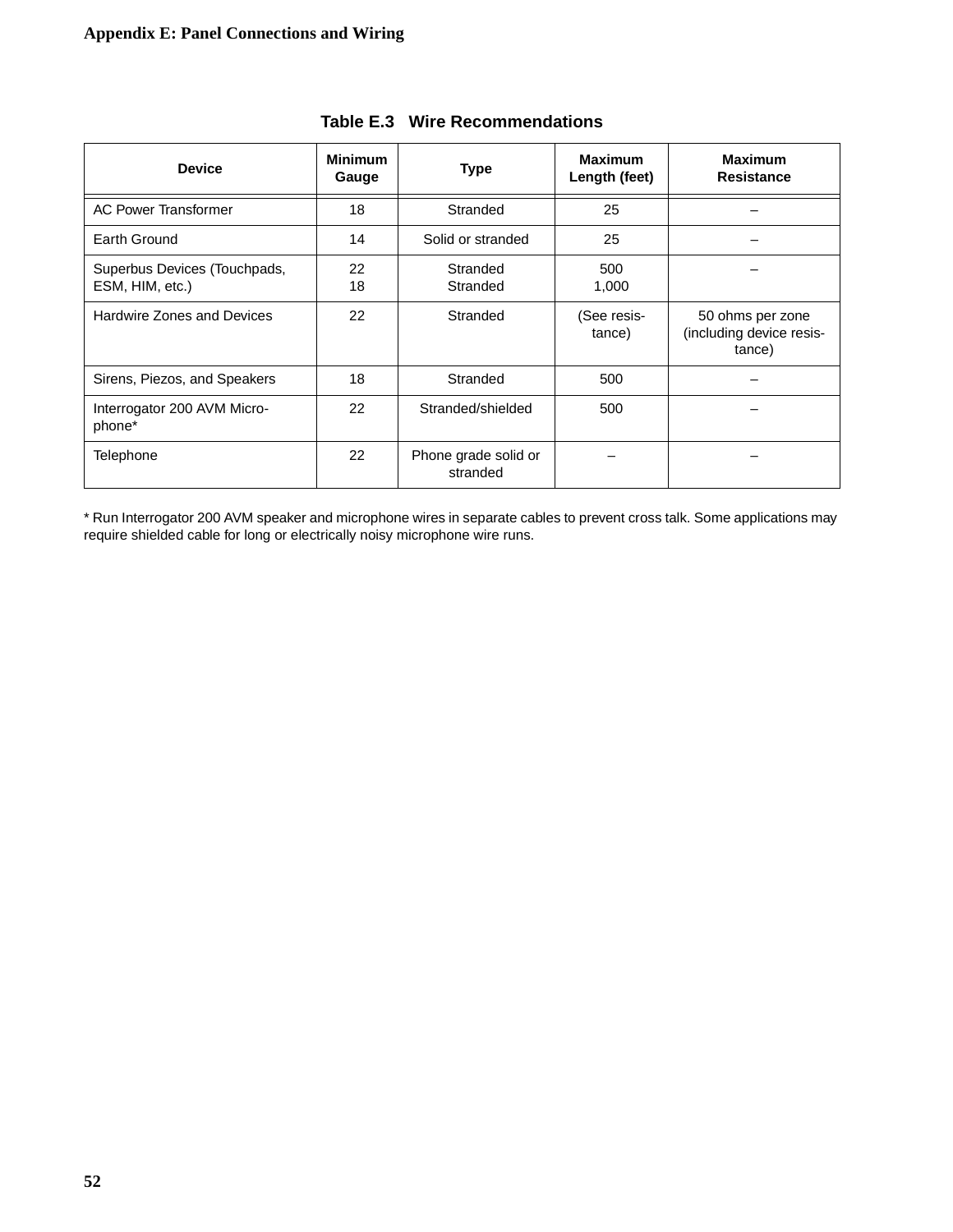**Table E.3 Wire Recommendations**

| Device | Minimum Gauge | Type | Maximum Length (feet) | Maximum Resistance |
|---|---|---|---|---|
| AC Power Transformer | 18 | Stranded | 25 | – |
| Earth Ground | 14 | Solid or stranded | 25 | – |
| Superbus Devices (Touchpads, ESM, HIM, etc.) | 22<br>18 | Stranded<br>Stranded | 500<br>1,000 | – |
| Hardwire Zones and Devices | 22 | Stranded | (See resistance) | 50 ohms per zone (including device resistance) |
| Sirens, Piezos, and Speakers | 18 | Stranded | 500 | – |
| Interrogator 200 AVM Microphone* | 22 | Stranded/shielded | 500 | – |
| Telephone | 22 | Phone grade solid or stranded | – | – |

* Run Interrogator 200 AVM speaker and microphone wires in separate cables to prevent cross talk. Some applications may require shielded cable for long or electrically noisy microphone wire runs.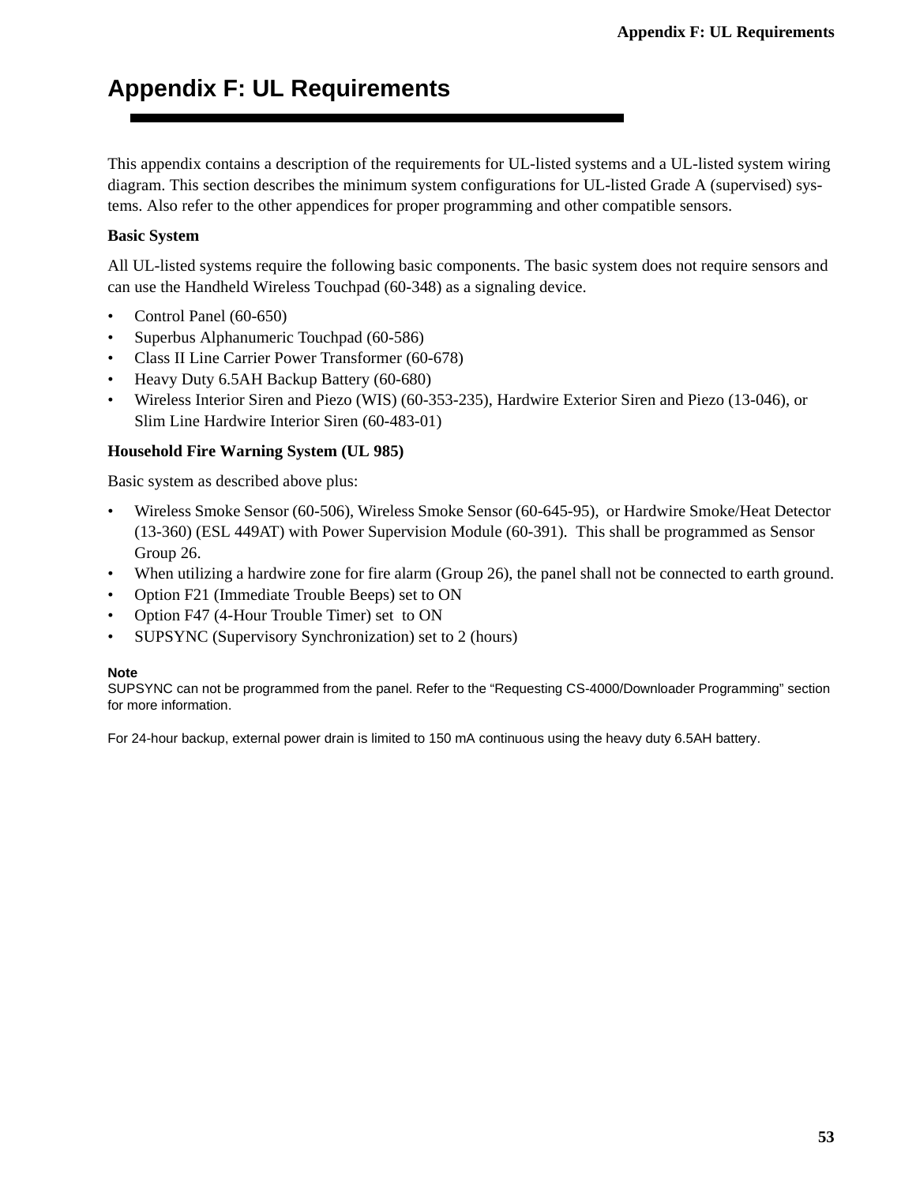# Appendix F: UL Requirements

This appendix contains a description of the requirements for UL-listed systems and a UL-listed system wiring diagram. This section describes the minimum system configurations for UL-listed Grade A (supervised) systems. Also refer to the other appendices for proper programming and other compatible sensors.

### Basic System

All UL-listed systems require the following basic components. The basic system does not require sensors and can use the Handheld Wireless Touchpad (60-348) as a signaling device.

- Control Panel (60-650)
- Superbus Alphanumeric Touchpad (60-586)
- Class II Line Carrier Power Transformer (60-678)
- Heavy Duty 6.5AH Backup Battery (60-680)
- Wireless Interior Siren and Piezo (WIS) (60-353-235), Hardwire Exterior Siren and Piezo (13-046), or Slim Line Hardwire Interior Siren (60-483-01)

### Household Fire Warning System (UL 985)

Basic system as described above plus:

- Wireless Smoke Sensor (60-506), Wireless Smoke Sensor (60-645-95), or Hardwire Smoke/Heat Detector (13-360) (ESL 449AT) with Power Supervision Module (60-391). This shall be programmed as Sensor Group 26.
- When utilizing a hardwire zone for fire alarm (Group 26), the panel shall not be connected to earth ground.
- Option F21 (Immediate Trouble Beeps) set to ON
- Option F47 (4-Hour Trouble Timer) set to ON
- SUPSYNC (Supervisory Synchronization) set to 2 (hours)

**Note**
SUPSYNC can not be programmed from the panel. Refer to the “Requesting CS-4000/Downloader Programming” section for more information.

For 24-hour backup, external power drain is limited to 150 mA continuous using the heavy duty 6.5AH battery.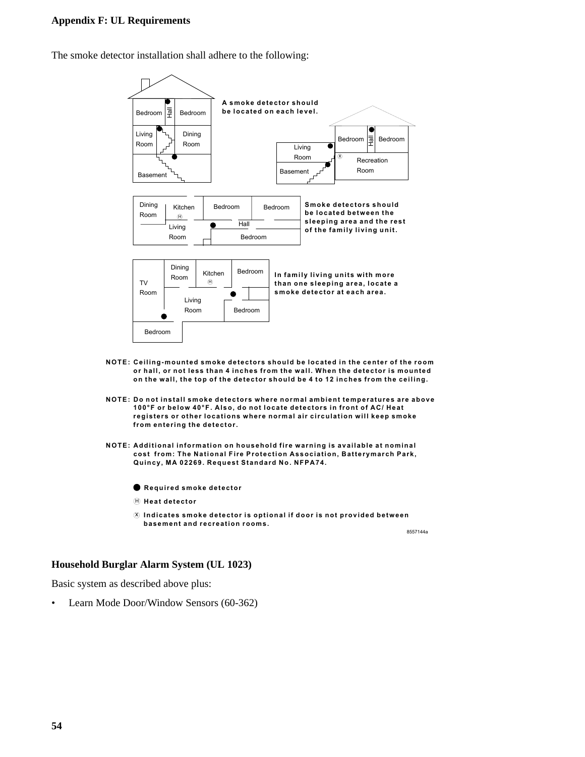## Appendix F: UL Requirements

The smoke detector installation shall adhere to the following:

A smoke detector should be located on each level.

Smoke detectors should be located between the sleeping area and the rest of the family living unit.

In family living units with more than one sleeping area, locate a smoke detector at each area.

NOTE: Ceiling-mounted smoke detectors should be located in the center of the room or hall, or not less than 4 inches from the wall. When the detector is mounted on the wall, the top of the detector should be 4 to 12 inches from the ceiling.

NOTE: Do not install smoke detectors where normal ambient temperatures are above 100°F or below 40°F. Also, do not locate detectors in front of AC/ Heat registers or other locations where normal air circulation will keep smoke from entering the detector.

NOTE: Additional information on household fire warning is available at nominal cost from: The National Fire Protection Association, Batterymarch Park, Quincy, MA 02269. Request Standard No. NFPA74.

● Required smoke detector

Ⓗ Heat detector

Ⓧ Indicates smoke detector is optional if door is not provided between basement and recreation rooms.

8557144a

### Household Burglar Alarm System (UL 1023)

Basic system as described above plus:

- Learn Mode Door/Window Sensors (60-362)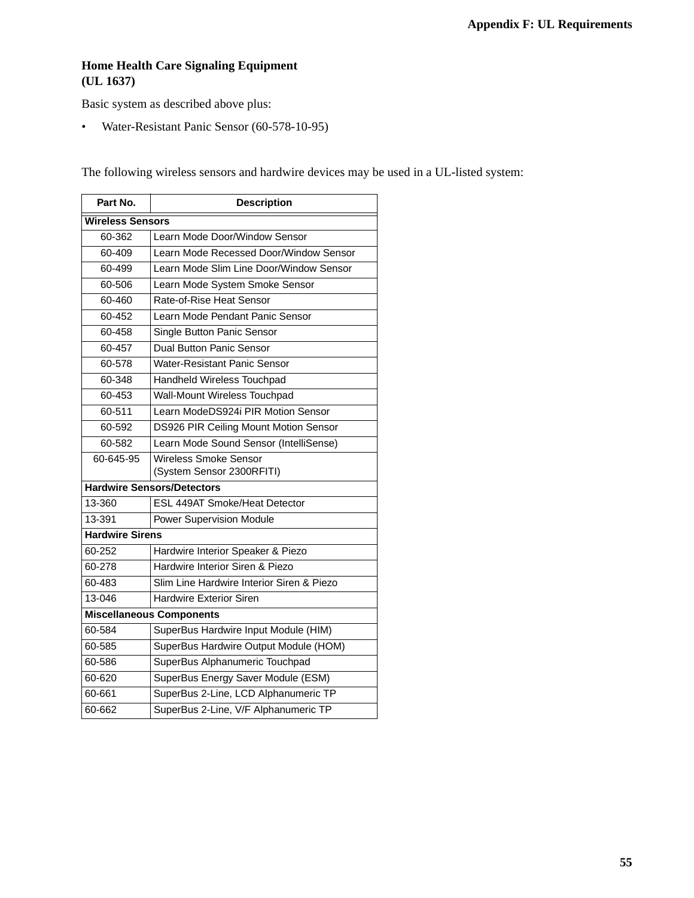### Home Health Care Signaling Equipment (UL 1637)

Basic system as described above plus:

- Water-Resistant Panic Sensor (60-578-10-95)

The following wireless sensors and hardwire devices may be used in a UL-listed system:

| Part No. | Description |
|---|---|
| **Wireless Sensors** | |
| 60-362 | Learn Mode Door/Window Sensor |
| 60-409 | Learn Mode Recessed Door/Window Sensor |
| 60-499 | Learn Mode Slim Line Door/Window Sensor |
| 60-506 | Learn Mode System Smoke Sensor |
| 60-460 | Rate-of-Rise Heat Sensor |
| 60-452 | Learn Mode Pendant Panic Sensor |
| 60-458 | Single Button Panic Sensor |
| 60-457 | Dual Button Panic Sensor |
| 60-578 | Water-Resistant Panic Sensor |
| 60-348 | Handheld Wireless Touchpad |
| 60-453 | Wall-Mount Wireless Touchpad |
| 60-511 | Learn ModeDS924i PIR Motion Sensor |
| 60-592 | DS926 PIR Ceiling Mount Motion Sensor |
| 60-582 | Learn Mode Sound Sensor (IntelliSense) |
| 60-645-95 | Wireless Smoke Sensor (System Sensor 2300RFITI) |
| **Hardwire Sensors/Detectors** | |
| 13-360 | ESL 449AT Smoke/Heat Detector |
| 13-391 | Power Supervision Module |
| **Hardwire Sirens** | |
| 60-252 | Hardwire Interior Speaker & Piezo |
| 60-278 | Hardwire Interior Siren & Piezo |
| 60-483 | Slim Line Hardwire Interior Siren & Piezo |
| 13-046 | Hardwire Exterior Siren |
| **Miscellaneous Components** | |
| 60-584 | SuperBus Hardwire Input Module (HIM) |
| 60-585 | SuperBus Hardwire Output Module (HOM) |
| 60-586 | SuperBus Alphanumeric Touchpad |
| 60-620 | SuperBus Energy Saver Module (ESM) |
| 60-661 | SuperBus 2-Line, LCD Alphanumeric TP |
| 60-662 | SuperBus 2-Line, V/F Alphanumeric TP |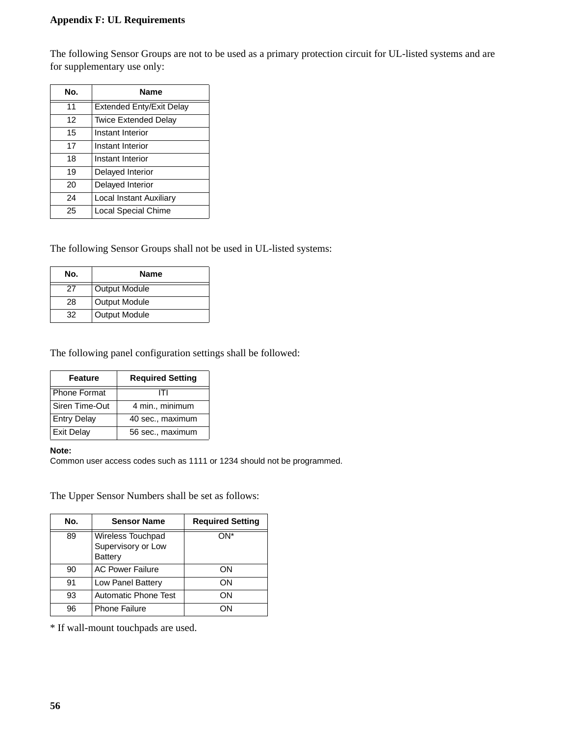# Appendix F: UL Requirements

The following Sensor Groups are not to be used as a primary protection circuit for UL-listed systems and are for supplementary use only:

| No. | Name |
|---|---|
| 11 | Extended Enty/Exit Delay |
| 12 | Twice Extended Delay |
| 15 | Instant Interior |
| 17 | Instant Interior |
| 18 | Instant Interior |
| 19 | Delayed Interior |
| 20 | Delayed Interior |
| 24 | Local Instant Auxiliary |
| 25 | Local Special Chime |

The following Sensor Groups shall not be used in UL-listed systems:

| No. | Name |
|---|---|
| 27 | Output Module |
| 28 | Output Module |
| 32 | Output Module |

The following panel configuration settings shall be followed:

| Feature | Required Setting |
|---|---|
| Phone Format | ITI |
| Siren Time-Out | 4 min., minimum |
| Entry Delay | 40 sec., maximum |
| Exit Delay | 56 sec., maximum |

**Note:**
Common user access codes such as 1111 or 1234 should not be programmed.

The Upper Sensor Numbers shall be set as follows:

| No. | Sensor Name | Required Setting |
|---|---|---|
| 89 | Wireless Touchpad Supervisory or Low Battery | ON* |
| 90 | AC Power Failure | ON |
| 91 | Low Panel Battery | ON |
| 93 | Automatic Phone Test | ON |
| 96 | Phone Failure | ON |

* If wall-mount touchpads are used.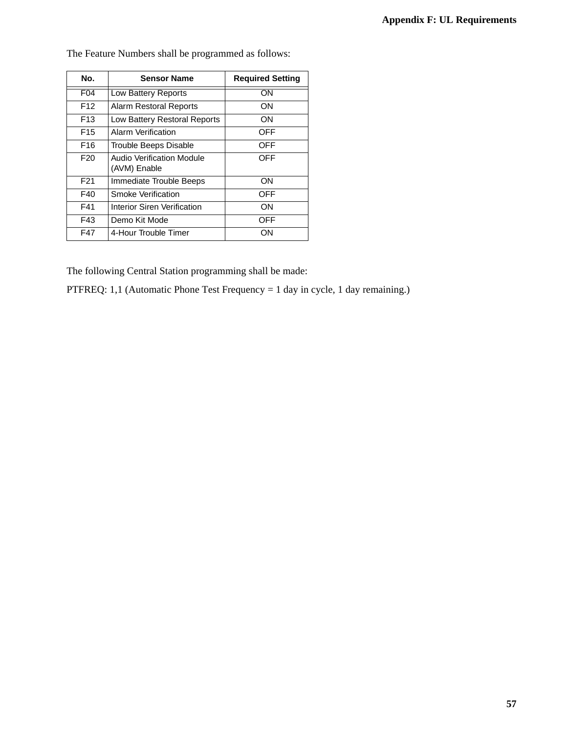The Feature Numbers shall be programmed as follows:

| No. | Sensor Name | Required Setting |
|---|---|---|
| F04 | Low Battery Reports | ON |
| F12 | Alarm Restoral Reports | ON |
| F13 | Low Battery Restoral Reports | ON |
| F15 | Alarm Verification | OFF |
| F16 | Trouble Beeps Disable | OFF |
| F20 | Audio Verification Module (AVM) Enable | OFF |
| F21 | Immediate Trouble Beeps | ON |
| F40 | Smoke Verification | OFF |
| F41 | Interior Siren Verification | ON |
| F43 | Demo Kit Mode | OFF |
| F47 | 4-Hour Trouble Timer | ON |

The following Central Station programming shall be made:

PTFREQ: 1,1 (Automatic Phone Test Frequency = 1 day in cycle, 1 day remaining.)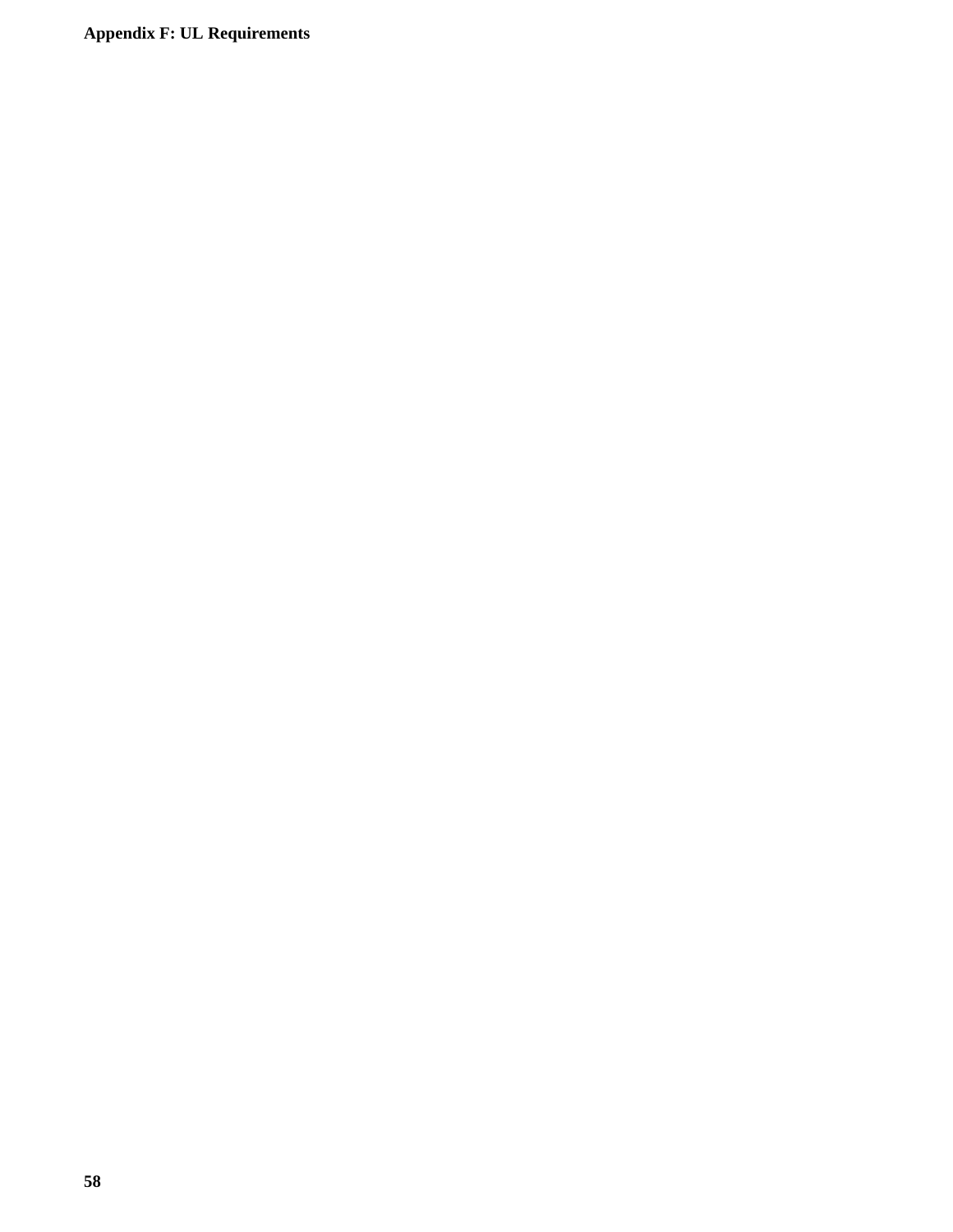**Appendix F: UL Requirements**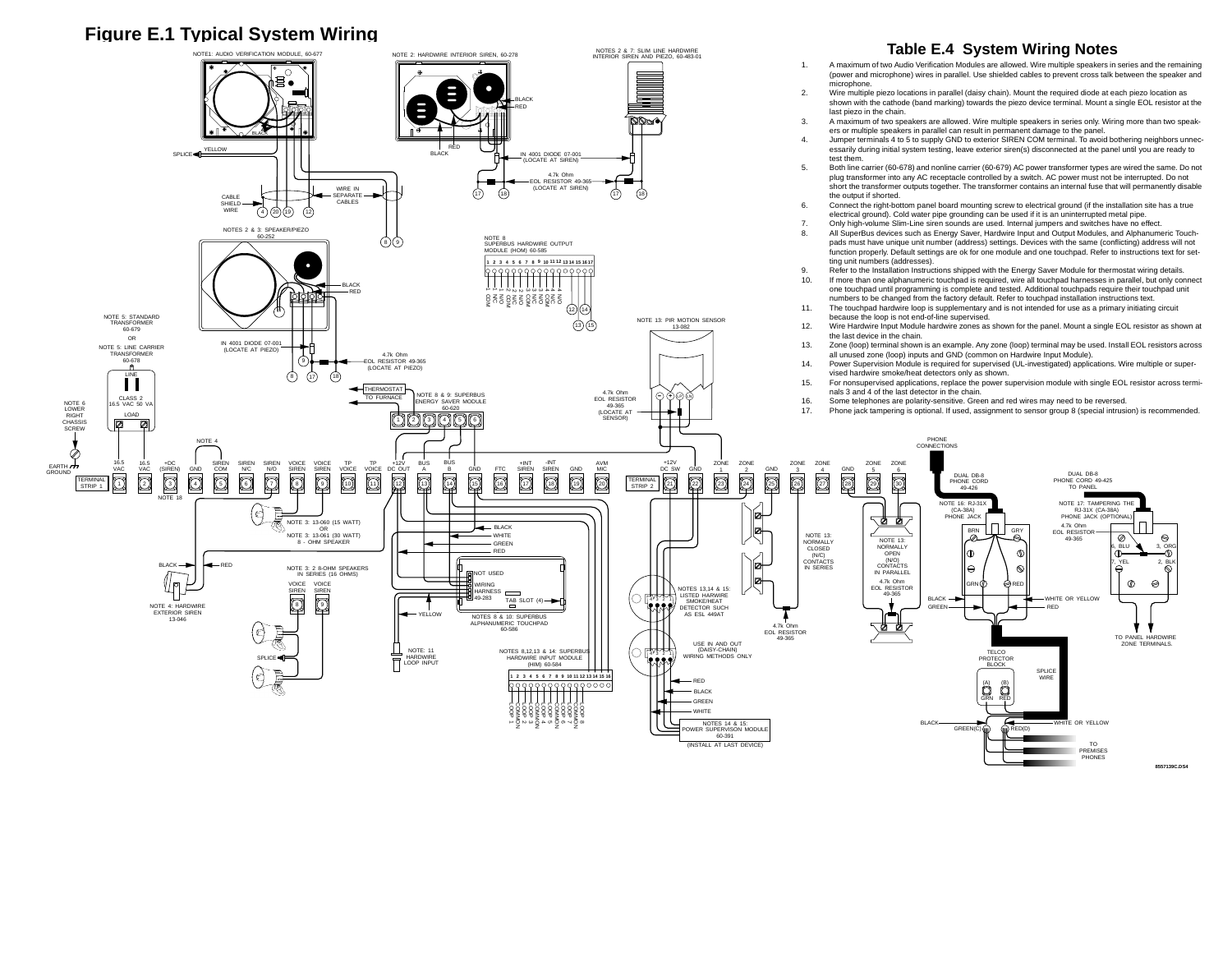# Figure E.1 Typical System Wiring

## Table E.4 System Wiring Notes

1. A maximum of two Audio Verification Modules are allowed. Wire multiple speakers in series and the remaining (power and microphone) wires in parallel. Use shielded cables to prevent cross talk between the speaker and microphone.
2. Wire multiple piezo locations in parallel (daisy chain). Mount the required diode at each piezo location as shown with the cathode (band marking) towards the piezo device terminal. Mount a single EOL resistor at the last piezo in the chain.
3. A maximum of two speakers are allowed. Wire multiple speakers in series only. Wiring more than two speakers or multiple speakers in parallel can result in permanent damage to the panel.
4. Jumper terminals 4 to 5 to supply GND to exterior SIREN COM terminal. To avoid bothering neighbors unnecessarily during initial system testing, leave exterior siren(s) disconnected at the panel until you are ready to test them.
5. Both line carrier (60-678) and nonline carrier (60-679) AC power transformer types are wired the same. Do not plug transformer into any AC receptacle controlled by a switch. AC power must not be interrupted. Do not short the transformer outputs together. The transformer contains an internal fuse that will permanently disable the output if shorted.
6. Connect the right-bottom panel board mounting screw to electrical ground (if the installation site has a true electrical ground). Cold water pipe grounding can be used if it is an uninterrupted metal pipe.
7. Only high-volume Slim-Line siren sounds are used. Internal jumpers and switches have no effect.
8. All SuperBus devices such as Energy Saver, Hardwire Input and Output Modules, and Alphanumeric Touchpads must have unique unit number (address) settings. Devices with the same (conflicting) address will not function properly. Default settings are ok for one module and one touchpad. Refer to instructions text for setting unit numbers (addresses).
9. Refer to the Installation Instructions shipped with the Energy Saver Module for thermostat wiring details.
10. If more than one alphanumeric touchpad is required, wire all touchpad harnesses in parallel, but only connect one touchpad until programming is complete and tested. Additional touchpads require their touchpad unit numbers to be changed from the factory default. Refer to touchpad installation instructions text.
11. The touchpad hardwire loop is supplementary and is not intended for use as a primary initiating circuit because the loop is not end-of-line supervised.
12. Wire Hardwire Input Module hardwire zones as shown for the panel. Mount a single EOL resistor as shown at the last device in the chain.
13. Zone (loop) terminal shown is an example. Any zone (loop) terminal may be used. Install EOL resistors across all unused zone (loop) inputs and GND (common on Hardwire Input Module).
14. Power Supervision Module is required for supervised (UL-investigated) applications. Wire multiple or supervised hardwire smoke/heat detectors only as shown.
15. For nonsupervised applications, replace the power supervision module with single EOL resistor across terminals 3 and 4 of the last detector in the chain.
16. Some telephones are polarity-sensitive. Green and red wires may need to be reversed.
17. Phone jack tampering is optional. If used, assignment to sensor group 8 (special intrusion) is recommended.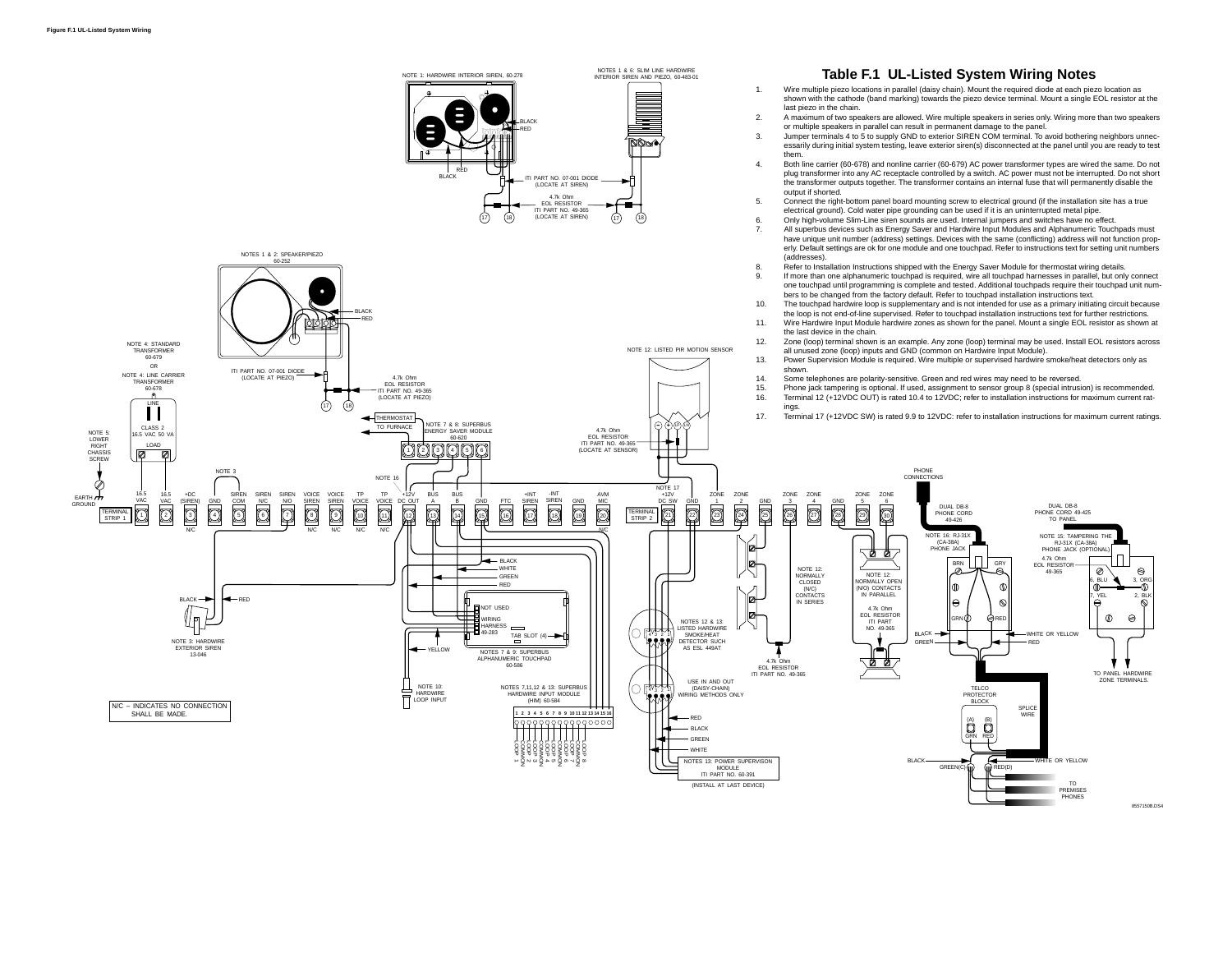Figure F.1 UL-Listed System Wiring

## Table F.1 UL-Listed System Wiring Notes

1. Wire multiple piezo locations in parallel (daisy chain). Mount the required diode at each piezo location as shown with the cathode (band marking) towards the piezo device terminal. Mount a single EOL resistor at the last piezo in the chain.
2. A maximum of two speakers are allowed. Wire multiple speakers in series only. Wiring more than two speakers or multiple speakers in parallel can result in permanent damage to the panel.
3. Jumper terminals 4 to 5 to supply GND to exterior SIREN COM terminal. To avoid bothering neighbors unnecessarily during initial system testing, leave exterior siren(s) disconnected at the panel until you are ready to test them.
4. Both line carrier (60-678) and nonline carrier (60-679) AC power transformer types are wired the same. Do not plug transformer into any AC receptacle controlled by a switch. AC power must not be interrupted. Do not short the transformer outputs together. The transformer contains an internal fuse that will permanently disable the output if shorted.
5. Connect the right-bottom panel board mounting screw to electrical ground (if the installation site has a true electrical ground). Cold water pipe grounding can be used if it is an uninterrupted metal pipe.
6. Only high-volume Slim-Line siren sounds are used. Internal jumpers and switches have no effect.
7. All superbus devices such as Energy Saver and Hardwire Input Modules and Alphanumeric Touchpads must have unique unit number (address) settings. Devices with the same (conflicting) address will not function properly. Default settings are ok for one module and one touchpad. Refer to instructions text for setting unit numbers (addresses).
8. Refer to Installation Instructions shipped with the Energy Saver Module for thermostat wiring details.
9. If more than one alphanumeric touchpad is required, wire all touchpad harnesses in parallel, but only connect one touchpad until programming is complete and tested. Additional touchpads require their touchpad unit numbers to be changed from the factory default. Refer to touchpad installation instructions text.
10. The touchpad hardwire loop is supplementary and is not intended for use as a primary initiating circuit because the loop is not end-of-line supervised. Refer to touchpad installation instructions text for further restrictions.
11. Wire Hardwire Input Module hardwire zones as shown for the panel. Mount a single EOL resistor as shown at the last device in the chain.
12. Zone (loop) terminal shown is an example. Any zone (loop) terminal may be used. Install EOL resistors across all unused zone (loop) inputs and GND (common on Hardwire Input Module).
13. Power Supervision Module is required. Wire multiple or supervised hardwire smoke/heat detectors only as shown.
14. Some telephones are polarity-sensitive. Green and red wires may need to be reversed.
15. Phone jack tampering is optional. If used, assignment to sensor group 8 (special intrusion) is recommended.
16. Terminal 12 (+12VDC OUT) is rated 10.4 to 12VDC; refer to installation instructions for maximum current ratings.
17. Terminal 17 (+12VDC SW) is rated 9.9 to 12VDC: refer to installation instructions for maximum current ratings.

NOTE 1: HARDWIRE INTERIOR SIREN, 60-278

NOTES 1 & 6: SLIM LINE HARDWIRE INTERIOR SIREN AND PIEZO, 60-483-01

BLACK
RED
ITI PART NO. 07-001 DIODE (LOCATE AT SIREN)
4.7k Ohm EOL RESISTOR ITI PART NO. 49-365 (LOCATE AT SIREN)
17 18 17 18

NOTES 1 & 2: SPEAKER/PIEZO 60-252

ITI PART NO. 07-001 DIODE (LOCATE AT PIEZO)
4.7k Ohm EOL RESISTOR ITI PART NO. 49-365 (LOCATE AT PIEZO)

NOTE 4: STANDARD TRANSFORMER 60-679
OR
NOTE 4: LINE CARRIER TRANSFORMER 60-678
LINE
CLASS 2 16.5 VAC 50 VA
LOAD

NOTE 5: LOWER RIGHT CHASSIS SCREW

THERMOSTAT
TO FURNACE
NOTE 7 & 8: SUPERBUS ENERGY SAVER MODULE 60-620

NOTE 12: LISTED PIR MOTION SENSOR
4.7k Ohm EOL RESISTOR ITI PART NO. 49-365 (LOCATE AT SENSOR)

NOTE 3
NOTE 16
NOTE 17

EARTH GROUND

TERMINAL STRIP 1: 1 16.5 VAC, 2 16.5 VAC, 3 +DC (SIREN), 4 GND, 5 SIREN COM, 6 SIREN N/C, 7 SIREN N/O, 8 VOICE SIREN, 9 VOICE SIREN, 10 TP VOICE, 11 TP VOICE, 12 +12V DC OUT, 13 BUS A, 14 BUS B, 15 GND, 16 FTC, 17 +INT SIREN, 18 -INT SIREN, 19 GND, 20 AVM MIC

TERMINAL STRIP 2: 21 +12V DC SW, 22 GND, 23 ZONE 1, 24 ZONE 2, 25 GND, 26 ZONE 3, 27 ZONE 4, 28 GND, 29 ZONE 5, 30 ZONE 6

N/C N/C N/C N/C N/C N/C

PHONE CONNECTIONS

BLACK
WHITE
GREEN
RED
NOT USED
WIRING HARNESS 49-283
TAB SLOT (4)
YELLOW
NOTES 7 & 9: SUPERBUS ALPHANUMERIC TOUCHPAD 60-586

BLACK
RED
NOTE 3: HARDWIRE EXTERIOR SIREN 13-046

NOTE 10: HARDWIRE LOOP INPUT

N/C – INDICATES NO CONNECTION SHALL BE MADE.

NOTES 7,11,12 & 13: SUPERBUS HARDWIRE INPUT MODULE (HIM) 60-584
1 2 3 4 5 6 7 8 9 10 11 12 13 14 15 16
LOOP 1, COMMON, LOOP 2, LOOP 3, COMMON, LOOP 4, LOOP 5, COMMON, LOOP 6, LOOP 7, COMMON, LOOP 8

NOTES 12 & 13: LISTED HARDWIRE SMOKE/HEAT DETECTOR SUCH AS ESL 449AT

USE IN AND OUT (DAISY-CHAIN) WIRING METHODS ONLY

RED
BLACK
GREEN
WHITE
NOTES 13: POWER SUPERVISON MODULE ITI PART NO. 60-391
(INSTALL AT LAST DEVICE)

NOTE 12: NORMALLY CLOSED (N/C) CONTACTS IN SERIES

NOTE 12: NORMALLY OPEN (N/O) CONTACTS IN PARALLEL
4.7k Ohm EOL RESISTOR ITI PART NO. 49-365

4.7k Ohm EOL RESISTOR ITI PART NO. 49-365

DUAL DB-8 PHONE CORD 49-426
DUAL DB-8 PHONE CORD 49-425 TO PANEL
NOTE 16: RJ-31X (CA-38A) PHONE JACK
NOTE 15: TAMPERING THE RJ-31X (CA-38A) PHONE JACK (OPTIONAL)
4.7k Ohm EOL RESISTOR 49-365
BRN GRY
GRN RED
6, BLU 3, ORG
7, YEL 2, BLK
BLACK
GREEN
WHITE OR YELLOW
RED
TO PANEL HARDWIRE ZONE TERMINALS.
TELCO PROTECTOR BLOCK
SPLICE WIRE
(A) (B) GRN RED
BLACK
GREEN(C)
WHITE OR YELLOW
RED(D)
TO PREMISES PHONES

8557150B.DS4